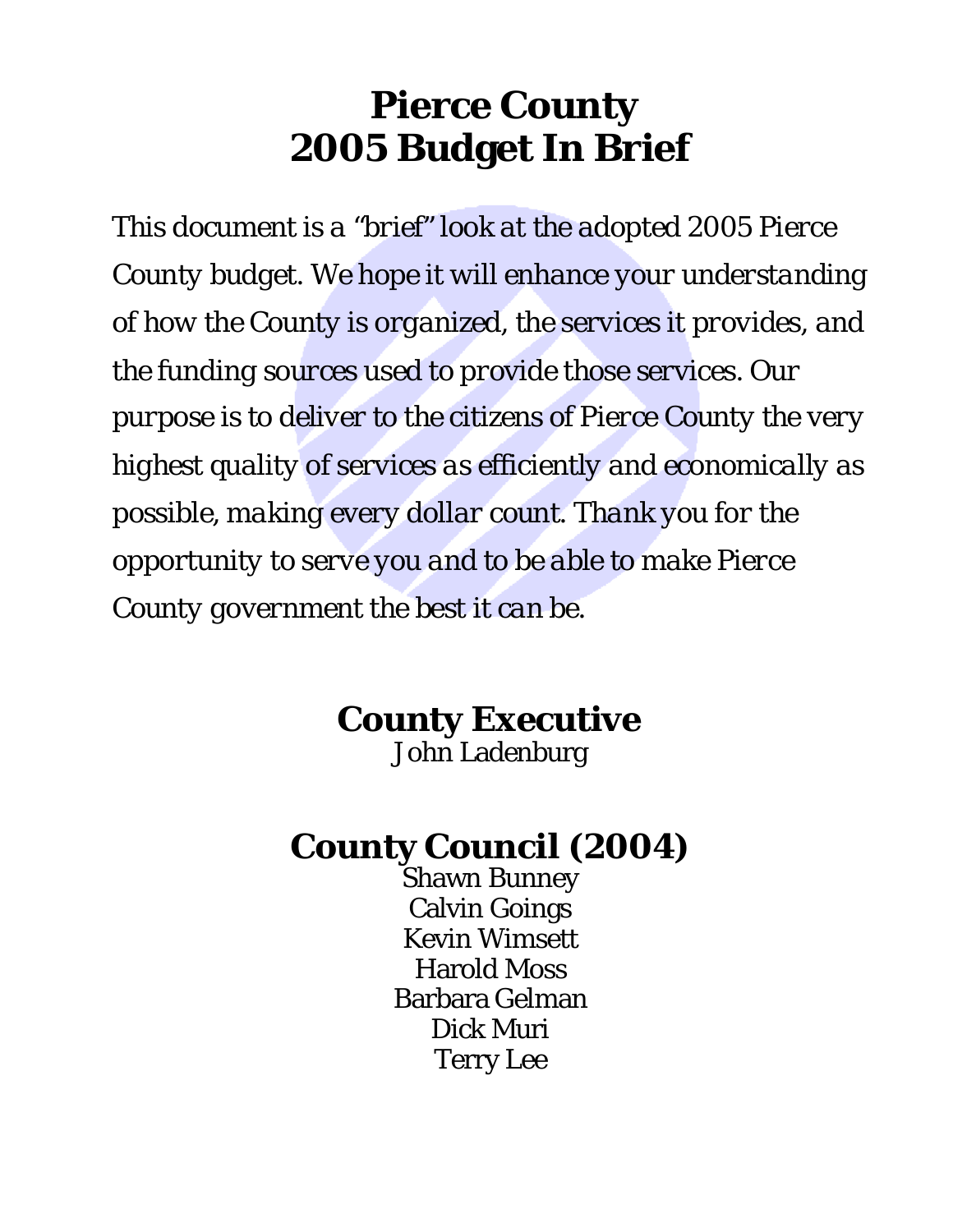# Pierce County
# 2005 Budget In Brief

*This document is a "brief" look at the adopted 2005 Pierce County budget. We hope it will enhance your understanding of how the County is organized, the services it provides, and the funding sources used to provide those services. Our purpose is to deliver to the citizens of Pierce County the very highest quality of services as efficiently and economically as possible, making every dollar count. Thank you for the opportunity to serve you and to be able to make Pierce County government the best it can be.*

## County Executive

John Ladenburg

## County Council (2004)

Shawn Bunney
Calvin Goings
Kevin Wimsett
Harold Moss
Barbara Gelman
Dick Muri
Terry Lee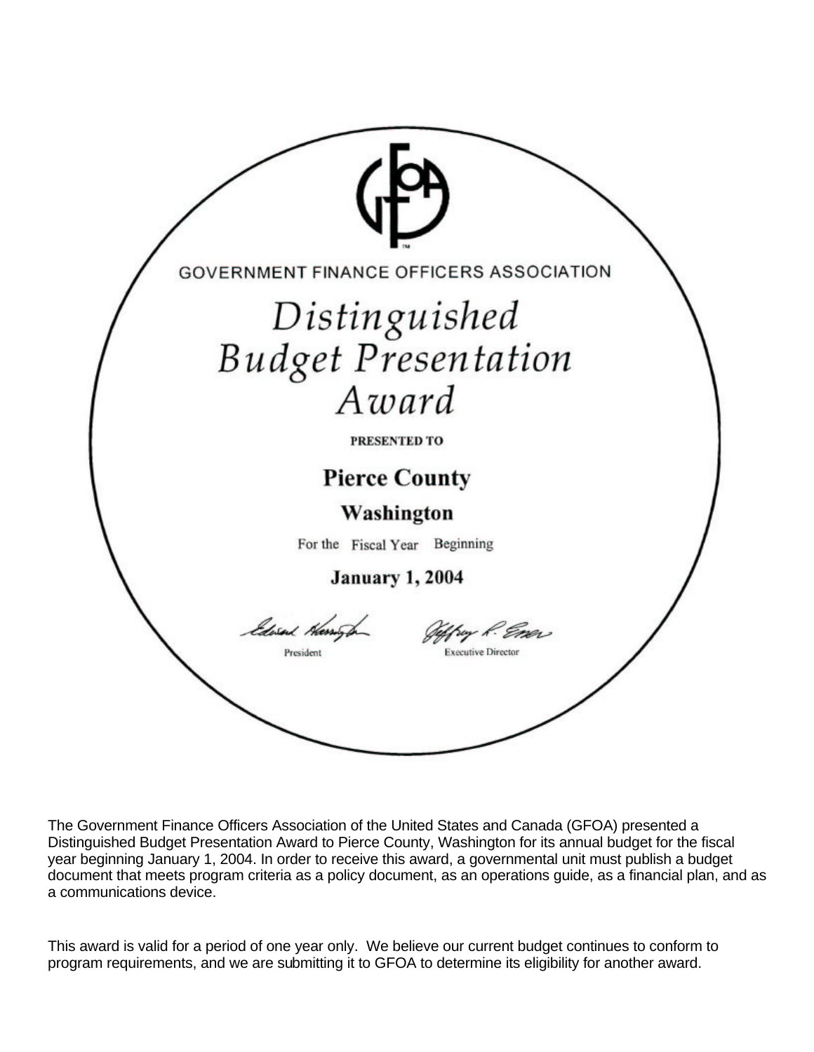GOVERNMENT FINANCE OFFICERS ASSOCIATION

# Distinguished Budget Presentation Award

PRESENTED TO

**Pierce County**

**Washington**

For the Fiscal Year Beginning

**January 1, 2004**

President

Executive Director

The Government Finance Officers Association of the United States and Canada (GFOA) presented a Distinguished Budget Presentation Award to Pierce County, Washington for its annual budget for the fiscal year beginning January 1, 2004. In order to receive this award, a governmental unit must publish a budget document that meets program criteria as a policy document, as an operations guide, as a financial plan, and as a communications device.

This award is valid for a period of one year only. We believe our current budget continues to conform to program requirements, and we are submitting it to GFOA to determine its eligibility for another award.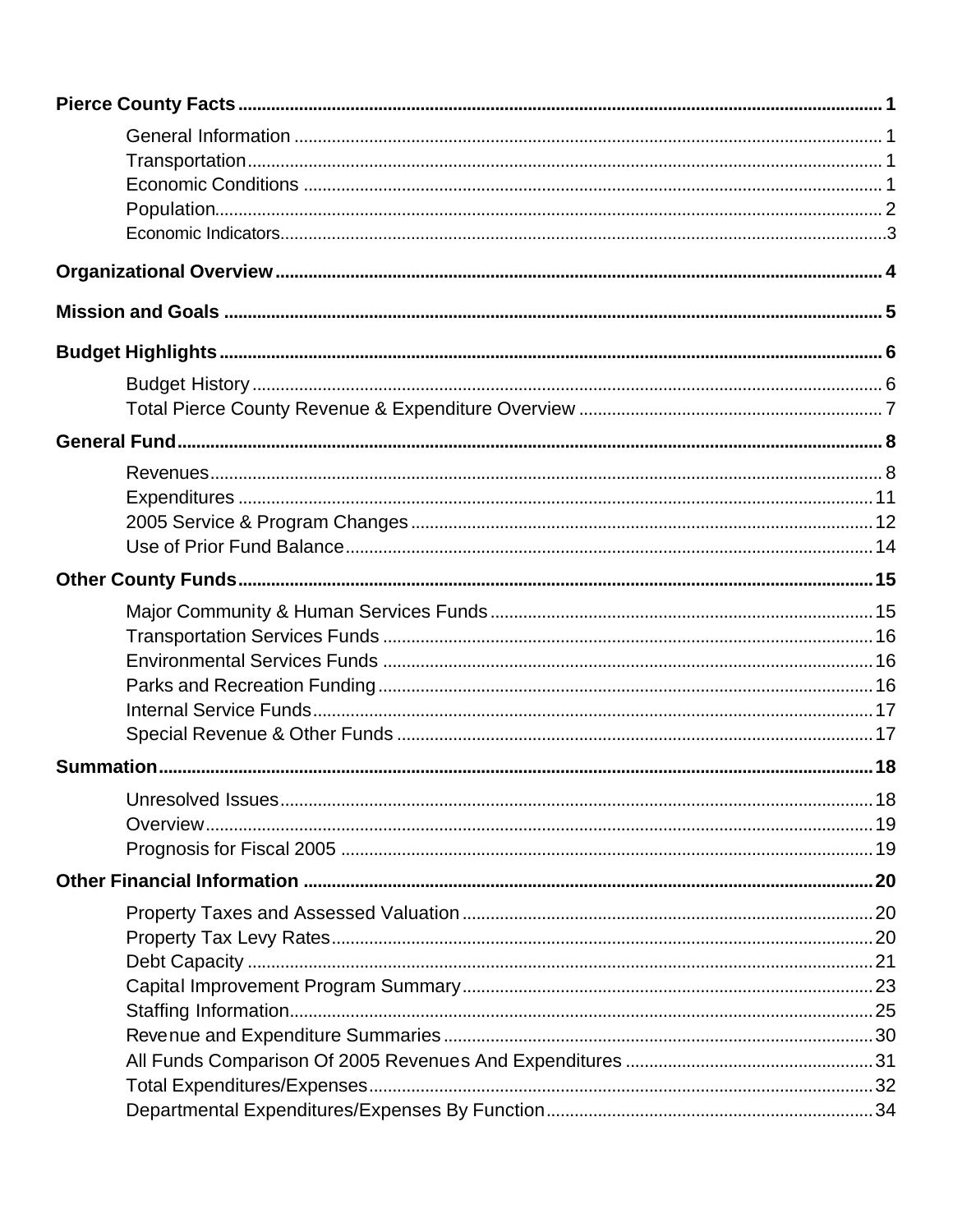**Pierce County Facts** ... 1

- General Information ... 1
- Transportation ... 1
- Economic Conditions ... 1
- Population ... 2
- Economic Indicators ... 3

**Organizational Overview** ... 4

**Mission and Goals** ... 5

**Budget Highlights** ... 6

- Budget History ... 6
- Total Pierce County Revenue & Expenditure Overview ... 7

**General Fund** ... 8

- Revenues ... 8
- Expenditures ... 11
- 2005 Service & Program Changes ... 12
- Use of Prior Fund Balance ... 14

**Other County Funds** ... 15

- Major Community & Human Services Funds ... 15
- Transportation Services Funds ... 16
- Environmental Services Funds ... 16
- Parks and Recreation Funding ... 16
- Internal Service Funds ... 17
- Special Revenue & Other Funds ... 17

**Summation** ... 18

- Unresolved Issues ... 18
- Overview ... 19
- Prognosis for Fiscal 2005 ... 19

**Other Financial Information** ... 20

- Property Taxes and Assessed Valuation ... 20
- Property Tax Levy Rates ... 20
- Debt Capacity ... 21
- Capital Improvement Program Summary ... 23
- Staffing Information ... 25
- Revenue and Expenditure Summaries ... 30
- All Funds Comparison Of 2005 Revenues And Expenditures ... 31
- Total Expenditures/Expenses ... 32
- Departmental Expenditures/Expenses By Function ... 34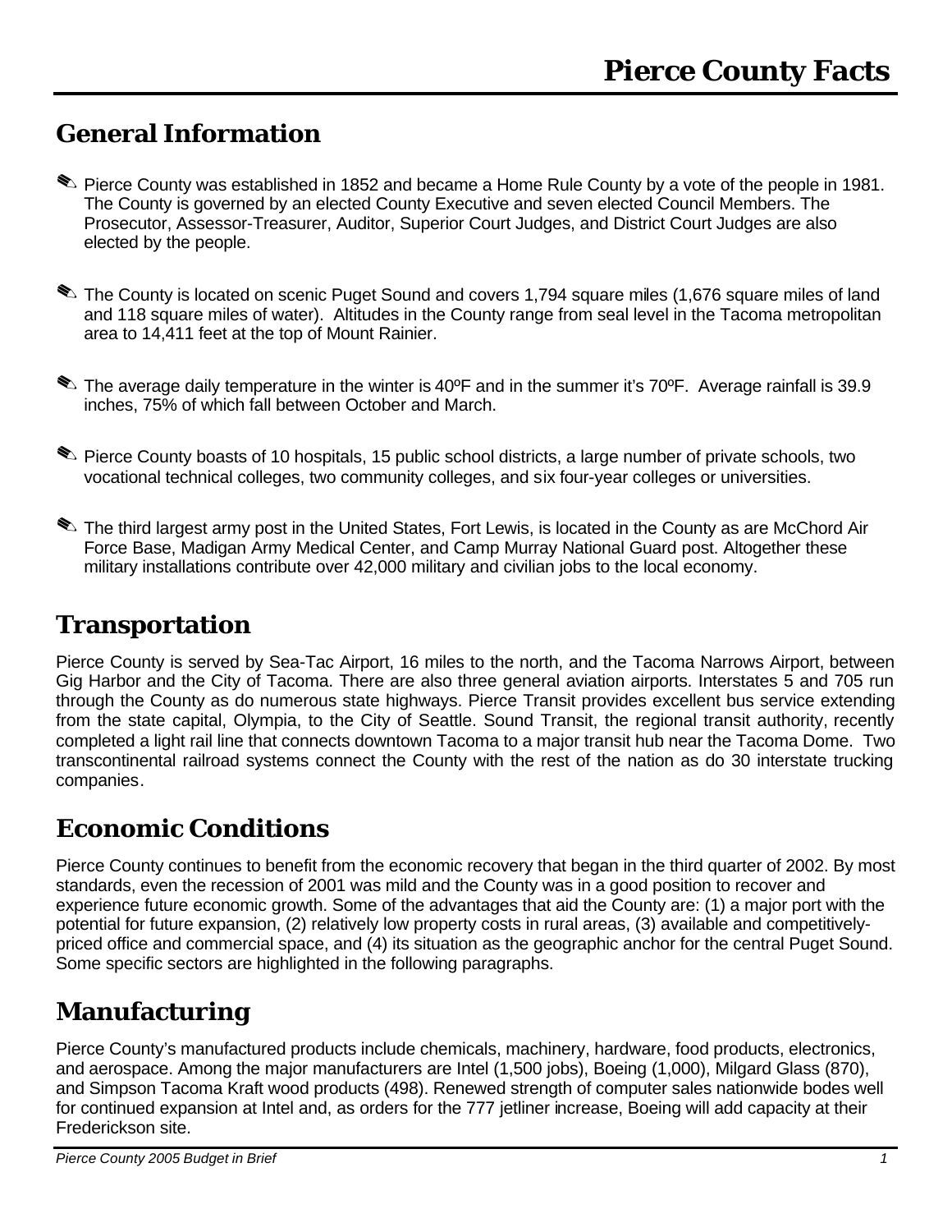# Pierce County Facts

## General Information

- Pierce County was established in 1852 and became a Home Rule County by a vote of the people in 1981. The County is governed by an elected County Executive and seven elected Council Members. The Prosecutor, Assessor-Treasurer, Auditor, Superior Court Judges, and District Court Judges are also elected by the people.

- The County is located on scenic Puget Sound and covers 1,794 square miles (1,676 square miles of land and 118 square miles of water). Altitudes in the County range from seal level in the Tacoma metropolitan area to 14,411 feet at the top of Mount Rainier.

- The average daily temperature in the winter is 40ºF and in the summer it's 70ºF. Average rainfall is 39.9 inches, 75% of which fall between October and March.

- Pierce County boasts of 10 hospitals, 15 public school districts, a large number of private schools, two vocational technical colleges, two community colleges, and six four-year colleges or universities.

- The third largest army post in the United States, Fort Lewis, is located in the County as are McChord Air Force Base, Madigan Army Medical Center, and Camp Murray National Guard post. Altogether these military installations contribute over 42,000 military and civilian jobs to the local economy.

## Transportation

Pierce County is served by Sea-Tac Airport, 16 miles to the north, and the Tacoma Narrows Airport, between Gig Harbor and the City of Tacoma. There are also three general aviation airports. Interstates 5 and 705 run through the County as do numerous state highways. Pierce Transit provides excellent bus service extending from the state capital, Olympia, to the City of Seattle. Sound Transit, the regional transit authority, recently completed a light rail line that connects downtown Tacoma to a major transit hub near the Tacoma Dome. Two transcontinental railroad systems connect the County with the rest of the nation as do 30 interstate trucking companies.

## Economic Conditions

Pierce County continues to benefit from the economic recovery that began in the third quarter of 2002. By most standards, even the recession of 2001 was mild and the County was in a good position to recover and experience future economic growth. Some of the advantages that aid the County are: (1) a major port with the potential for future expansion, (2) relatively low property costs in rural areas, (3) available and competitively-priced office and commercial space, and (4) its situation as the geographic anchor for the central Puget Sound. Some specific sectors are highlighted in the following paragraphs.

## Manufacturing

Pierce County's manufactured products include chemicals, machinery, hardware, food products, electronics, and aerospace. Among the major manufacturers are Intel (1,500 jobs), Boeing (1,000), Milgard Glass (870), and Simpson Tacoma Kraft wood products (498). Renewed strength of computer sales nationwide bodes well for continued expansion at Intel and, as orders for the 777 jetliner increase, Boeing will add capacity at their Frederickson site.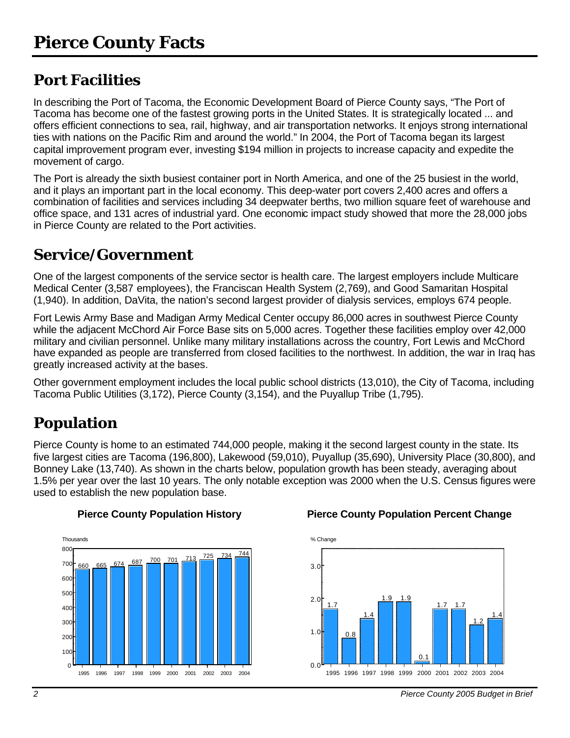# Pierce County Facts

## Port Facilities

In describing the Port of Tacoma, the Economic Development Board of Pierce County says, "The Port of Tacoma has become one of the fastest growing ports in the United States. It is strategically located ... and offers efficient connections to sea, rail, highway, and air transportation networks. It enjoys strong international ties with nations on the Pacific Rim and around the world." In 2004, the Port of Tacoma began its largest capital improvement program ever, investing $194 million in projects to increase capacity and expedite the movement of cargo.

The Port is already the sixth busiest container port in North America, and one of the 25 busiest in the world, and it plays an important part in the local economy. This deep-water port covers 2,400 acres and offers a combination of facilities and services including 34 deepwater berths, two million square feet of warehouse and office space, and 131 acres of industrial yard. One economic impact study showed that more the 28,000 jobs in Pierce County are related to the Port activities.

## Service/Government

One of the largest components of the service sector is health care. The largest employers include Multicare Medical Center (3,587 employees), the Franciscan Health System (2,769), and Good Samaritan Hospital (1,940). In addition, DaVita, the nation's second largest provider of dialysis services, employs 674 people.

Fort Lewis Army Base and Madigan Army Medical Center occupy 86,000 acres in southwest Pierce County while the adjacent McChord Air Force Base sits on 5,000 acres. Together these facilities employ over 42,000 military and civilian personnel. Unlike many military installations across the country, Fort Lewis and McChord have expanded as people are transferred from closed facilities to the northwest. In addition, the war in Iraq has greatly increased activity at the bases.

Other government employment includes the local public school districts (13,010), the City of Tacoma, including Tacoma Public Utilities (3,172), Pierce County (3,154), and the Puyallup Tribe (1,795).

## Population

Pierce County is home to an estimated 744,000 people, making it the second largest county in the state. Its five largest cities are Tacoma (196,800), Lakewood (59,010), Puyallup (35,690), University Place (30,800), and Bonney Lake (13,740). As shown in the charts below, population growth has been steady, averaging about 1.5% per year over the last 10 years. The only notable exception was 2000 when the U.S. Census figures were used to establish the new population base.

**Pierce County Population History**

| Year | Thousands |
|---|---|
| 1995 | 660 |
| 1996 | 665 |
| 1997 | 674 |
| 1998 | 687 |
| 1999 | 700 |
| 2000 | 701 |
| 2001 | 713 |
| 2002 | 725 |
| 2003 | 734 |
| 2004 | 744 |

**Pierce County Population Percent Change**

| Year | % Change |
|---|---|
| 1995 | 1.7 |
| 1996 | 0.8 |
| 1997 | 1.4 |
| 1998 | 1.9 |
| 1999 | 1.9 |
| 2000 | 0.1 |
| 2001 | 1.7 |
| 2002 | 1.7 |
| 2003 | 1.2 |
| 2004 | 1.4 |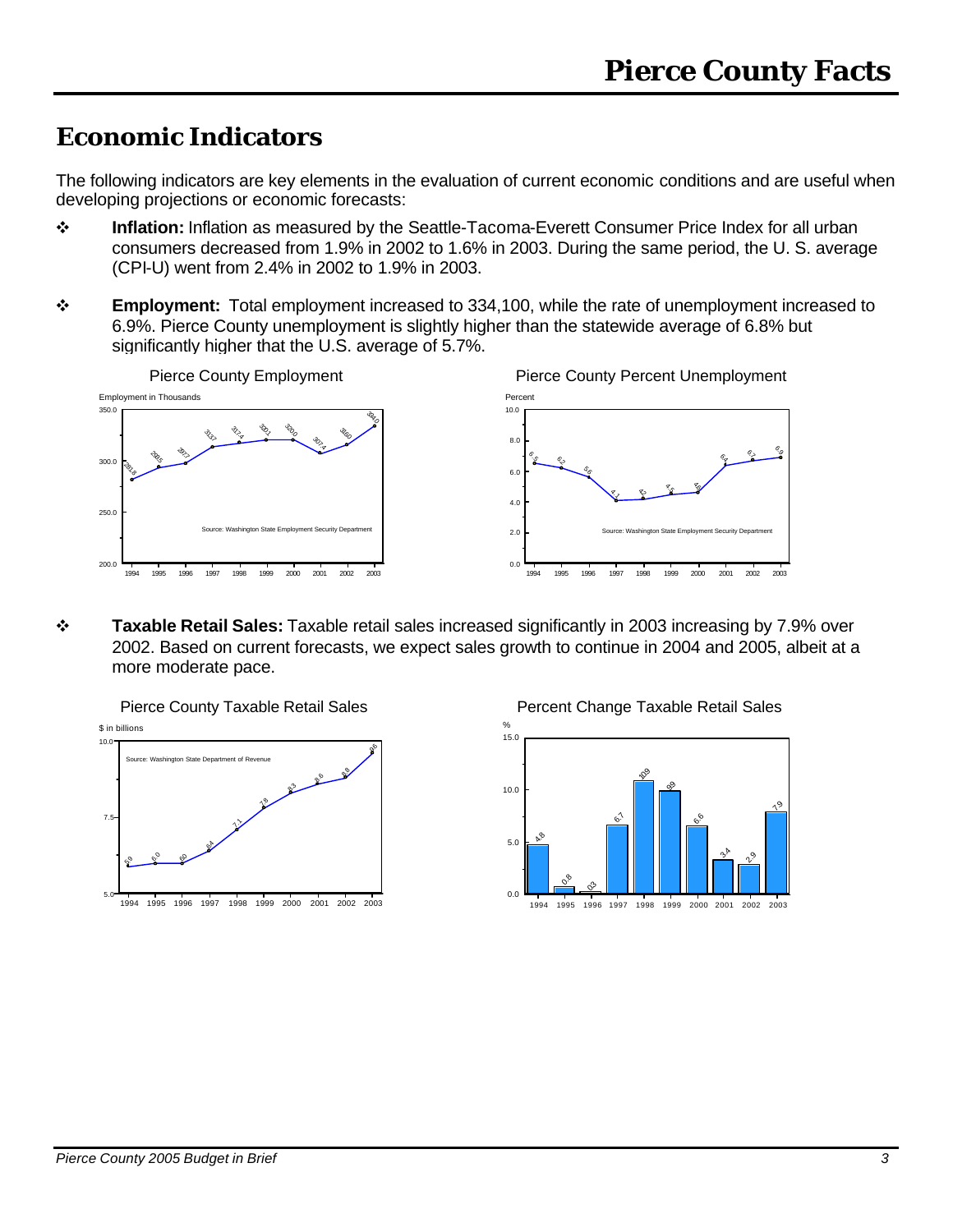# Economic Indicators

The following indicators are key elements in the evaluation of current economic conditions and are useful when developing projections or economic forecasts:

- **Inflation:** Inflation as measured by the Seattle-Tacoma-Everett Consumer Price Index for all urban consumers decreased from 1.9% in 2002 to 1.6% in 2003. During the same period, the U. S. average (CPI-U) went from 2.4% in 2002 to 1.9% in 2003.

- **Employment:** Total employment increased to 334,100, while the rate of unemployment increased to 6.9%. Pierce County unemployment is slightly higher than the statewide average of 6.8% but significantly higher that the U.S. average of 5.7%.

Pierce County Employment

Employment in Thousands

| Year | 1994 | 1995 | 1996 | 1997 | 1998 | 1999 | 2000 | 2001 | 2002 | 2003 |
|---|---|---|---|---|---|---|---|---|---|---|
| Employment | 281.8 | 293.5 | 297.7 | 313.7 | 317.4 | 320.1 | 320.0 | 307.4 | 316.0 | 334.0 |

Source: Washington State Employment Security Department

Pierce County Percent Unemployment

Percent

| Year | 1994 | 1995 | 1996 | 1997 | 1998 | 1999 | 2000 | 2001 | 2002 | 2003 |
|---|---|---|---|---|---|---|---|---|---|---|
| Percent | 6.5 | 6.2 | 5.6 | 4.1 | 4.2 | 4.5 | 4.6 | 6.4 | 6.7 | 6.9 |

Source: Washington State Employment Security Department

- **Taxable Retail Sales:** Taxable retail sales increased significantly in 2003 increasing by 7.9% over 2002. Based on current forecasts, we expect sales growth to continue in 2004 and 2005, albeit at a more moderate pace.

Pierce County Taxable Retail Sales

$ in billions

| Year | 1994 | 1995 | 1996 | 1997 | 1998 | 1999 | 2000 | 2001 | 2002 | 2003 |
|---|---|---|---|---|---|---|---|---|---|---|
| Sales | 5.9 | 6.0 | 6.0 | 6.4 | 7.1 | 7.8 | 8.3 | 8.6 | 8.8 | 9.6 |

Source: Washington State Department of Revenue

Percent Change Taxable Retail Sales

%

| Year | 1994 | 1995 | 1996 | 1997 | 1998 | 1999 | 2000 | 2001 | 2002 | 2003 |
|---|---|---|---|---|---|---|---|---|---|---|
| % Change | 4.8 | 0.8 | 0.3 | 6.7 | 10.9 | 9.9 | 6.6 | 3.4 | 2.9 | 7.9 |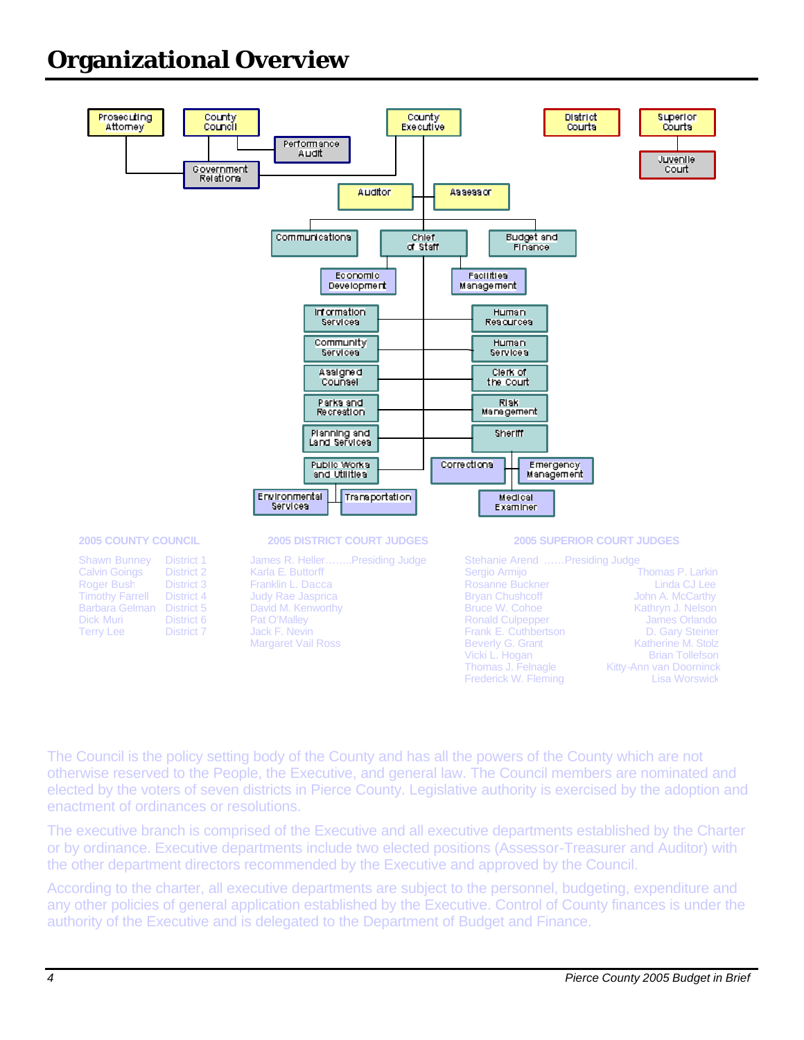# Organizational Overview

Prosecuting Attorney

County Council

Performance Audit

Government Relations

County Executive

District Courts

Superior Courts

Juvenile Court

Auditor

Assessor

Communications

Chief of Staff

Budget and Finance

Economic Development

Facilities Management

Information Services

Human Resources

Community Services

Human Services

Assigned Counsel

Clerk of the Court

Parks and Recreation

Risk Management

Planning and Land Services

Sheriff

Public Works and Utilities

Corrections

Emergency Management

Environmental Services

Transportation

Medical Examiner

**2005 COUNTY COUNCIL**

| | |
|---|---|
| Shawn Bunney | District 1 |
| Calvin Goings | District 2 |
| Roger Bush | District 3 |
| Timothy Farrell | District 4 |
| Barbara Gelman | District 5 |
| Dick Muri | District 6 |
| Terry Lee | District 7 |

**2005 DISTRICT COURT JUDGES**

James R. Heller……..Presiding Judge
Karla E. Buttorff
Franklin L. Dacca
Judy Rae Jasprica
David M. Kenworthy
Pat O'Malley
Jack F. Nevin
Margaret Vail Ross

**2005 SUPERIOR COURT JUDGES**

Stehanie Arend ……Presiding Judge
Sergio Armijo
Rosanne Buckner
Bryan Chushcoff
Bruce W. Cohoe
Ronald Culpepper
Frank E. Cuthbertson
Beverly G. Grant
Vicki L. Hogan
Thomas J. Felnagle
Frederick W. Fleming
Thomas P. Larkin
Linda CJ Lee
John A. McCarthy
Kathryn J. Nelson
James Orlando
D. Gary Steiner
Katherine M. Stolz
Brian Tollefson
Kitty-Ann van Doorninck
Lisa Worswick

The Council is the policy setting body of the County and has all the powers of the County which are not otherwise reserved to the People, the Executive, and general law. The Council members are nominated and elected by the voters of seven districts in Pierce County. Legislative authority is exercised by the adoption and enactment of ordinances or resolutions.

The executive branch is comprised of the Executive and all executive departments established by the Charter or by ordinance. Executive departments include two elected positions (Assessor-Treasurer and Auditor) with the other department directors recommended by the Executive and approved by the Council.

According to the charter, all executive departments are subject to the personnel, budgeting, expenditure and any other policies of general application established by the Executive. Control of County finances is under the authority of the Executive and is delegated to the Department of Budget and Finance.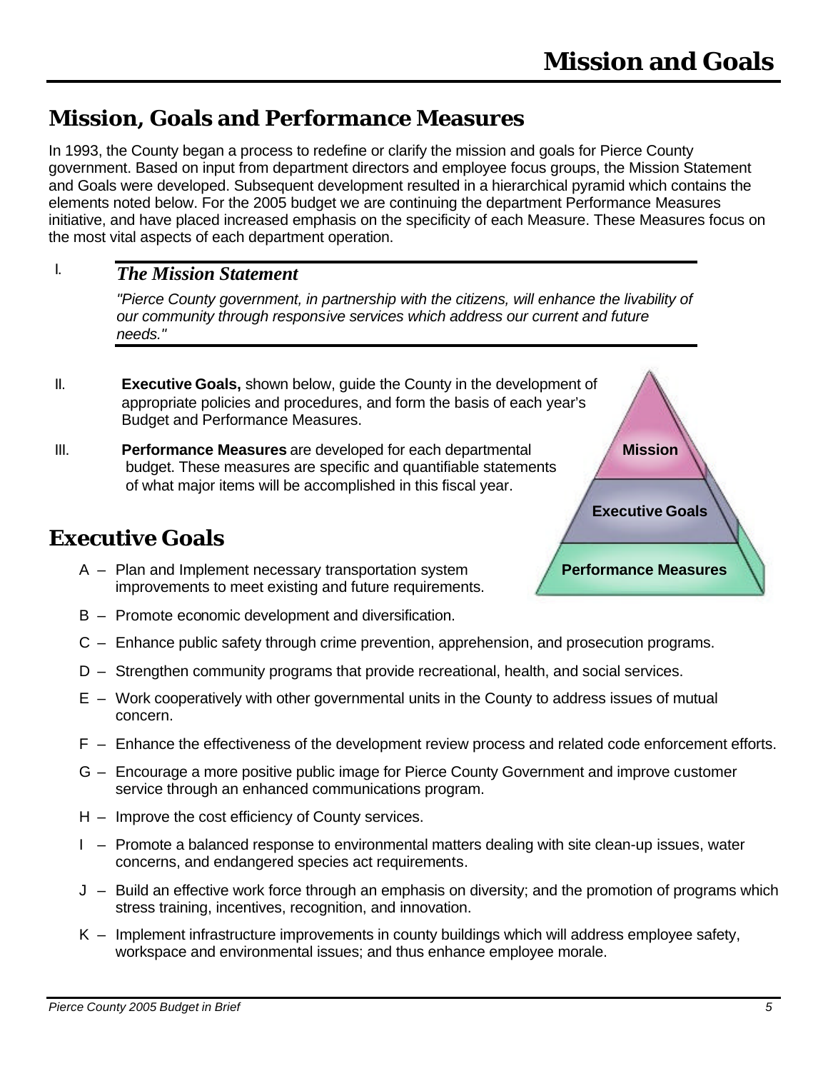# Mission and Goals

## Mission, Goals and Performance Measures

In 1993, the County began a process to redefine or clarify the mission and goals for Pierce County government. Based on input from department directors and employee focus groups, the Mission Statement and Goals were developed. Subsequent development resulted in a hierarchical pyramid which contains the elements noted below. For the 2005 budget we are continuing the department Performance Measures initiative, and have placed increased emphasis on the specificity of each Measure. These Measures focus on the most vital aspects of each department operation.

I. ***The Mission Statement***

*"Pierce County government, in partnership with the citizens, will enhance the livability of our community through responsive services which address our current and future needs."*

II. **Executive Goals,** shown below, guide the County in the development of appropriate policies and procedures, and form the basis of each year's Budget and Performance Measures.

III. **Performance Measures** are developed for each departmental budget. These measures are specific and quantifiable statements of what major items will be accomplished in this fiscal year.

Mission

Executive Goals

Performance Measures

## Executive Goals

A – Plan and Implement necessary transportation system improvements to meet existing and future requirements.

B – Promote economic development and diversification.

C – Enhance public safety through crime prevention, apprehension, and prosecution programs.

D – Strengthen community programs that provide recreational, health, and social services.

E – Work cooperatively with other governmental units in the County to address issues of mutual concern.

F – Enhance the effectiveness of the development review process and related code enforcement efforts.

G – Encourage a more positive public image for Pierce County Government and improve customer service through an enhanced communications program.

H – Improve the cost efficiency of County services.

I – Promote a balanced response to environmental matters dealing with site clean-up issues, water concerns, and endangered species act requirements.

J – Build an effective work force through an emphasis on diversity; and the promotion of programs which stress training, incentives, recognition, and innovation.

K – Implement infrastructure improvements in county buildings which will address employee safety, workspace and environmental issues; and thus enhance employee morale.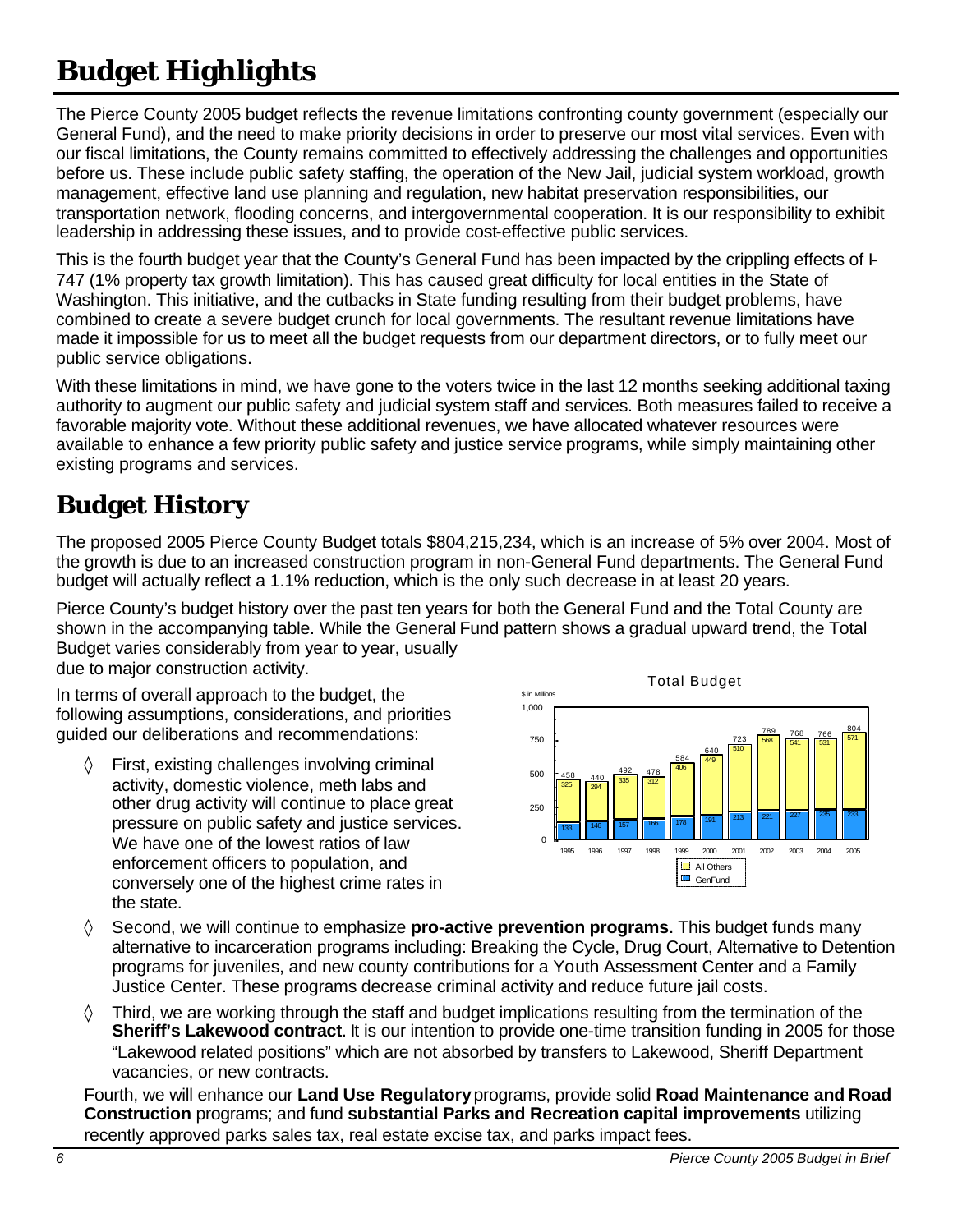# Budget Highlights

The Pierce County 2005 budget reflects the revenue limitations confronting county government (especially our General Fund), and the need to make priority decisions in order to preserve our most vital services. Even with our fiscal limitations, the County remains committed to effectively addressing the challenges and opportunities before us. These include public safety staffing, the operation of the New Jail, judicial system workload, growth management, effective land use planning and regulation, new habitat preservation responsibilities, our transportation network, flooding concerns, and intergovernmental cooperation. It is our responsibility to exhibit leadership in addressing these issues, and to provide cost-effective public services.

This is the fourth budget year that the County's General Fund has been impacted by the crippling effects of I-747 (1% property tax growth limitation). This has caused great difficulty for local entities in the State of Washington. This initiative, and the cutbacks in State funding resulting from their budget problems, have combined to create a severe budget crunch for local governments. The resultant revenue limitations have made it impossible for us to meet all the budget requests from our department directors, or to fully meet our public service obligations.

With these limitations in mind, we have gone to the voters twice in the last 12 months seeking additional taxing authority to augment our public safety and judicial system staff and services. Both measures failed to receive a favorable majority vote. Without these additional revenues, we have allocated whatever resources were available to enhance a few priority public safety and justice service programs, while simply maintaining other existing programs and services.

# Budget History

The proposed 2005 Pierce County Budget totals $804,215,234, which is an increase of 5% over 2004. Most of the growth is due to an increased construction program in non-General Fund departments. The General Fund budget will actually reflect a 1.1% reduction, which is the only such decrease in at least 20 years.

Pierce County's budget history over the past ten years for both the General Fund and the Total County are shown in the accompanying table. While the General Fund pattern shows a gradual upward trend, the Total Budget varies considerably from year to year, usually due to major construction activity.

Total Budget ($ in Millions)

| Year | GenFund | All Others | Total |
|---|---|---|---|
| 1995 | 133 | 325 | 458 |
| 1996 | 146 | 294 | 440 |
| 1997 | 157 | 335 | 492 |
| 1998 | 166 | 312 | 478 |
| 1999 | 178 | 406 | 584 |
| 2000 | 191 | 449 | 640 |
| 2001 | 213 | 510 | 723 |
| 2002 | 221 | 568 | 789 |
| 2003 | 227 | 541 | 768 |
| 2004 | 235 | 531 | 766 |
| 2005 | 233 | 571 | 804 |

In terms of overall approach to the budget, the following assumptions, considerations, and priorities guided our deliberations and recommendations:

◊ First, existing challenges involving criminal activity, domestic violence, meth labs and other drug activity will continue to place great pressure on public safety and justice services. We have one of the lowest ratios of law enforcement officers to population, and conversely one of the highest crime rates in the state.

◊ Second, we will continue to emphasize **pro-active prevention programs.** This budget funds many alternative to incarceration programs including: Breaking the Cycle, Drug Court, Alternative to Detention programs for juveniles, and new county contributions for a Youth Assessment Center and a Family Justice Center. These programs decrease criminal activity and reduce future jail costs.

◊ Third, we are working through the staff and budget implications resulting from the termination of the **Sheriff's Lakewood contract**. It is our intention to provide one-time transition funding in 2005 for those "Lakewood related positions" which are not absorbed by transfers to Lakewood, Sheriff Department vacancies, or new contracts.

Fourth, we will enhance our **Land Use Regulatory** programs, provide solid **Road Maintenance and Road Construction** programs; and fund **substantial Parks and Recreation capital improvements** utilizing recently approved parks sales tax, real estate excise tax, and parks impact fees.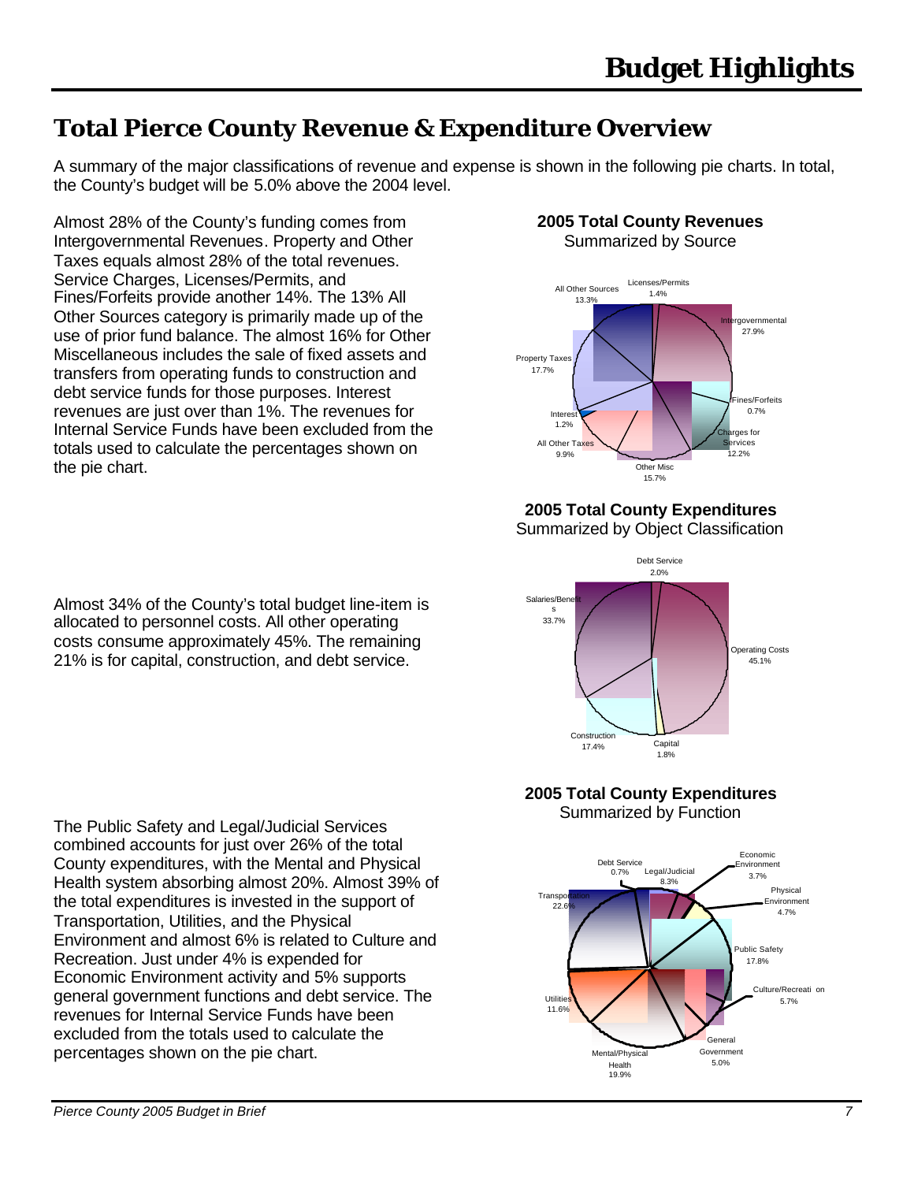# Budget Highlights

## Total Pierce County Revenue & Expenditure Overview

A summary of the major classifications of revenue and expense is shown in the following pie charts. In total, the County's budget will be 5.0% above the 2004 level.

Almost 28% of the County's funding comes from Intergovernmental Revenues. Property and Other Taxes equals almost 28% of the total revenues. Service Charges, Licenses/Permits, and Fines/Forfeits provide another 14%. The 13% All Other Sources category is primarily made up of the use of prior fund balance. The almost 16% for Other Miscellaneous includes the sale of fixed assets and transfers from operating funds to construction and debt service funds for those purposes. Interest revenues are just over than 1%. The revenues for Internal Service Funds have been excluded from the totals used to calculate the percentages shown on the pie chart.

**2005 Total County Revenues**
Summarized by Source

| Source | Percent |
|---|---|
| Licenses/Permits | 1.4% |
| Intergovernmental | 27.9% |
| Fines/Forfeits | 0.7% |
| Charges for Services | 12.2% |
| Other Misc | 15.7% |
| All Other Taxes | 9.9% |
| Interest | 1.2% |
| Property Taxes | 17.7% |
| All Other Sources | 13.3% |

Almost 34% of the County's total budget line-item is allocated to personnel costs. All other operating costs consume approximately 45%. The remaining 21% is for capital, construction, and debt service.

**2005 Total County Expenditures**
Summarized by Object Classification

| Object Classification | Percent |
|---|---|
| Debt Service | 2.0% |
| Operating Costs | 45.1% |
| Capital | 1.8% |
| Construction | 17.4% |
| Salaries/Benefits | 33.7% |

The Public Safety and Legal/Judicial Services combined accounts for just over 26% of the total County expenditures, with the Mental and Physical Health system absorbing almost 20%. Almost 39% of the total expenditures is invested in the support of Transportation, Utilities, and the Physical Environment and almost 6% is related to Culture and Recreation. Just under 4% is expended for Economic Environment activity and 5% supports general government functions and debt service. The revenues for Internal Service Funds have been excluded from the totals used to calculate the percentages shown on the pie chart.

**2005 Total County Expenditures**
Summarized by Function

| Function | Percent |
|---|---|
| Debt Service | 0.7% |
| Legal/Judicial | 8.3% |
| Economic Environment | 3.7% |
| Physical Environment | 4.7% |
| Public Safety | 17.8% |
| Culture/Recreation | 5.7% |
| General Government | 5.0% |
| Mental/Physical Health | 19.9% |
| Utilities | 11.6% |
| Transportation | 22.6% |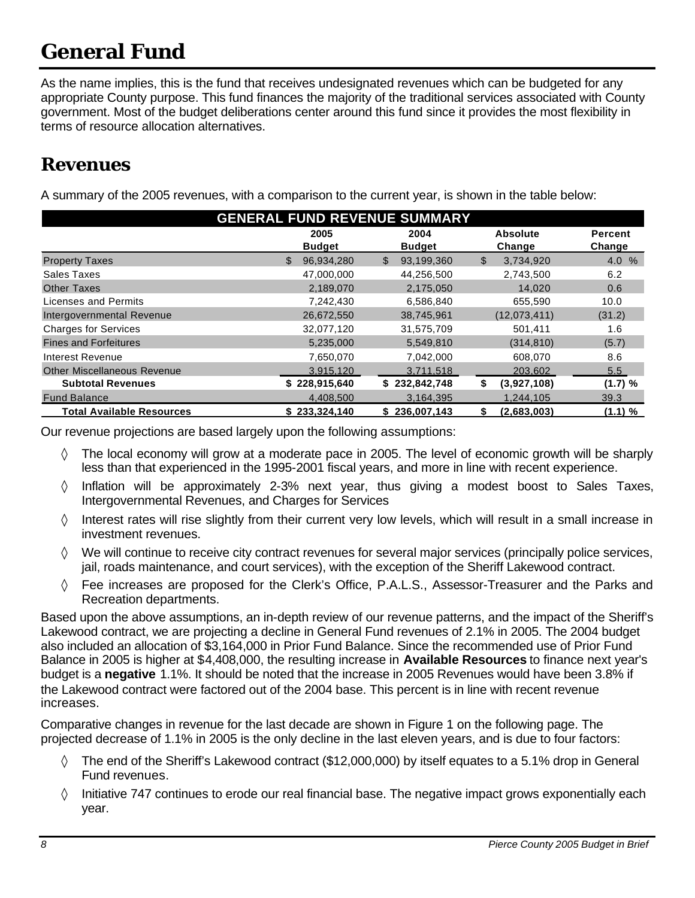# General Fund

As the name implies, this is the fund that receives undesignated revenues which can be budgeted for any appropriate County purpose. This fund finances the majority of the traditional services associated with County government. Most of the budget deliberations center around this fund since it provides the most flexibility in terms of resource allocation alternatives.

## Revenues

A summary of the 2005 revenues, with a comparison to the current year, is shown in the table below:

**GENERAL FUND REVENUE SUMMARY**

| | 2005 Budget | 2004 Budget | Absolute Change | Percent Change |
|---|---|---|---|---|
| Property Taxes | $ 96,934,280 | $ 93,199,360 | $ 3,734,920 | 4.0 % |
| Sales Taxes | 47,000,000 | 44,256,500 | 2,743,500 | 6.2 |
| Other Taxes | 2,189,070 | 2,175,050 | 14,020 | 0.6 |
| Licenses and Permits | 7,242,430 | 6,586,840 | 655,590 | 10.0 |
| Intergovernmental Revenue | 26,672,550 | 38,745,961 | (12,073,411) | (31.2) |
| Charges for Services | 32,077,120 | 31,575,709 | 501,411 | 1.6 |
| Fines and Forfeitures | 5,235,000 | 5,549,810 | (314,810) | (5.7) |
| Interest Revenue | 7,650,070 | 7,042,000 | 608,070 | 8.6 |
| Other Miscellaneous Revenue | 3,915,120 | 3,711,518 | 203,602 | 5.5 |
| **Subtotal Revenues** | **$ 228,915,640** | **$ 232,842,748** | **$ (3,927,108)** | **(1.7) %** |
| Fund Balance | 4,408,500 | 3,164,395 | 1,244,105 | 39.3 |
| **Total Available Resources** | **$ 233,324,140** | **$ 236,007,143** | **$ (2,683,003)** | **(1.1) %** |

Our revenue projections are based largely upon the following assumptions:

- ◊ The local economy will grow at a moderate pace in 2005. The level of economic growth will be sharply less than that experienced in the 1995-2001 fiscal years, and more in line with recent experience.
- ◊ Inflation will be approximately 2-3% next year, thus giving a modest boost to Sales Taxes, Intergovernmental Revenues, and Charges for Services
- ◊ Interest rates will rise slightly from their current very low levels, which will result in a small increase in investment revenues.
- ◊ We will continue to receive city contract revenues for several major services (principally police services, jail, roads maintenance, and court services), with the exception of the Sheriff Lakewood contract.
- ◊ Fee increases are proposed for the Clerk's Office, P.A.L.S., Assessor-Treasurer and the Parks and Recreation departments.

Based upon the above assumptions, an in-depth review of our revenue patterns, and the impact of the Sheriff's Lakewood contract, we are projecting a decline in General Fund revenues of 2.1% in 2005. The 2004 budget also included an allocation of $3,164,000 in Prior Fund Balance. Since the recommended use of Prior Fund Balance in 2005 is higher at $4,408,000, the resulting increase in **Available Resources** to finance next year's budget is a **negative** 1.1%. It should be noted that the increase in 2005 Revenues would have been 3.8% if the Lakewood contract were factored out of the 2004 base. This percent is in line with recent revenue increases.

Comparative changes in revenue for the last decade are shown in Figure 1 on the following page. The projected decrease of 1.1% in 2005 is the only decline in the last eleven years, and is due to four factors:

- ◊ The end of the Sheriff's Lakewood contract ($12,000,000) by itself equates to a 5.1% drop in General Fund revenues.
- ◊ Initiative 747 continues to erode our real financial base. The negative impact grows exponentially each year.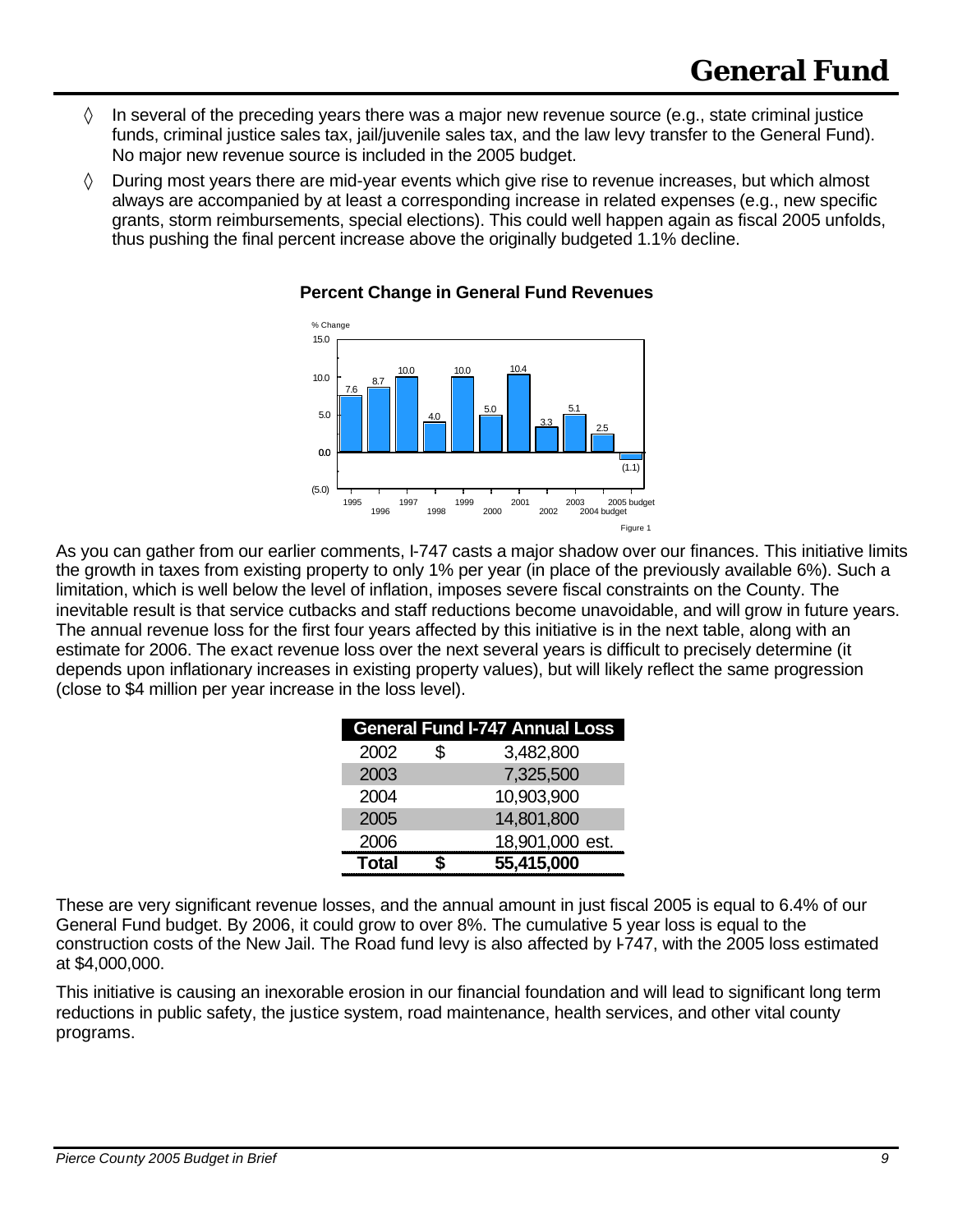# General Fund

- ◊ In several of the preceding years there was a major new revenue source (e.g., state criminal justice funds, criminal justice sales tax, jail/juvenile sales tax, and the law levy transfer to the General Fund). No major new revenue source is included in the 2005 budget.
- ◊ During most years there are mid-year events which give rise to revenue increases, but which almost always are accompanied by at least a corresponding increase in related expenses (e.g., new specific grants, storm reimbursements, special elections). This could well happen again as fiscal 2005 unfolds, thus pushing the final percent increase above the originally budgeted 1.1% decline.

**Percent Change in General Fund Revenues**

| Year | % Change |
|---|---|
| 1995 | 7.6 |
| 1996 | 8.7 |
| 1997 | 10.0 |
| 1998 | 4.0 |
| 1999 | 10.0 |
| 2000 | 5.0 |
| 2001 | 10.4 |
| 2002 | 3.3 |
| 2003 | 5.1 |
| 2004 budget | 2.5 |
| 2005 budget | (1.1) |

Figure 1

As you can gather from our earlier comments, I-747 casts a major shadow over our finances. This initiative limits the growth in taxes from existing property to only 1% per year (in place of the previously available 6%). Such a limitation, which is well below the level of inflation, imposes severe fiscal constraints on the County. The inevitable result is that service cutbacks and staff reductions become unavoidable, and will grow in future years. The annual revenue loss for the first four years affected by this initiative is in the next table, along with an estimate for 2006. The exact revenue loss over the next several years is difficult to precisely determine (it depends upon inflationary increases in existing property values), but will likely reflect the same progression (close to $4 million per year increase in the loss level).

| General Fund I-747 Annual Loss | | |
|---|---|---|
| 2002 | $ | 3,482,800 |
| 2003 | | 7,325,500 |
| 2004 | | 10,903,900 |
| 2005 | | 14,801,800 |
| 2006 | | 18,901,000 est. |
| **Total** | **$** | **55,415,000** |

These are very significant revenue losses, and the annual amount in just fiscal 2005 is equal to 6.4% of our General Fund budget. By 2006, it could grow to over 8%. The cumulative 5 year loss is equal to the construction costs of the New Jail. The Road fund levy is also affected by I-747, with the 2005 loss estimated at $4,000,000.

This initiative is causing an inexorable erosion in our financial foundation and will lead to significant long term reductions in public safety, the justice system, road maintenance, health services, and other vital county programs.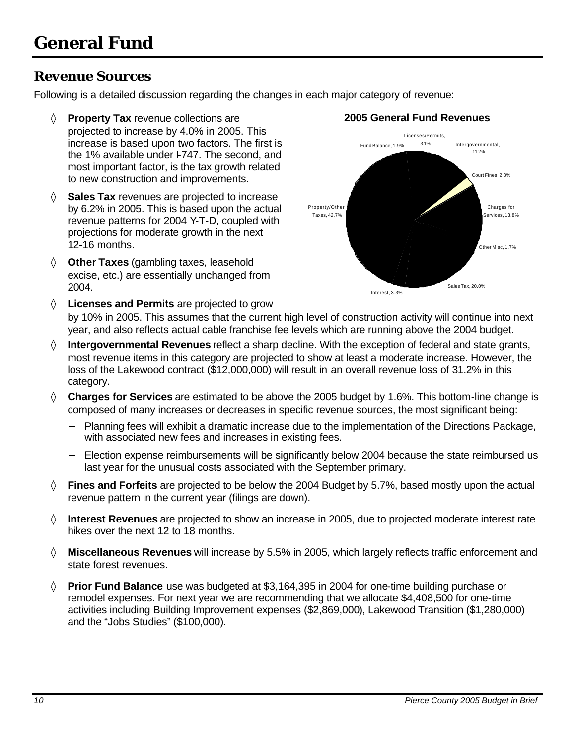# General Fund

## Revenue Sources

Following is a detailed discussion regarding the changes in each major category of revenue:

**2005 General Fund Revenues**

Licenses/Permits, 3.1%
Intergovernmental, 11.2%
Court Fines, 2.3%
Charges for Services, 13.8%
Other Misc, 1.7%
Sales Tax, 20.0%
Interest, 3.3%
Property/Other Taxes, 42.7%
Fund Balance, 1.9%

- ◊ **Property Tax** revenue collections are projected to increase by 4.0% in 2005. This increase is based upon two factors. The first is the 1% available under I-747. The second, and most important factor, is the tax growth related to new construction and improvements.
- ◊ **Sales Tax** revenues are projected to increase by 6.2% in 2005. This is based upon the actual revenue patterns for 2004 Y-T-D, coupled with projections for moderate growth in the next 12-16 months.
- ◊ **Other Taxes** (gambling taxes, leasehold excise, etc.) are essentially unchanged from 2004.
- ◊ **Licenses and Permits** are projected to grow by 10% in 2005. This assumes that the current high level of construction activity will continue into next year, and also reflects actual cable franchise fee levels which are running above the 2004 budget.
- ◊ **Intergovernmental Revenues** reflect a sharp decline. With the exception of federal and state grants, most revenue items in this category are projected to show at least a moderate increase. However, the loss of the Lakewood contract ($12,000,000) will result in an overall revenue loss of 31.2% in this category.
- ◊ **Charges for Services** are estimated to be above the 2005 budget by 1.6%. This bottom-line change is composed of many increases or decreases in specific revenue sources, the most significant being:
  - Planning fees will exhibit a dramatic increase due to the implementation of the Directions Package, with associated new fees and increases in existing fees.
  - Election expense reimbursements will be significantly below 2004 because the state reimbursed us last year for the unusual costs associated with the September primary.
- ◊ **Fines and Forfeits** are projected to be below the 2004 Budget by 5.7%, based mostly upon the actual revenue pattern in the current year (filings are down).
- ◊ **Interest Revenues** are projected to show an increase in 2005, due to projected moderate interest rate hikes over the next 12 to 18 months.
- ◊ **Miscellaneous Revenues** will increase by 5.5% in 2005, which largely reflects traffic enforcement and state forest revenues.
- ◊ **Prior Fund Balance** use was budgeted at $3,164,395 in 2004 for one-time building purchase or remodel expenses. For next year we are recommending that we allocate $4,408,500 for one-time activities including Building Improvement expenses ($2,869,000), Lakewood Transition ($1,280,000) and the "Jobs Studies" ($100,000).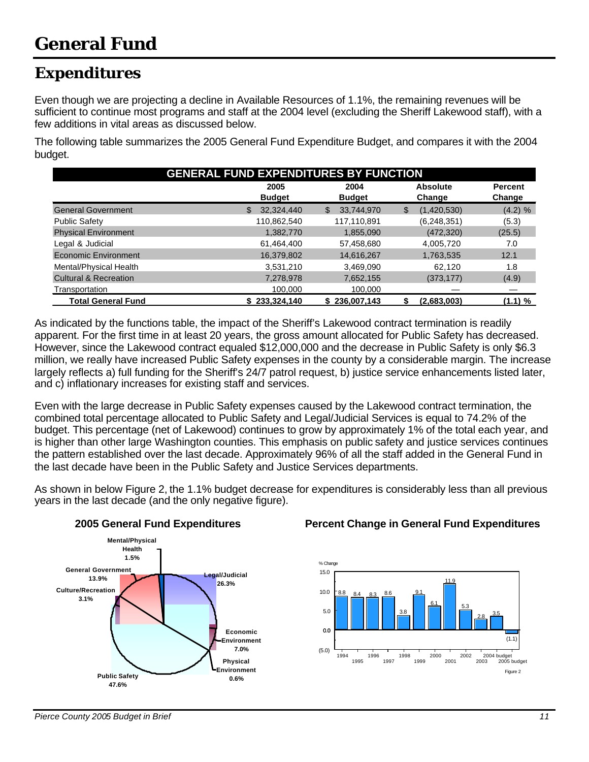# General Fund

## Expenditures

Even though we are projecting a decline in Available Resources of 1.1%, the remaining revenues will be sufficient to continue most programs and staff at the 2004 level (excluding the Sheriff Lakewood staff), with a few additions in vital areas as discussed below.

The following table summarizes the 2005 General Fund Expenditure Budget, and compares it with the 2004 budget.

**GENERAL FUND EXPENDITURES BY FUNCTION**

| | 2005 Budget | 2004 Budget | Absolute Change | Percent Change |
|---|---|---|---|---|
| General Government | $ 32,324,440 | $ 33,744,970 | $ (1,420,530) | (4.2) % |
| Public Safety | 110,862,540 | 117,110,891 | (6,248,351) | (5.3) |
| Physical Environment | 1,382,770 | 1,855,090 | (472,320) | (25.5) |
| Legal & Judicial | 61,464,400 | 57,458,680 | 4,005,720 | 7.0 |
| Economic Environment | 16,379,802 | 14,616,267 | 1,763,535 | 12.1 |
| Mental/Physical Health | 3,531,210 | 3,469,090 | 62,120 | 1.8 |
| Cultural & Recreation | 7,278,978 | 7,652,155 | (373,177) | (4.9) |
| Transportation | 100,000 | 100,000 | — | — |
| **Total General Fund** | **$ 233,324,140** | **$ 236,007,143** | **$ (2,683,003)** | **(1.1) %** |

As indicated by the functions table, the impact of the Sheriff's Lakewood contract termination is readily apparent. For the first time in at least 20 years, the gross amount allocated for Public Safety has decreased. However, since the Lakewood contract equaled $12,000,000 and the decrease in Public Safety is only $6.3 million, we really have increased Public Safety expenses in the county by a considerable margin. The increase largely reflects a) full funding for the Sheriff's 24/7 patrol request, b) justice service enhancements listed later, and c) inflationary increases for existing staff and services.

Even with the large decrease in Public Safety expenses caused by the Lakewood contract termination, the combined total percentage allocated to Public Safety and Legal/Judicial Services is equal to 74.2% of the budget. This percentage (net of Lakewood) continues to grow by approximately 1% of the total each year, and is higher than other large Washington counties. This emphasis on public safety and justice services continues the pattern established over the last decade. Approximately 96% of all the staff added in the General Fund in the last decade have been in the Public Safety and Justice Services departments.

As shown in below Figure 2, the 1.1% budget decrease for expenditures is considerably less than all previous years in the last decade (and the only negative figure).

**2005 General Fund Expenditures**

| Function | Percent |
|---|---|
| Public Safety | 47.6% |
| Legal/Judicial | 26.3% |
| General Government | 13.9% |
| Economic Environment | 7.0% |
| Culture/Recreation | 3.1% |
| Mental/Physical Health | 1.5% |
| Physical Environment | 0.6% |

**Percent Change in General Fund Expenditures**

| Year | % Change |
|---|---|
| 1994 | 8.8 |
| 1995 | 8.4 |
| 1996 | 8.3 |
| 1997 | 8.6 |
| 1998 | 3.8 |
| 1999 | 9.1 |
| 2000 | 6.1 |
| 2001 | 11.9 |
| 2002 | 5.3 |
| 2003 | 2.8 |
| 2004 budget | 3.5 |
| 2005 budget | (1.1) |

Figure 2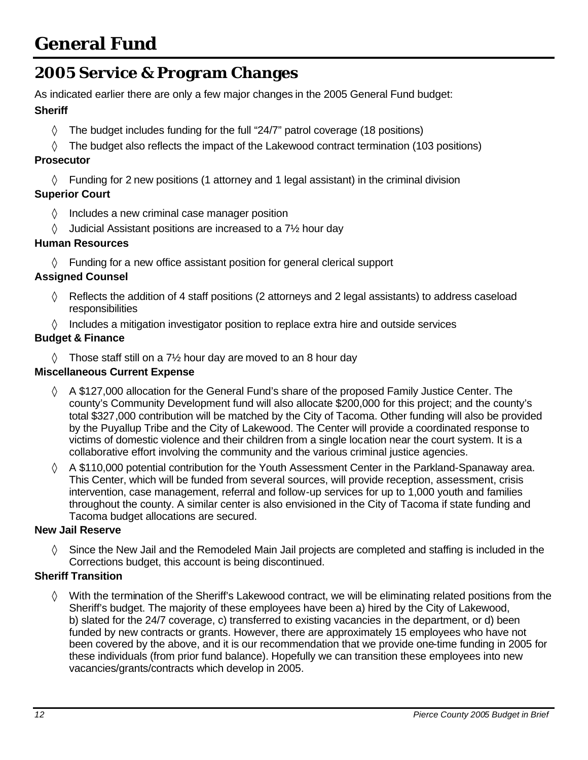# General Fund

## 2005 Service & Program Changes

As indicated earlier there are only a few major changes in the 2005 General Fund budget:

**Sheriff**

- The budget includes funding for the full "24/7" patrol coverage (18 positions)
- The budget also reflects the impact of the Lakewood contract termination (103 positions)

**Prosecutor**

- Funding for 2 new positions (1 attorney and 1 legal assistant) in the criminal division

**Superior Court**

- Includes a new criminal case manager position
- Judicial Assistant positions are increased to a 7½ hour day

**Human Resources**

- Funding for a new office assistant position for general clerical support

**Assigned Counsel**

- Reflects the addition of 4 staff positions (2 attorneys and 2 legal assistants) to address caseload responsibilities
- Includes a mitigation investigator position to replace extra hire and outside services

**Budget & Finance**

- Those staff still on a 7½ hour day are moved to an 8 hour day

**Miscellaneous Current Expense**

- A $127,000 allocation for the General Fund's share of the proposed Family Justice Center. The county's Community Development fund will also allocate $200,000 for this project; and the county's total $327,000 contribution will be matched by the City of Tacoma. Other funding will also be provided by the Puyallup Tribe and the City of Lakewood. The Center will provide a coordinated response to victims of domestic violence and their children from a single location near the court system. It is a collaborative effort involving the community and the various criminal justice agencies.
- A $110,000 potential contribution for the Youth Assessment Center in the Parkland-Spanaway area. This Center, which will be funded from several sources, will provide reception, assessment, crisis intervention, case management, referral and follow-up services for up to 1,000 youth and families throughout the county. A similar center is also envisioned in the City of Tacoma if state funding and Tacoma budget allocations are secured.

**New Jail Reserve**

- Since the New Jail and the Remodeled Main Jail projects are completed and staffing is included in the Corrections budget, this account is being discontinued.

**Sheriff Transition**

- With the termination of the Sheriff's Lakewood contract, we will be eliminating related positions from the Sheriff's budget. The majority of these employees have been a) hired by the City of Lakewood, b) slated for the 24/7 coverage, c) transferred to existing vacancies in the department, or d) been funded by new contracts or grants. However, there are approximately 15 employees who have not been covered by the above, and it is our recommendation that we provide one-time funding in 2005 for these individuals (from prior fund balance). Hopefully we can transition these employees into new vacancies/grants/contracts which develop in 2005.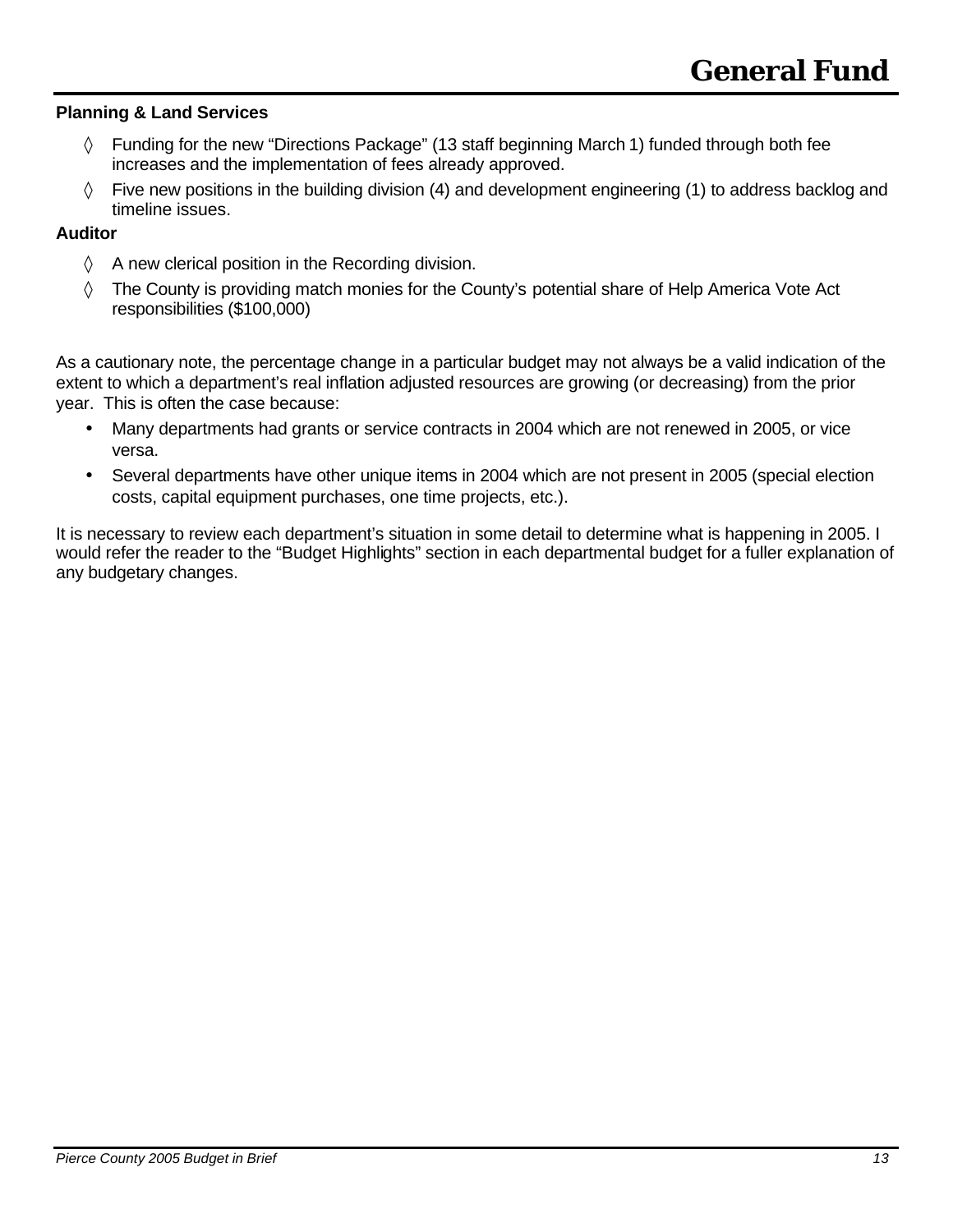**Planning & Land Services**

- ◊ Funding for the new "Directions Package" (13 staff beginning March 1) funded through both fee increases and the implementation of fees already approved.
- ◊ Five new positions in the building division (4) and development engineering (1) to address backlog and timeline issues.

**Auditor**

- ◊ A new clerical position in the Recording division.
- ◊ The County is providing match monies for the County's potential share of Help America Vote Act responsibilities ($100,000)

As a cautionary note, the percentage change in a particular budget may not always be a valid indication of the extent to which a department's real inflation adjusted resources are growing (or decreasing) from the prior year. This is often the case because:

- Many departments had grants or service contracts in 2004 which are not renewed in 2005, or vice versa.
- Several departments have other unique items in 2004 which are not present in 2005 (special election costs, capital equipment purchases, one time projects, etc.).

It is necessary to review each department's situation in some detail to determine what is happening in 2005. I would refer the reader to the "Budget Highlights" section in each departmental budget for a fuller explanation of any budgetary changes.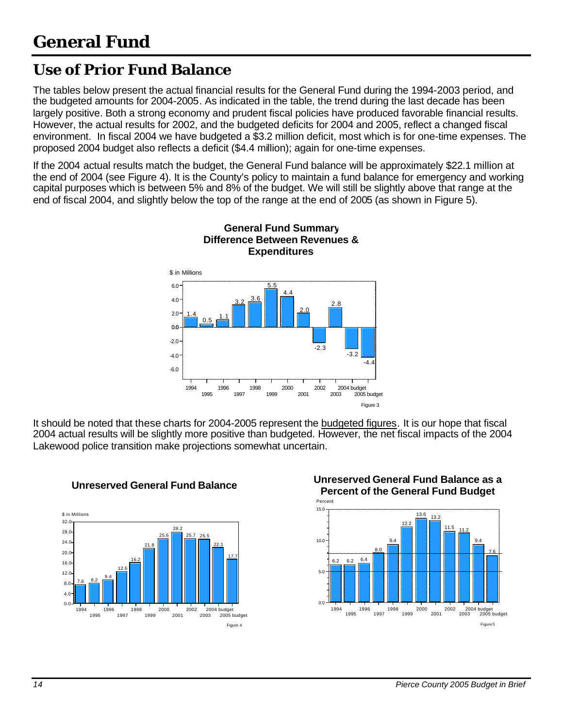# General Fund

## Use of Prior Fund Balance

The tables below present the actual financial results for the General Fund during the 1994-2003 period, and the budgeted amounts for 2004-2005. As indicated in the table, the trend during the last decade has been largely positive. Both a strong economy and prudent fiscal policies have produced favorable financial results. However, the actual results for 2002, and the budgeted deficits for 2004 and 2005, reflect a changed fiscal environment. In fiscal 2004 we have budgeted a $3.2 million deficit, most which is for one-time expenses. The proposed 2004 budget also reflects a deficit ($4.4 million); again for one-time expenses.

If the 2004 actual results match the budget, the General Fund balance will be approximately $22.1 million at the end of 2004 (see Figure 4). It is the County's policy to maintain a fund balance for emergency and working capital purposes which is between 5% and 8% of the budget. We will still be slightly above that range at the end of fiscal 2004, and slightly below the top of the range at the end of 2005 (as shown in Figure 5).

**General Fund Summary Difference Between Revenues & Expenditures**

$ in Millions

| Year | Amount |
|---|---|
| 1994 | 1.4 |
| 1995 | 0.5 |
| 1996 | 1.1 |
| 1997 | 3.2 |
| 1998 | 3.6 |
| 1999 | 5.5 |
| 2000 | 4.4 |
| 2001 | 2.0 |
| 2002 | -2.3 |
| 2003 | 2.8 |
| 2004 budget | -3.2 |
| 2005 budget | -4.4 |

Figure 3

It should be noted that these charts for 2004-2005 represent the budgeted figures. It is our hope that fiscal 2004 actual results will be slightly more positive than budgeted. However, the net fiscal impacts of the 2004 Lakewood police transition make projections somewhat uncertain.

**Unreserved General Fund Balance**

$ in Millions

| Year | Amount |
|---|---|
| 1994 | 7.6 |
| 1995 | 8.2 |
| 1996 | 9.4 |
| 1997 | 12.6 |
| 1998 | 16.2 |
| 1999 | 21.8 |
| 2000 | 25.6 |
| 2001 | 28.2 |
| 2002 | 25.7 |
| 2003 | 25.5 |
| 2004 budget | 22.1 |
| 2005 budget | 17.7 |

Figure 4

**Unreserved General Fund Balance as a Percent of the General Fund Budget**

Percent

| Year | Percent |
|---|---|
| 1994 | 6.2 |
| 1995 | 6.2 |
| 1996 | 6.4 |
| 1997 | 8.0 |
| 1998 | 9.4 |
| 1999 | 12.2 |
| 2000 | 13.6 |
| 2001 | 13.2 |
| 2002 | 11.5 |
| 2003 | 11.2 |
| 2004 budget | 9.4 |
| 2005 budget | 7.6 |

Figure 5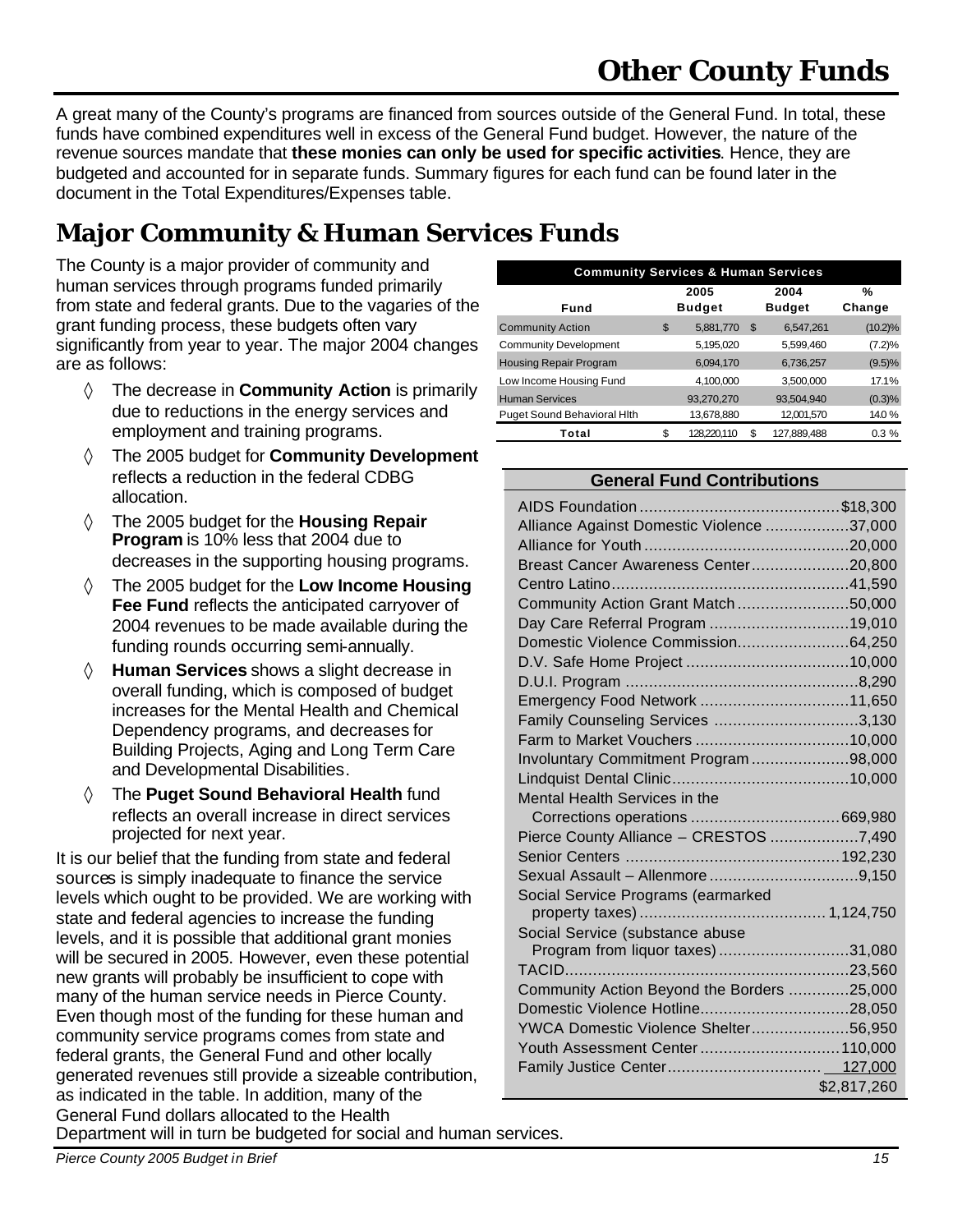# Other County Funds

A great many of the County's programs are financed from sources outside of the General Fund. In total, these funds have combined expenditures well in excess of the General Fund budget. However, the nature of the revenue sources mandate that **these monies can only be used for specific activities**. Hence, they are budgeted and accounted for in separate funds. Summary figures for each fund can be found later in the document in the Total Expenditures/Expenses table.

## Major Community & Human Services Funds

The County is a major provider of community and human services through programs funded primarily from state and federal grants. Due to the vagaries of the grant funding process, these budgets often vary significantly from year to year. The major 2004 changes are as follows:

- The decrease in **Community Action** is primarily due to reductions in the energy services and employment and training programs.
- The 2005 budget for **Community Development** reflects a reduction in the federal CDBG allocation.
- The 2005 budget for the **Housing Repair Program** is 10% less that 2004 due to decreases in the supporting housing programs.
- The 2005 budget for the **Low Income Housing Fee Fund** reflects the anticipated carryover of 2004 revenues to be made available during the funding rounds occurring semi-annually.
- **Human Services** shows a slight decrease in overall funding, which is composed of budget increases for the Mental Health and Chemical Dependency programs, and decreases for Building Projects, Aging and Long Term Care and Developmental Disabilities.
- The **Puget Sound Behavioral Health** fund reflects an overall increase in direct services projected for next year.

It is our belief that the funding from state and federal sources is simply inadequate to finance the service levels which ought to be provided. We are working with state and federal agencies to increase the funding levels, and it is possible that additional grant monies will be secured in 2005. However, even these potential new grants will probably be insufficient to cope with many of the human service needs in Pierce County. Even though most of the funding for these human and community service programs comes from state and federal grants, the General Fund and other locally generated revenues still provide a sizeable contribution, as indicated in the table. In addition, many of the General Fund dollars allocated to the Health Department will in turn be budgeted for social and human services.

**Community Services & Human Services**

| Fund | 2005 Budget | 2004 Budget | % Change |
|---|---|---|---|
| Community Action | $ 5,881,770 | $ 6,547,261 | (10.2)% |
| Community Development | 5,195,020 | 5,599,460 | (7.2)% |
| Housing Repair Program | 6,094,170 | 6,736,257 | (9.5)% |
| Low Income Housing Fund | 4,100,000 | 3,500,000 | 17.1% |
| Human Services | 93,270,270 | 93,504,940 | (0.3)% |
| Puget Sound Behavioral Hlth | 13,678,880 | 12,001,570 | 14.0 % |
| **Total** | $ 128,220,110 | $ 127,889,488 | 0.3 % |

**General Fund Contributions**

| Program | Amount |
|---|---|
| AIDS Foundation | $18,300 |
| Alliance Against Domestic Violence | 37,000 |
| Alliance for Youth | 20,000 |
| Breast Cancer Awareness Center | 20,800 |
| Centro Latino | 41,590 |
| Community Action Grant Match | 50,000 |
| Day Care Referral Program | 19,010 |
| Domestic Violence Commission | 64,250 |
| D.V. Safe Home Project | 10,000 |
| D.U.I. Program | 8,290 |
| Emergency Food Network | 11,650 |
| Family Counseling Services | 3,130 |
| Farm to Market Vouchers | 10,000 |
| Involuntary Commitment Program | 98,000 |
| Lindquist Dental Clinic | 10,000 |
| Mental Health Services in the Corrections operations | 669,980 |
| Pierce County Alliance – CRESTOS | 7,490 |
| Senior Centers | 192,230 |
| Sexual Assault – Allenmore | 9,150 |
| Social Service Programs (earmarked property taxes) | 1,124,750 |
| Social Service (substance abuse Program from liquor taxes) | 31,080 |
| TACID | 23,560 |
| Community Action Beyond the Borders | 25,000 |
| Domestic Violence Hotline | 28,050 |
| YWCA Domestic Violence Shelter | 56,950 |
| Youth Assessment Center | 110,000 |
| Family Justice Center | 127,000 |
| | $2,817,260 |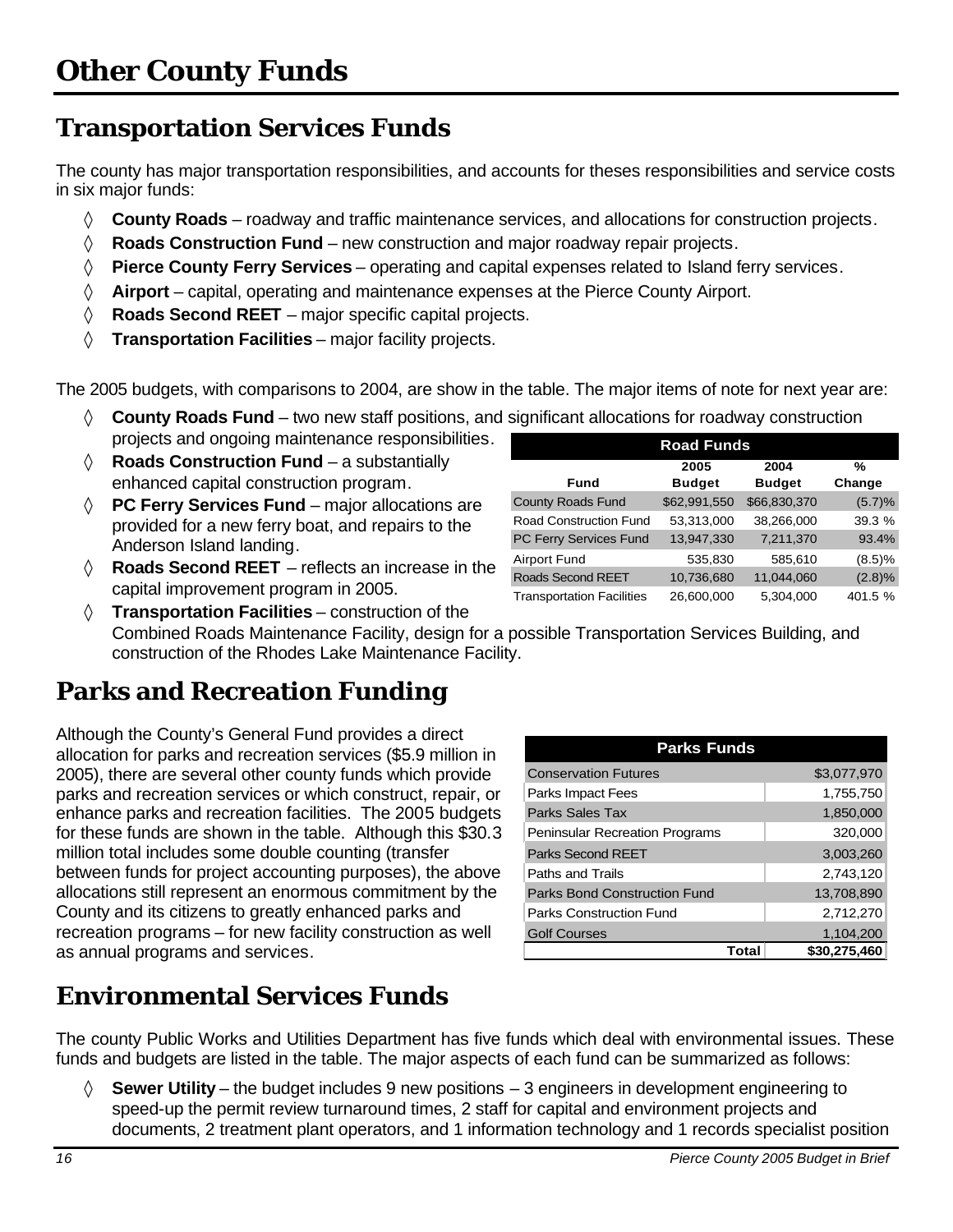# Other County Funds

## Transportation Services Funds

The county has major transportation responsibilities, and accounts for theses responsibilities and service costs in six major funds:

- ◊ **County Roads** – roadway and traffic maintenance services, and allocations for construction projects.
- ◊ **Roads Construction Fund** – new construction and major roadway repair projects.
- ◊ **Pierce County Ferry Services** – operating and capital expenses related to Island ferry services.
- ◊ **Airport** – capital, operating and maintenance expenses at the Pierce County Airport.
- ◊ **Roads Second REET** – major specific capital projects.
- ◊ **Transportation Facilities** – major facility projects.

The 2005 budgets, with comparisons to 2004, are show in the table. The major items of note for next year are:

- ◊ **County Roads Fund** – two new staff positions, and significant allocations for roadway construction projects and ongoing maintenance responsibilities.
- ◊ **Roads Construction Fund** – a substantially enhanced capital construction program.
- ◊ **PC Ferry Services Fund** – major allocations are provided for a new ferry boat, and repairs to the Anderson Island landing.
- ◊ **Roads Second REET** – reflects an increase in the capital improvement program in 2005.
- ◊ **Transportation Facilities** – construction of the Combined Roads Maintenance Facility, design for a possible Transportation Services Building, and construction of the Rhodes Lake Maintenance Facility.

| Road Funds | | | |
|---|---|---|---|
| Fund | 2005 Budget | 2004 Budget | % Change |
| County Roads Fund | $62,991,550 | $66,830,370 | (5.7)% |
| Road Construction Fund | 53,313,000 | 38,266,000 | 39.3 % |
| PC Ferry Services Fund | 13,947,330 | 7,211,370 | 93.4% |
| Airport Fund | 535,830 | 585,610 | (8.5)% |
| Roads Second REET | 10,736,680 | 11,044,060 | (2.8)% |
| Transportation Facilities | 26,600,000 | 5,304,000 | 401.5 % |

## Parks and Recreation Funding

Although the County's General Fund provides a direct allocation for parks and recreation services ($5.9 million in 2005), there are several other county funds which provide parks and recreation services or which construct, repair, or enhance parks and recreation facilities. The 2005 budgets for these funds are shown in the table. Although this $30.3 million total includes some double counting (transfer between funds for project accounting purposes), the above allocations still represent an enormous commitment by the County and its citizens to greatly enhanced parks and recreation programs – for new facility construction as well as annual programs and services.

| Parks Funds | |
|---|---|
| Conservation Futures | $3,077,970 |
| Parks Impact Fees | 1,755,750 |
| Parks Sales Tax | 1,850,000 |
| Peninsular Recreation Programs | 320,000 |
| Parks Second REET | 3,003,260 |
| Paths and Trails | 2,743,120 |
| Parks Bond Construction Fund | 13,708,890 |
| Parks Construction Fund | 2,712,270 |
| Golf Courses | 1,104,200 |
| **Total** | **$30,275,460** |

## Environmental Services Funds

The county Public Works and Utilities Department has five funds which deal with environmental issues. These funds and budgets are listed in the table. The major aspects of each fund can be summarized as follows:

- ◊ **Sewer Utility** – the budget includes 9 new positions – 3 engineers in development engineering to speed-up the permit review turnaround times, 2 staff for capital and environment projects and documents, 2 treatment plant operators, and 1 information technology and 1 records specialist position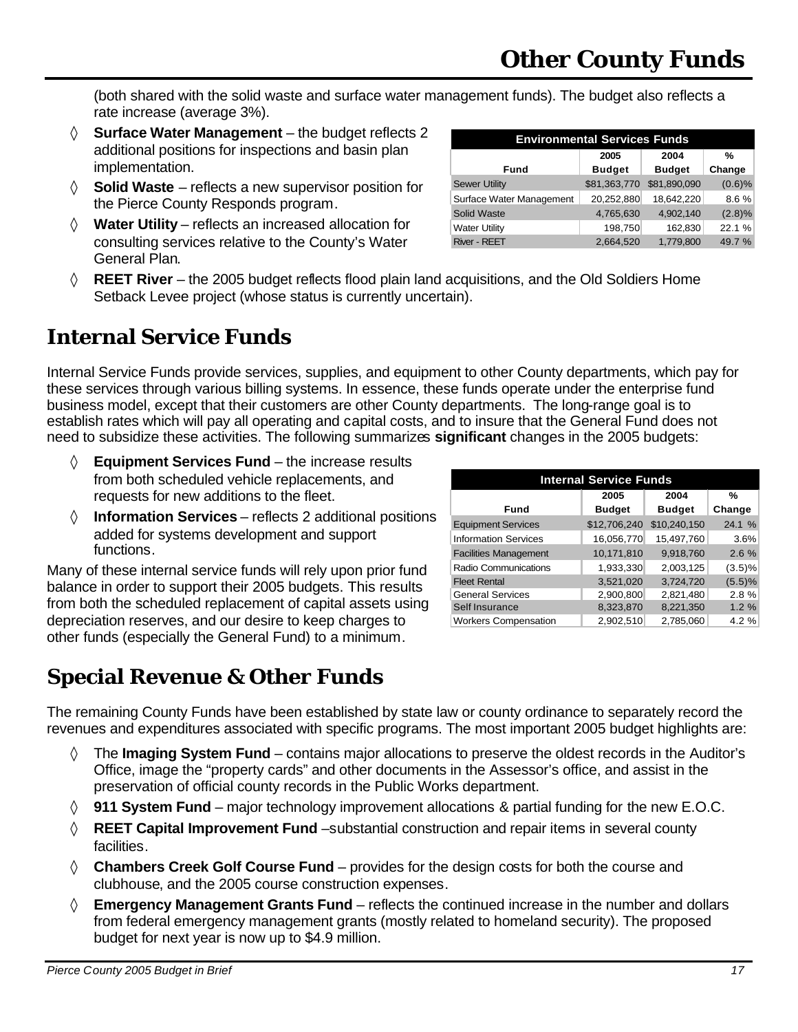(both shared with the solid waste and surface water management funds). The budget also reflects a rate increase (average 3%).

◊ **Surface Water Management** – the budget reflects 2 additional positions for inspections and basin plan implementation.

◊ **Solid Waste** – reflects a new supervisor position for the Pierce County Responds program.

◊ **Water Utility** – reflects an increased allocation for consulting services relative to the County's Water General Plan.

| Environmental Services Funds | | | |
|---|---|---|---|
| Fund | 2005 Budget | 2004 Budget | % Change |
| Sewer Utility | $81,363,770 | $81,890,090 | (0.6)% |
| Surface Water Management | 20,252,880 | 18,642,220 | 8.6 % |
| Solid Waste | 4,765,630 | 4,902,140 | (2.8)% |
| Water Utility | 198,750 | 162,830 | 22.1 % |
| River - REET | 2,664,520 | 1,779,800 | 49.7 % |

◊ **REET River** – the 2005 budget reflects flood plain land acquisitions, and the Old Soldiers Home Setback Levee project (whose status is currently uncertain).

## Internal Service Funds

Internal Service Funds provide services, supplies, and equipment to other County departments, which pay for these services through various billing systems. In essence, these funds operate under the enterprise fund business model, except that their customers are other County departments. The long-range goal is to establish rates which will pay all operating and capital costs, and to insure that the General Fund does not need to subsidize these activities. The following summarizes **significant** changes in the 2005 budgets:

◊ **Equipment Services Fund** – the increase results from both scheduled vehicle replacements, and requests for new additions to the fleet.

◊ **Information Services** – reflects 2 additional positions added for systems development and support functions.

Many of these internal service funds will rely upon prior fund balance in order to support their 2005 budgets. This results from both the scheduled replacement of capital assets using depreciation reserves, and our desire to keep charges to other funds (especially the General Fund) to a minimum.

| Internal Service Funds | | | |
|---|---|---|---|
| Fund | 2005 Budget | 2004 Budget | % Change |
| Equipment Services | $12,706,240 | $10,240,150 | 24.1 % |
| Information Services | 16,056,770 | 15,497,760 | 3.6% |
| Facilities Management | 10,171,810 | 9,918,760 | 2.6 % |
| Radio Communications | 1,933,330 | 2,003,125 | (3.5)% |
| Fleet Rental | 3,521,020 | 3,724,720 | (5.5)% |
| General Services | 2,900,800 | 2,821,480 | 2.8 % |
| Self Insurance | 8,323,870 | 8,221,350 | 1.2 % |
| Workers Compensation | 2,902,510 | 2,785,060 | 4.2 % |

## Special Revenue & Other Funds

The remaining County Funds have been established by state law or county ordinance to separately record the revenues and expenditures associated with specific programs. The most important 2005 budget highlights are:

◊ The **Imaging System Fund** – contains major allocations to preserve the oldest records in the Auditor's Office, image the "property cards" and other documents in the Assessor's office, and assist in the preservation of official county records in the Public Works department.

◊ **911 System Fund** – major technology improvement allocations & partial funding for the new E.O.C.

◊ **REET Capital Improvement Fund** –substantial construction and repair items in several county facilities.

◊ **Chambers Creek Golf Course Fund** – provides for the design costs for both the course and clubhouse, and the 2005 course construction expenses.

◊ **Emergency Management Grants Fund** – reflects the continued increase in the number and dollars from federal emergency management grants (mostly related to homeland security). The proposed budget for next year is now up to $4.9 million.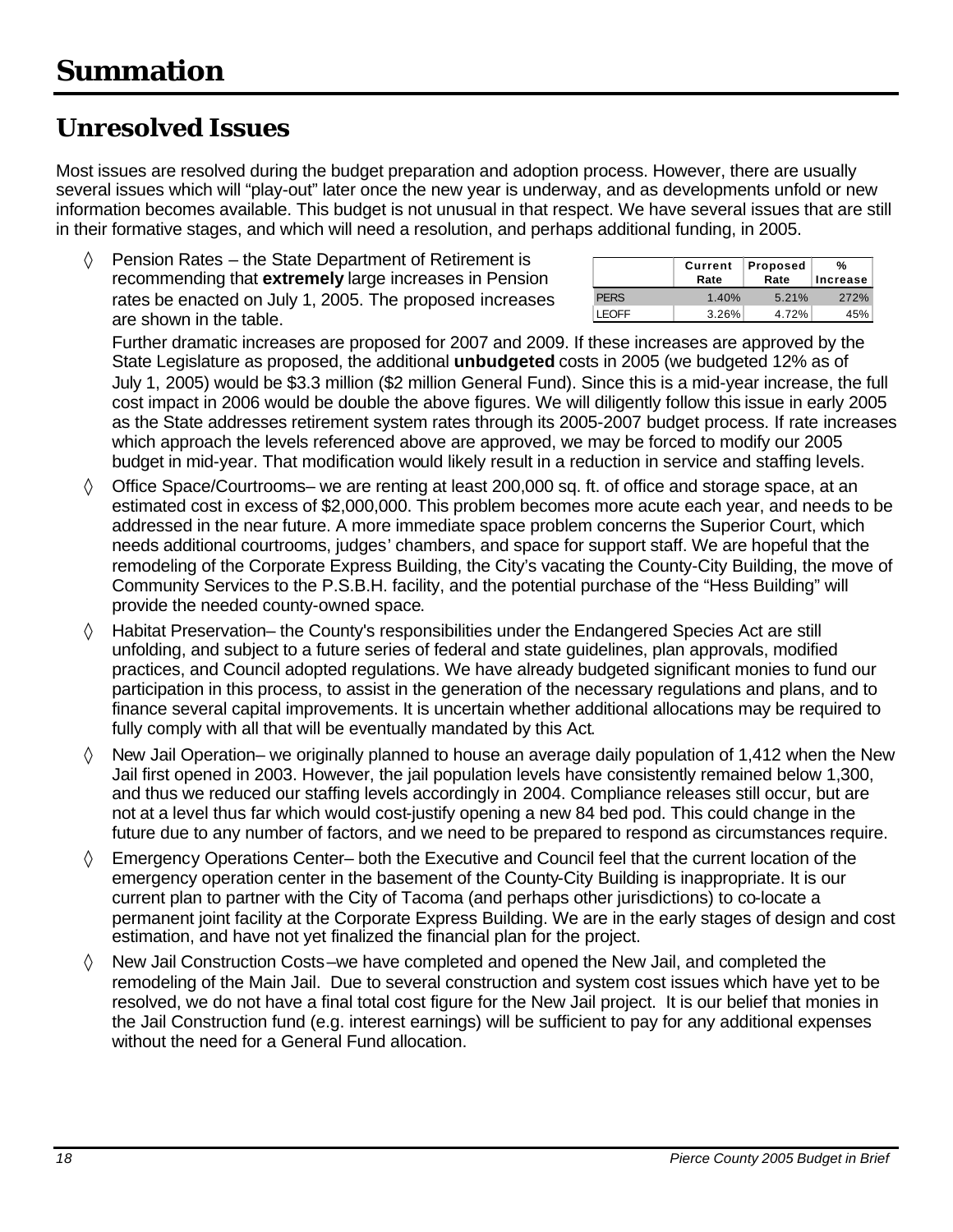# Summation

## Unresolved Issues

Most issues are resolved during the budget preparation and adoption process. However, there are usually several issues which will "play-out" later once the new year is underway, and as developments unfold or new information becomes available. This budget is not unusual in that respect. We have several issues that are still in their formative stages, and which will need a resolution, and perhaps additional funding, in 2005.

◊ Pension Rates – the State Department of Retirement is recommending that **extremely** large increases in Pension rates be enacted on July 1, 2005. The proposed increases are shown in the table.

| | Current Rate | Proposed Rate | % Increase |
|---|---|---|---|
| PERS | 1.40% | 5.21% | 272% |
| LEOFF | 3.26% | 4.72% | 45% |

Further dramatic increases are proposed for 2007 and 2009. If these increases are approved by the State Legislature as proposed, the additional **unbudgeted** costs in 2005 (we budgeted 12% as of July 1, 2005) would be $3.3 million ($2 million General Fund). Since this is a mid-year increase, the full cost impact in 2006 would be double the above figures. We will diligently follow this issue in early 2005 as the State addresses retirement system rates through its 2005-2007 budget process. If rate increases which approach the levels referenced above are approved, we may be forced to modify our 2005 budget in mid-year. That modification would likely result in a reduction in service and staffing levels.

◊ Office Space/Courtrooms– we are renting at least 200,000 sq. ft. of office and storage space, at an estimated cost in excess of $2,000,000. This problem becomes more acute each year, and needs to be addressed in the near future. A more immediate space problem concerns the Superior Court, which needs additional courtrooms, judges' chambers, and space for support staff. We are hopeful that the remodeling of the Corporate Express Building, the City's vacating the County-City Building, the move of Community Services to the P.S.B.H. facility, and the potential purchase of the "Hess Building" will provide the needed county-owned space.

◊ Habitat Preservation– the County's responsibilities under the Endangered Species Act are still unfolding, and subject to a future series of federal and state guidelines, plan approvals, modified practices, and Council adopted regulations. We have already budgeted significant monies to fund our participation in this process, to assist in the generation of the necessary regulations and plans, and to finance several capital improvements. It is uncertain whether additional allocations may be required to fully comply with all that will be eventually mandated by this Act.

◊ New Jail Operation– we originally planned to house an average daily population of 1,412 when the New Jail first opened in 2003. However, the jail population levels have consistently remained below 1,300, and thus we reduced our staffing levels accordingly in 2004. Compliance releases still occur, but are not at a level thus far which would cost-justify opening a new 84 bed pod. This could change in the future due to any number of factors, and we need to be prepared to respond as circumstances require.

◊ Emergency Operations Center– both the Executive and Council feel that the current location of the emergency operation center in the basement of the County-City Building is inappropriate. It is our current plan to partner with the City of Tacoma (and perhaps other jurisdictions) to co-locate a permanent joint facility at the Corporate Express Building. We are in the early stages of design and cost estimation, and have not yet finalized the financial plan for the project.

◊ New Jail Construction Costs–we have completed and opened the New Jail, and completed the remodeling of the Main Jail. Due to several construction and system cost issues which have yet to be resolved, we do not have a final total cost figure for the New Jail project. It is our belief that monies in the Jail Construction fund (e.g. interest earnings) will be sufficient to pay for any additional expenses without the need for a General Fund allocation.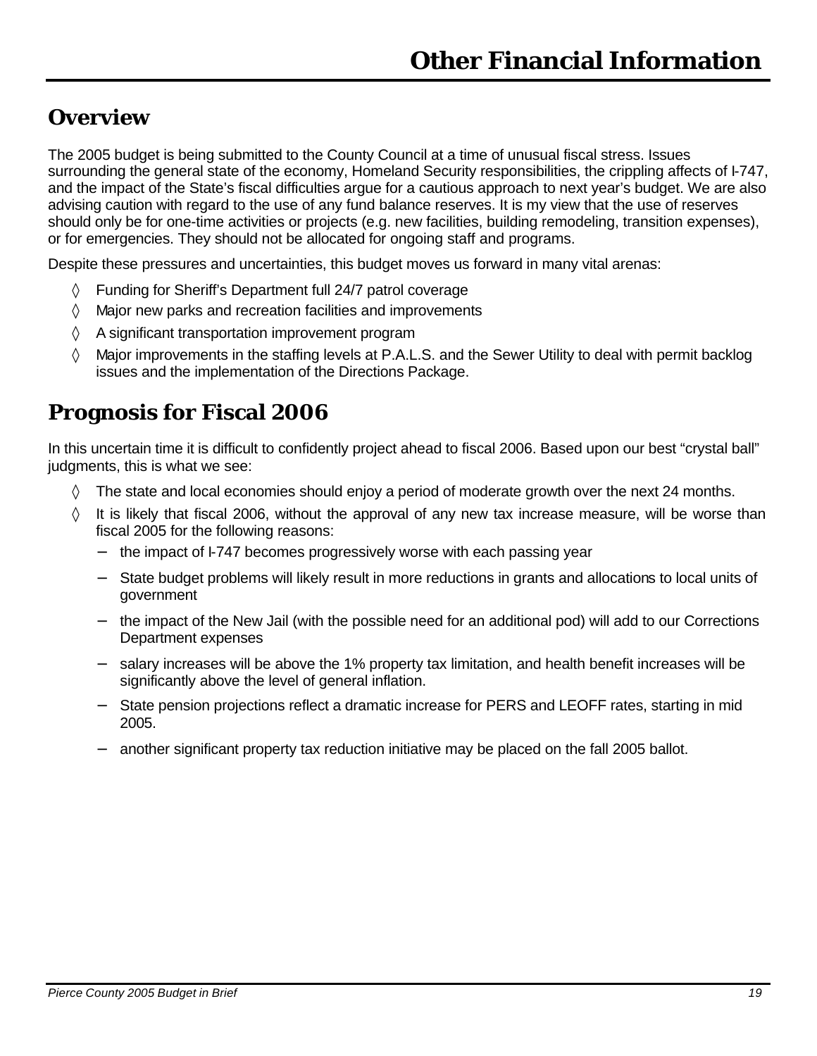# Other Financial Information

## Overview

The 2005 budget is being submitted to the County Council at a time of unusual fiscal stress. Issues surrounding the general state of the economy, Homeland Security responsibilities, the crippling affects of I-747, and the impact of the State's fiscal difficulties argue for a cautious approach to next year's budget. We are also advising caution with regard to the use of any fund balance reserves. It is my view that the use of reserves should only be for one-time activities or projects (e.g. new facilities, building remodeling, transition expenses), or for emergencies. They should not be allocated for ongoing staff and programs.

Despite these pressures and uncertainties, this budget moves us forward in many vital arenas:

- Funding for Sheriff's Department full 24/7 patrol coverage
- Major new parks and recreation facilities and improvements
- A significant transportation improvement program
- Major improvements in the staffing levels at P.A.L.S. and the Sewer Utility to deal with permit backlog issues and the implementation of the Directions Package.

## Prognosis for Fiscal 2006

In this uncertain time it is difficult to confidently project ahead to fiscal 2006. Based upon our best "crystal ball" judgments, this is what we see:

- The state and local economies should enjoy a period of moderate growth over the next 24 months.
- It is likely that fiscal 2006, without the approval of any new tax increase measure, will be worse than fiscal 2005 for the following reasons:
  - the impact of I-747 becomes progressively worse with each passing year
  - State budget problems will likely result in more reductions in grants and allocations to local units of government
  - the impact of the New Jail (with the possible need for an additional pod) will add to our Corrections Department expenses
  - salary increases will be above the 1% property tax limitation, and health benefit increases will be significantly above the level of general inflation.
  - State pension projections reflect a dramatic increase for PERS and LEOFF rates, starting in mid 2005.
  - another significant property tax reduction initiative may be placed on the fall 2005 ballot.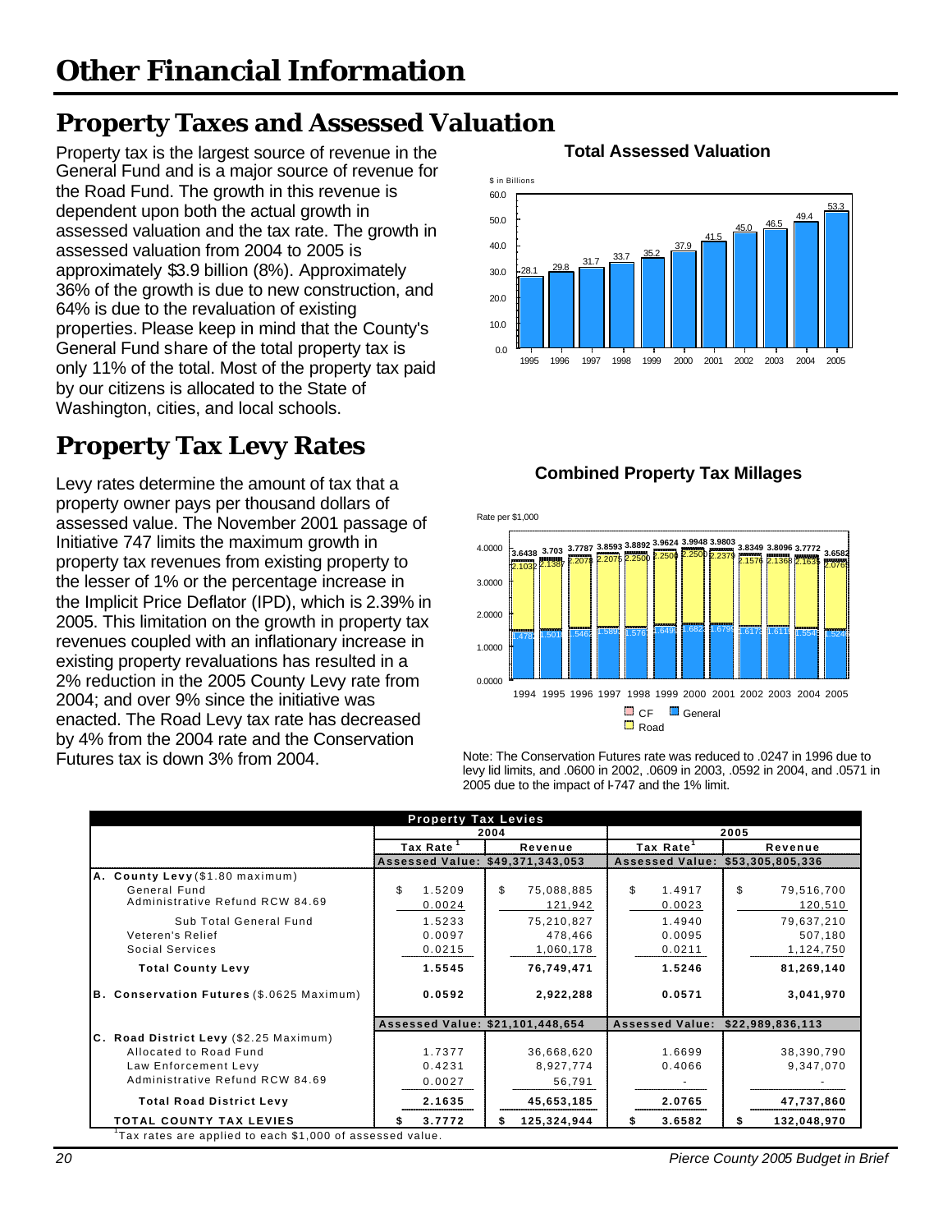# Other Financial Information

## Property Taxes and Assessed Valuation

Property tax is the largest source of revenue in the General Fund and is a major source of revenue for the Road Fund. The growth in this revenue is dependent upon both the actual growth in assessed valuation and the tax rate. The growth in assessed valuation from 2004 to 2005 is approximately $3.9 billion (8%). Approximately 36% of the growth is due to new construction, and 64% is due to the revaluation of existing properties. Please keep in mind that the County's General Fund share of the total property tax is only 11% of the total. Most of the property tax paid by our citizens is allocated to the State of Washington, cities, and local schools.

**Total Assessed Valuation**

$ in Billions

| Year | 1995 | 1996 | 1997 | 1998 | 1999 | 2000 | 2001 | 2002 | 2003 | 2004 | 2005 |
|---|---|---|---|---|---|---|---|---|---|---|---|
| Value | 28.1 | 29.8 | 31.7 | 33.7 | 35.2 | 37.9 | 41.5 | 45.0 | 46.5 | 49.4 | 53.3 |

## Property Tax Levy Rates

Levy rates determine the amount of tax that a property owner pays per thousand dollars of assessed value. The November 2001 passage of Initiative 747 limits the maximum growth in property tax revenues from existing property to the lesser of 1% or the percentage increase in the Implicit Price Deflator (IPD), which is 2.39% in 2005. This limitation on the growth in property tax revenues coupled with an inflationary increase in existing property revaluations has resulted in a 2% reduction in the 2005 County Levy rate from 2004; and over 9% since the initiative was enacted. The Road Levy tax rate has decreased by 4% from the 2004 rate and the Conservation Futures tax is down 3% from 2004.

**Combined Property Tax Millages**

Rate per $1,000

| Year | 1994 | 1995 | 1996 | 1997 | 1998 | 1999 | 2000 | 2001 | 2002 | 2003 | 2004 | 2005 |
|---|---|---|---|---|---|---|---|---|---|---|---|---|
| Total | 3.6438 | 3.703 | 3.7787 | 3.8593 | 3.8892 | 3.9624 | 3.9948 | 3.9803 | 3.8349 | 3.8096 | 3.7772 | 3.6582 |
| Road | 2.1032 | 2.1387 | 2.2078 | 2.2075 | 2.2500 | 2.2500 | 2.2500 | 2.2379 | 2.1576 | 2.1368 | 2.1635 | 2.0765 |
| General | 1.4782 | 1.5018 | 1.5462 | 1.5693 | 1.576 | 1.6499 | 1.6823 | 1.6795 | 1.6173 | 1.6119 | 1.5545 | 1.5246 |

CF ■ General ■ Road

Note: The Conservation Futures rate was reduced to .0247 in 1996 due to levy lid limits, and .0600 in 2002, .0609 in 2003, .0592 in 2004, and .0571 in 2005 due to the impact of I-747 and the 1% limit.

**Property Tax Levies**

| | 2004 | | 2005 | |
|---|---|---|---|---|
| | Tax Rate[1] | Revenue | Tax Rate[1] | Revenue |
| | Assessed Value: $49,371,343,053 | | Assessed Value: $53,305,805,336 | |
| **A. County Levy** ($1.80 maximum) | | | | |
| General Fund | $ 1.5209 | $ 75,088,885 | $ 1.4917 | $ 79,516,700 |
| Administrative Refund RCW 84.69 | 0.0024 | 121,942 | 0.0023 | 120,510 |
| Sub Total General Fund | 1.5233 | 75,210,827 | 1.4940 | 79,637,210 |
| Veteren's Relief | 0.0097 | 478,466 | 0.0095 | 507,180 |
| Social Services | 0.0215 | 1,060,178 | 0.0211 | 1,124,750 |
| **Total County Levy** | **1.5545** | **76,749,471** | **1.5246** | **81,269,140** |
| **B. Conservation Futures** ($.0625 Maximum) | **0.0592** | **2,922,288** | **0.0571** | **3,041,970** |
| | Assessed Value: $21,101,448,654 | | Assessed Value: $22,989,836,113 | |
| **C. Road District Levy** ($2.25 Maximum) | | | | |
| Allocated to Road Fund | 1.7377 | 36,668,620 | 1.6699 | 38,390,790 |
| Law Enforcement Levy | 0.4231 | 8,927,774 | 0.4066 | 9,347,070 |
| Administrative Refund RCW 84.69 | 0.0027 | 56,791 | - | - |
| **Total Road District Levy** | **2.1635** | **45,653,185** | **2.0765** | **47,737,860** |
| **TOTAL COUNTY TAX LEVIES** | **$ 3.7772** | **$ 125,324,944** | **$ 3.6582** | **$ 132,048,970** |

[1] Tax rates are applied to each $1,000 of assessed value.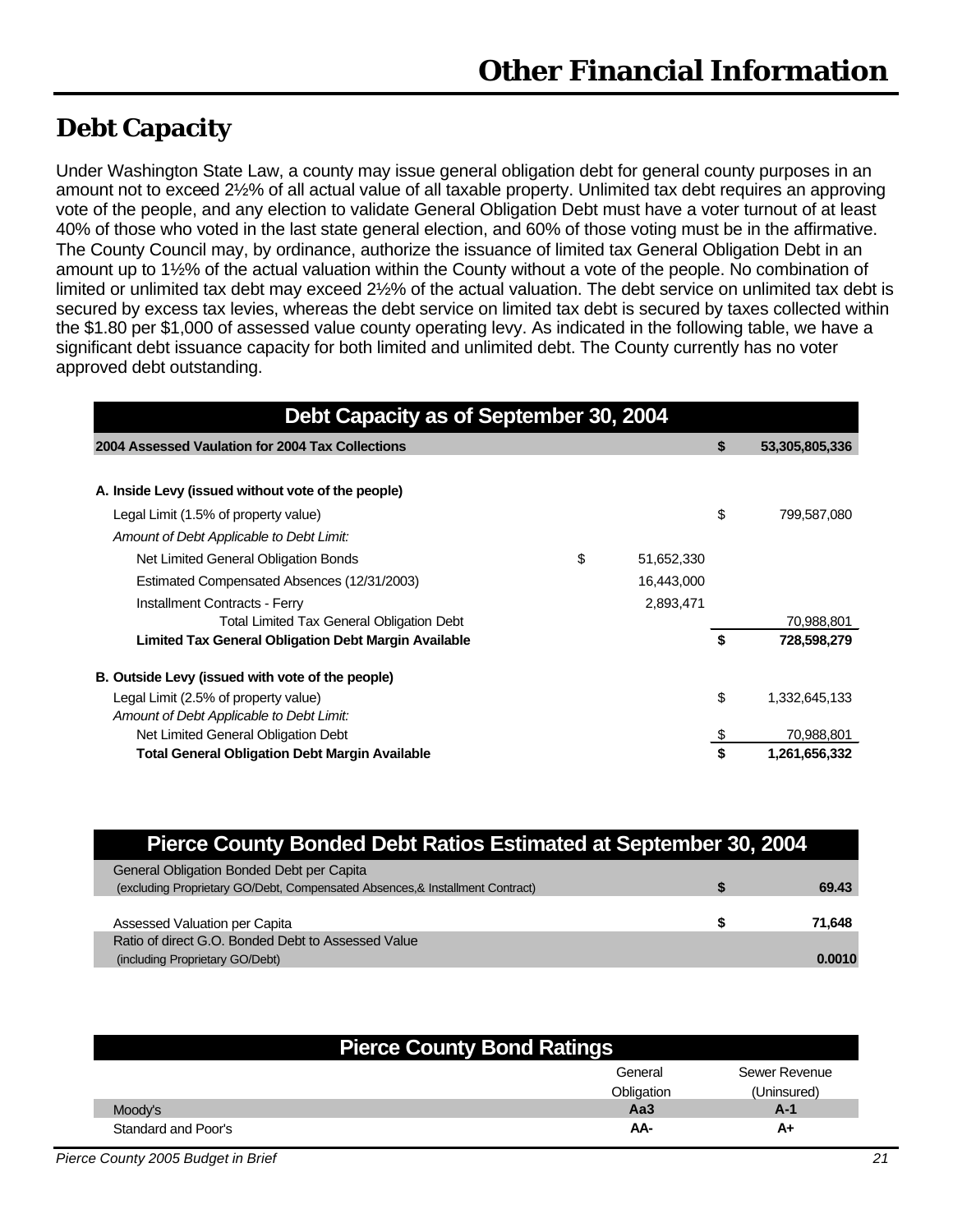# Other Financial Information

## Debt Capacity

Under Washington State Law, a county may issue general obligation debt for general county purposes in an amount not to exceed 2½% of all actual value of all taxable property. Unlimited tax debt requires an approving vote of the people, and any election to validate General Obligation Debt must have a voter turnout of at least 40% of those who voted in the last state general election, and 60% of those voting must be in the affirmative. The County Council may, by ordinance, authorize the issuance of limited tax General Obligation Debt in an amount up to 1½% of the actual valuation within the County without a vote of the people. No combination of limited or unlimited tax debt may exceed 2½% of the actual valuation. The debt service on unlimited tax debt is secured by excess tax levies, whereas the debt service on limited tax debt is secured by taxes collected within the $1.80 per $1,000 of assessed value county operating levy. As indicated in the following table, we have a significant debt issuance capacity for both limited and unlimited debt. The County currently has no voter approved debt outstanding.

| Debt Capacity as of September 30, 2004 | | | | |
|---|---|---|---|---|
| **2004 Assessed Vaulation for 2004 Tax Collections** | | | **$** | **53,305,805,336** |
| | | | | |
| **A. Inside Levy (issued without vote of the people)** | | | | |
| Legal Limit (1.5% of property value) | | | $ | 799,587,080 |
| *Amount of Debt Applicable to Debt Limit:* | | | | |
| Net Limited General Obligation Bonds | $ | 51,652,330 | | |
| Estimated Compensated Absences (12/31/2003) | | 16,443,000 | | |
| Installment Contracts - Ferry | | 2,893,471 | | |
| Total Limited Tax General Obligation Debt | | | | 70,988,801 |
| **Limited Tax General Obligation Debt Margin Available** | | | **$** | **728,598,279** |
| | | | | |
| **B. Outside Levy (issued with vote of the people)** | | | | |
| Legal Limit (2.5% of property value) | | | $ | 1,332,645,133 |
| *Amount of Debt Applicable to Debt Limit:* | | | | |
| Net Limited General Obligation Debt | | | $ | 70,988,801 |
| **Total General Obligation Debt Margin Available** | | | **$** | **1,261,656,332** |

| Pierce County Bonded Debt Ratios Estimated at September 30, 2004 | | |
|---|---|---|
| General Obligation Bonded Debt per Capita (excluding Proprietary GO/Debt, Compensated Absences,& Installment Contract) | **$** | **69.43** |
| Assessed Valuation per Capita | **$** | **71,648** |
| Ratio of direct G.O. Bonded Debt to Assessed Value (including Proprietary GO/Debt) | | **0.0010** |

| Pierce County Bond Ratings | General Obligation | Sewer Revenue (Uninsured) |
|---|---|---|
| Moody's | **Aa3** | **A-1** |
| Standard and Poor's | **AA-** | **A+** |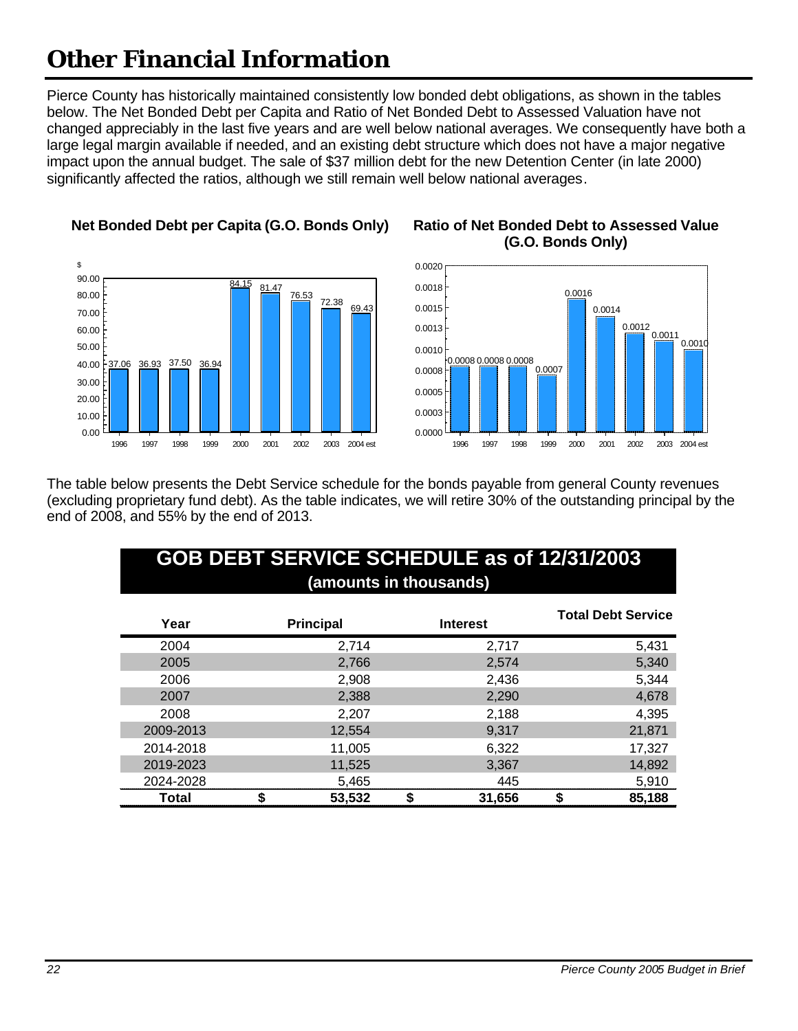# Other Financial Information

Pierce County has historically maintained consistently low bonded debt obligations, as shown in the tables below. The Net Bonded Debt per Capita and Ratio of Net Bonded Debt to Assessed Valuation have not changed appreciably in the last five years and are well below national averages. We consequently have both a large legal margin available if needed, and an existing debt structure which does not have a major negative impact upon the annual budget. The sale of $37 million debt for the new Detention Center (in late 2000) significantly affected the ratios, although we still remain well below national averages.

**Net Bonded Debt per Capita (G.O. Bonds Only)**

| Year | $ |
|---|---|
| 1996 | 37.06 |
| 1997 | 36.93 |
| 1998 | 37.50 |
| 1999 | 36.94 |
| 2000 | 84.15 |
| 2001 | 81.47 |
| 2002 | 76.53 |
| 2003 | 72.38 |
| 2004 est | 69.43 |

**Ratio of Net Bonded Debt to Assessed Value (G.O. Bonds Only)**

| Year | Ratio |
|---|---|
| 1996 | 0.0008 |
| 1997 | 0.0008 |
| 1998 | 0.0008 |
| 1999 | 0.0007 |
| 2000 | 0.0016 |
| 2001 | 0.0014 |
| 2002 | 0.0012 |
| 2003 | 0.0011 |
| 2004 est | 0.0010 |

The table below presents the Debt Service schedule for the bonds payable from general County revenues (excluding proprietary fund debt). As the table indicates, we will retire 30% of the outstanding principal by the end of 2008, and 55% by the end of 2013.

## GOB DEBT SERVICE SCHEDULE as of 12/31/2003

**(amounts in thousands)**

| Year | Principal | Interest | Total Debt Service |
|---|---|---|---|
| 2004 | 2,714 | 2,717 | 5,431 |
| 2005 | 2,766 | 2,574 | 5,340 |
| 2006 | 2,908 | 2,436 | 5,344 |
| 2007 | 2,388 | 2,290 | 4,678 |
| 2008 | 2,207 | 2,188 | 4,395 |
| 2009-2013 | 12,554 | 9,317 | 21,871 |
| 2014-2018 | 11,005 | 6,322 | 17,327 |
| 2019-2023 | 11,525 | 3,367 | 14,892 |
| 2024-2028 | 5,465 | 445 | 5,910 |
| **Total** | **$ 53,532** | **$ 31,656** | **$ 85,188** |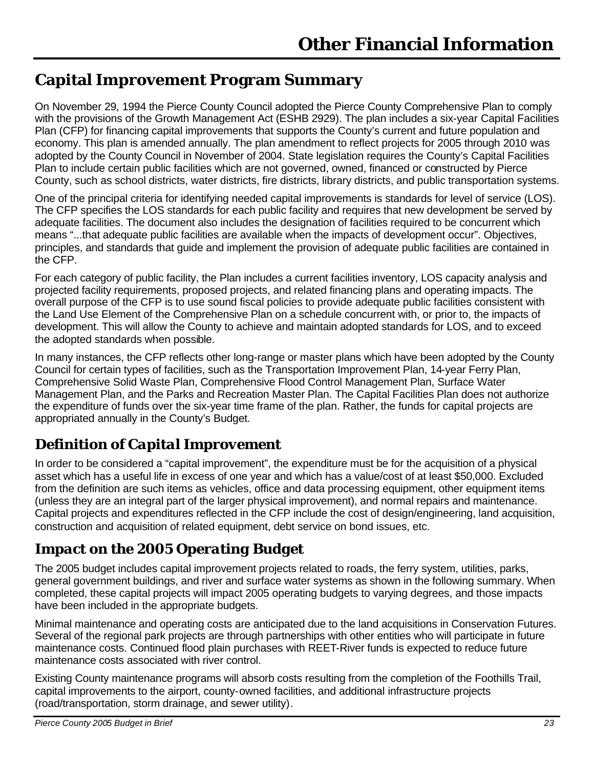# Other Financial Information

## Capital Improvement Program Summary

On November 29, 1994 the Pierce County Council adopted the Pierce County Comprehensive Plan to comply with the provisions of the Growth Management Act (ESHB 2929). The plan includes a six-year Capital Facilities Plan (CFP) for financing capital improvements that supports the County's current and future population and economy. This plan is amended annually. The plan amendment to reflect projects for 2005 through 2010 was adopted by the County Council in November of 2004. State legislation requires the County's Capital Facilities Plan to include certain public facilities which are not governed, owned, financed or constructed by Pierce County, such as school districts, water districts, fire districts, library districts, and public transportation systems.

One of the principal criteria for identifying needed capital improvements is standards for level of service (LOS). The CFP specifies the LOS standards for each public facility and requires that new development be served by adequate facilities. The document also includes the designation of facilities required to be concurrent which means "...that adequate public facilities are available when the impacts of development occur". Objectives, principles, and standards that guide and implement the provision of adequate public facilities are contained in the CFP.

For each category of public facility, the Plan includes a current facilities inventory, LOS capacity analysis and projected facility requirements, proposed projects, and related financing plans and operating impacts. The overall purpose of the CFP is to use sound fiscal policies to provide adequate public facilities consistent with the Land Use Element of the Comprehensive Plan on a schedule concurrent with, or prior to, the impacts of development. This will allow the County to achieve and maintain adopted standards for LOS, and to exceed the adopted standards when possible.

In many instances, the CFP reflects other long-range or master plans which have been adopted by the County Council for certain types of facilities, such as the Transportation Improvement Plan, 14-year Ferry Plan, Comprehensive Solid Waste Plan, Comprehensive Flood Control Management Plan, Surface Water Management Plan, and the Parks and Recreation Master Plan. The Capital Facilities Plan does not authorize the expenditure of funds over the six-year time frame of the plan. Rather, the funds for capital projects are appropriated annually in the County's Budget.

## Definition of Capital Improvement

In order to be considered a "capital improvement", the expenditure must be for the acquisition of a physical asset which has a useful life in excess of one year and which has a value/cost of at least $50,000. Excluded from the definition are such items as vehicles, office and data processing equipment, other equipment items (unless they are an integral part of the larger physical improvement), and normal repairs and maintenance. Capital projects and expenditures reflected in the CFP include the cost of design/engineering, land acquisition, construction and acquisition of related equipment, debt service on bond issues, etc.

## Impact on the 2005 Operating Budget

The 2005 budget includes capital improvement projects related to roads, the ferry system, utilities, parks, general government buildings, and river and surface water systems as shown in the following summary. When completed, these capital projects will impact 2005 operating budgets to varying degrees, and those impacts have been included in the appropriate budgets.

Minimal maintenance and operating costs are anticipated due to the land acquisitions in Conservation Futures. Several of the regional park projects are through partnerships with other entities who will participate in future maintenance costs. Continued flood plain purchases with REET-River funds is expected to reduce future maintenance costs associated with river control.

Existing County maintenance programs will absorb costs resulting from the completion of the Foothills Trail, capital improvements to the airport, county-owned facilities, and additional infrastructure projects (road/transportation, storm drainage, and sewer utility).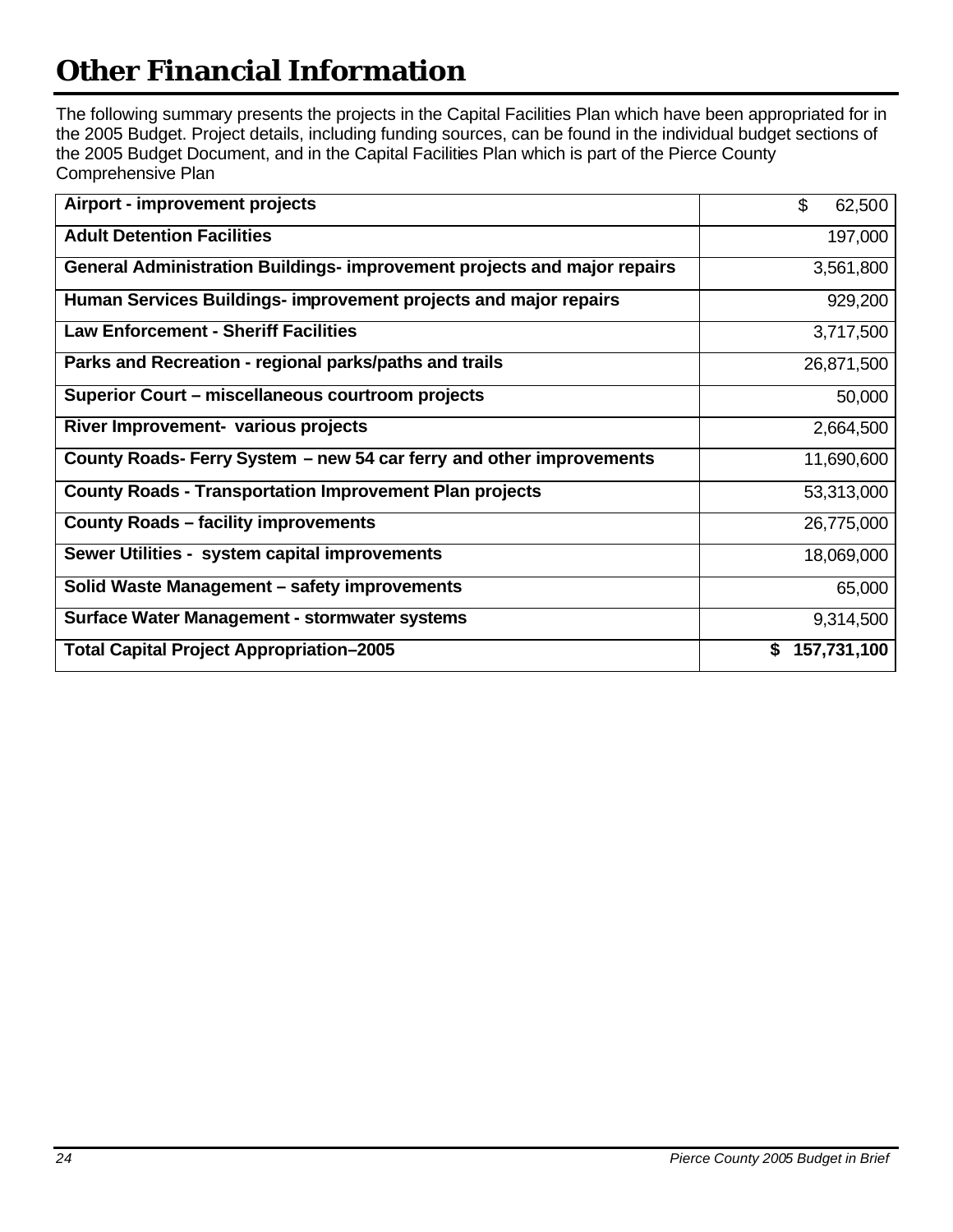# Other Financial Information

The following summary presents the projects in the Capital Facilities Plan which have been appropriated for in the 2005 Budget. Project details, including funding sources, can be found in the individual budget sections of the 2005 Budget Document, and in the Capital Facilities Plan which is part of the Pierce County Comprehensive Plan

| | |
|---|---|
| **Airport - improvement projects** | $ 62,500 |
| **Adult Detention Facilities** | 197,000 |
| **General Administration Buildings- improvement projects and major repairs** | 3,561,800 |
| **Human Services Buildings- improvement projects and major repairs** | 929,200 |
| **Law Enforcement - Sheriff Facilities** | 3,717,500 |
| **Parks and Recreation - regional parks/paths and trails** | 26,871,500 |
| **Superior Court – miscellaneous courtroom projects** | 50,000 |
| **River Improvement- various projects** | 2,664,500 |
| **County Roads- Ferry System – new 54 car ferry and other improvements** | 11,690,600 |
| **County Roads - Transportation Improvement Plan projects** | 53,313,000 |
| **County Roads – facility improvements** | 26,775,000 |
| **Sewer Utilities - system capital improvements** | 18,069,000 |
| **Solid Waste Management – safety improvements** | 65,000 |
| **Surface Water Management - stormwater systems** | 9,314,500 |
| **Total Capital Project Appropriation–2005** | **$ 157,731,100** |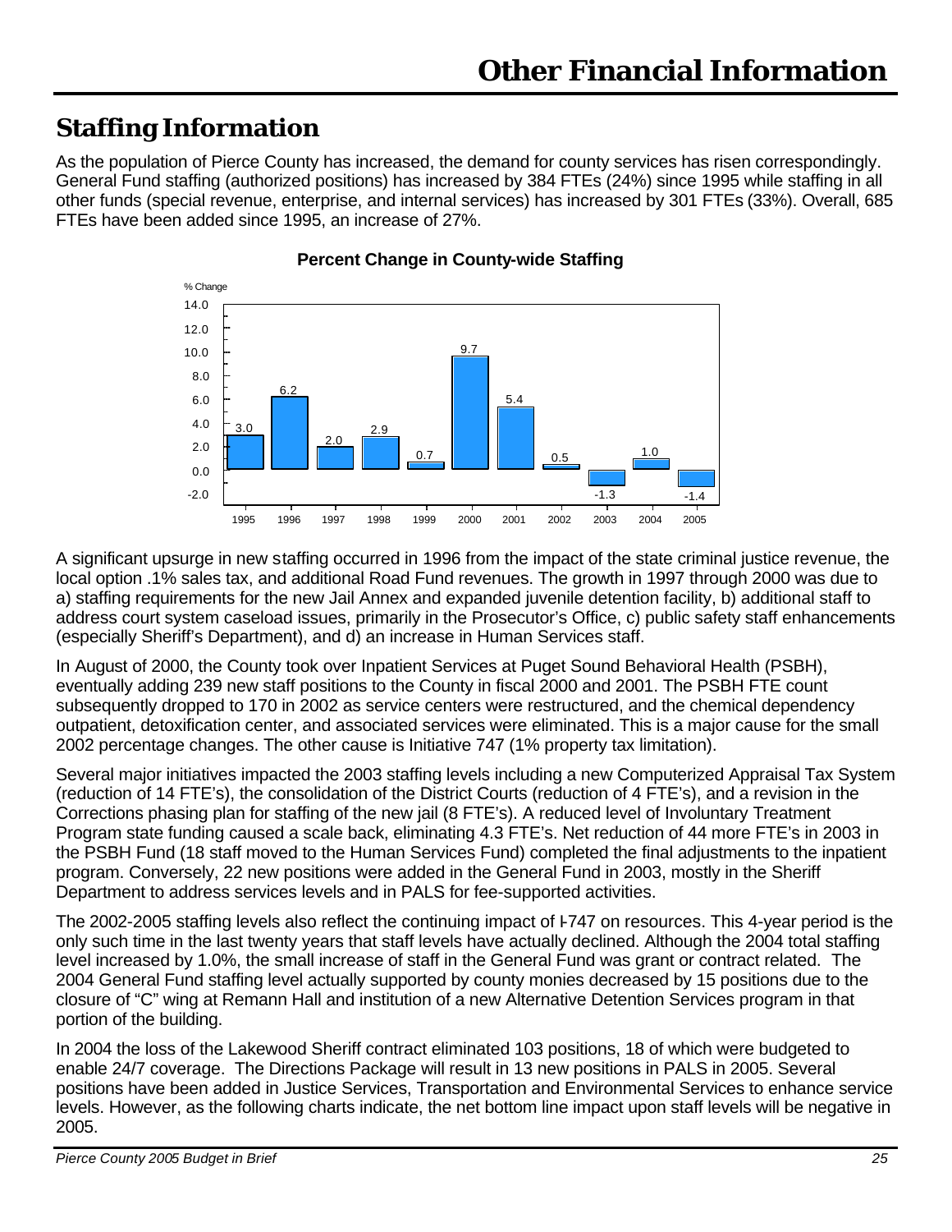# Other Financial Information

## Staffing Information

As the population of Pierce County has increased, the demand for county services has risen correspondingly. General Fund staffing (authorized positions) has increased by 384 FTEs (24%) since 1995 while staffing in all other funds (special revenue, enterprise, and internal services) has increased by 301 FTEs (33%). Overall, 685 FTEs have been added since 1995, an increase of 27%.

**Percent Change in County-wide Staffing**

| Year | % Change |
|---|---|
| 1995 | 3.0 |
| 1996 | 6.2 |
| 1997 | 2.0 |
| 1998 | 2.9 |
| 1999 | 0.7 |
| 2000 | 9.7 |
| 2001 | 5.4 |
| 2002 | 0.5 |
| 2003 | -1.3 |
| 2004 | 1.0 |
| 2005 | -1.4 |

A significant upsurge in new staffing occurred in 1996 from the impact of the state criminal justice revenue, the local option .1% sales tax, and additional Road Fund revenues. The growth in 1997 through 2000 was due to a) staffing requirements for the new Jail Annex and expanded juvenile detention facility, b) additional staff to address court system caseload issues, primarily in the Prosecutor's Office, c) public safety staff enhancements (especially Sheriff's Department), and d) an increase in Human Services staff.

In August of 2000, the County took over Inpatient Services at Puget Sound Behavioral Health (PSBH), eventually adding 239 new staff positions to the County in fiscal 2000 and 2001. The PSBH FTE count subsequently dropped to 170 in 2002 as service centers were restructured, and the chemical dependency outpatient, detoxification center, and associated services were eliminated. This is a major cause for the small 2002 percentage changes. The other cause is Initiative 747 (1% property tax limitation).

Several major initiatives impacted the 2003 staffing levels including a new Computerized Appraisal Tax System (reduction of 14 FTE's), the consolidation of the District Courts (reduction of 4 FTE's), and a revision in the Corrections phasing plan for staffing of the new jail (8 FTE's). A reduced level of Involuntary Treatment Program state funding caused a scale back, eliminating 4.3 FTE's. Net reduction of 44 more FTE's in 2003 in the PSBH Fund (18 staff moved to the Human Services Fund) completed the final adjustments to the inpatient program. Conversely, 22 new positions were added in the General Fund in 2003, mostly in the Sheriff Department to address services levels and in PALS for fee-supported activities.

The 2002-2005 staffing levels also reflect the continuing impact of I-747 on resources. This 4-year period is the only such time in the last twenty years that staff levels have actually declined. Although the 2004 total staffing level increased by 1.0%, the small increase of staff in the General Fund was grant or contract related. The 2004 General Fund staffing level actually supported by county monies decreased by 15 positions due to the closure of "C" wing at Remann Hall and institution of a new Alternative Detention Services program in that portion of the building.

In 2004 the loss of the Lakewood Sheriff contract eliminated 103 positions, 18 of which were budgeted to enable 24/7 coverage. The Directions Package will result in 13 new positions in PALS in 2005. Several positions have been added in Justice Services, Transportation and Environmental Services to enhance service levels. However, as the following charts indicate, the net bottom line impact upon staff levels will be negative in 2005.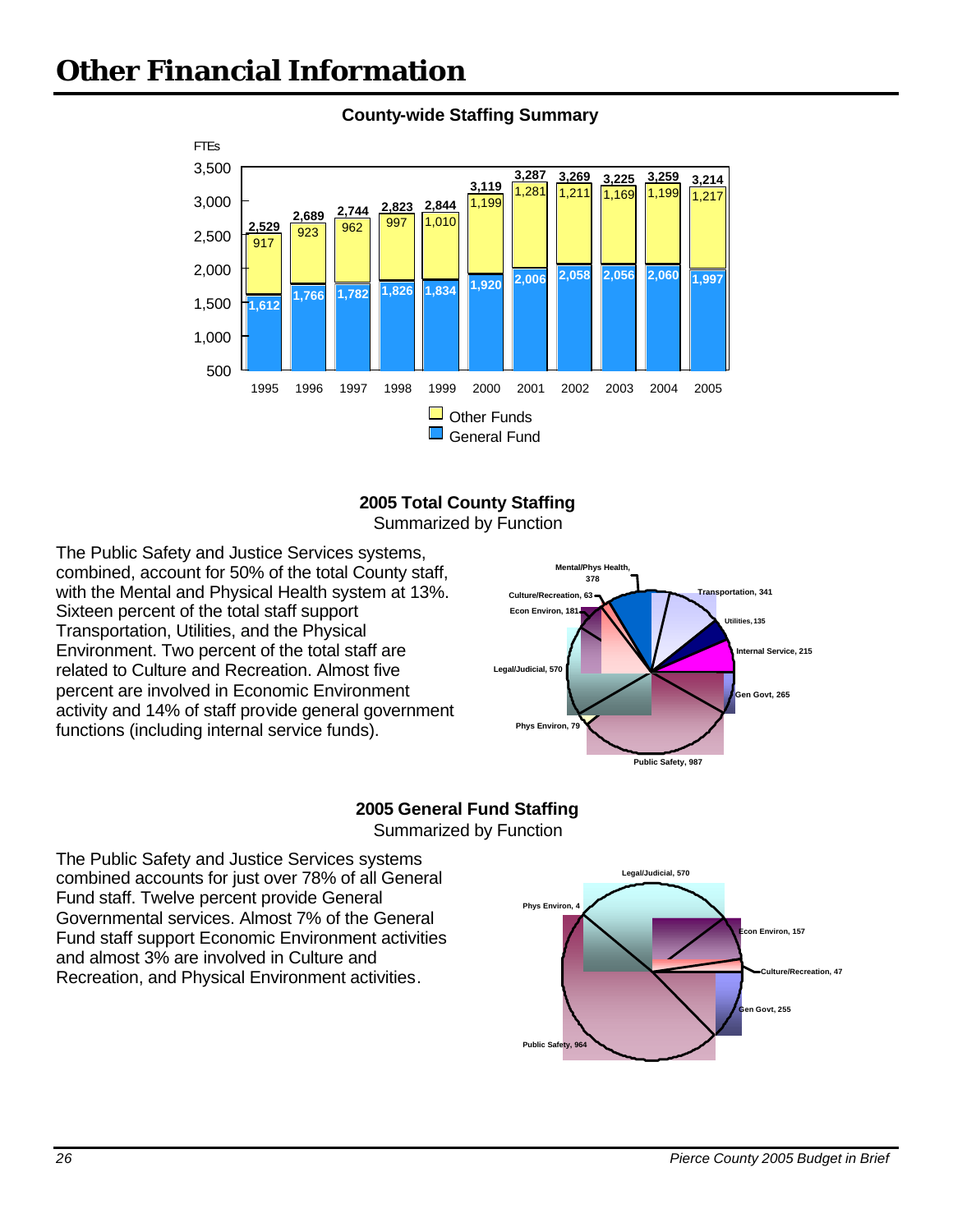# Other Financial Information

**County-wide Staffing Summary**

FTEs

| Year | General Fund | Other Funds | Total |
|---|---|---|---|
| 1995 | 1,612 | 917 | 2,529 |
| 1996 | 1,766 | 923 | 2,689 |
| 1997 | 1,782 | 962 | 2,744 |
| 1998 | 1,826 | 997 | 2,823 |
| 1999 | 1,834 | 1,010 | 2,844 |
| 2000 | 1,920 | 1,199 | 3,119 |
| 2001 | 2,006 | 1,281 | 3,287 |
| 2002 | 2,058 | 1,211 | 3,269 |
| 2003 | 2,056 | 1,169 | 3,225 |
| 2004 | 2,060 | 1,199 | 3,259 |
| 2005 | 1,997 | 1,217 | 3,214 |

**2005 Total County Staffing**
Summarized by Function

The Public Safety and Justice Services systems, combined, account for 50% of the total County staff, with the Mental and Physical Health system at 13%. Sixteen percent of the total staff support Transportation, Utilities, and the Physical Environment. Two percent of the total staff are related to Culture and Recreation. Almost five percent are involved in Economic Environment activity and 14% of staff provide general government functions (including internal service funds).

| Function | Staff |
|---|---|
| Mental/Phys Health | 378 |
| Transportation | 341 |
| Utilities | 135 |
| Internal Service | 215 |
| Gen Govt | 265 |
| Public Safety | 987 |
| Phys Environ | 79 |
| Legal/Judicial | 570 |
| Econ Environ | 181 |
| Culture/Recreation | 63 |

**2005 General Fund Staffing**
Summarized by Function

The Public Safety and Justice Services systems combined accounts for just over 78% of all General Fund staff. Twelve percent provide General Governmental services. Almost 7% of the General Fund staff support Economic Environment activities and almost 3% are involved in Culture and Recreation, and Physical Environment activities.

| Function | Staff |
|---|---|
| Legal/Judicial | 570 |
| Econ Environ | 157 |
| Culture/Recreation | 47 |
| Gen Govt | 255 |
| Public Safety | 964 |
| Phys Environ | 4 |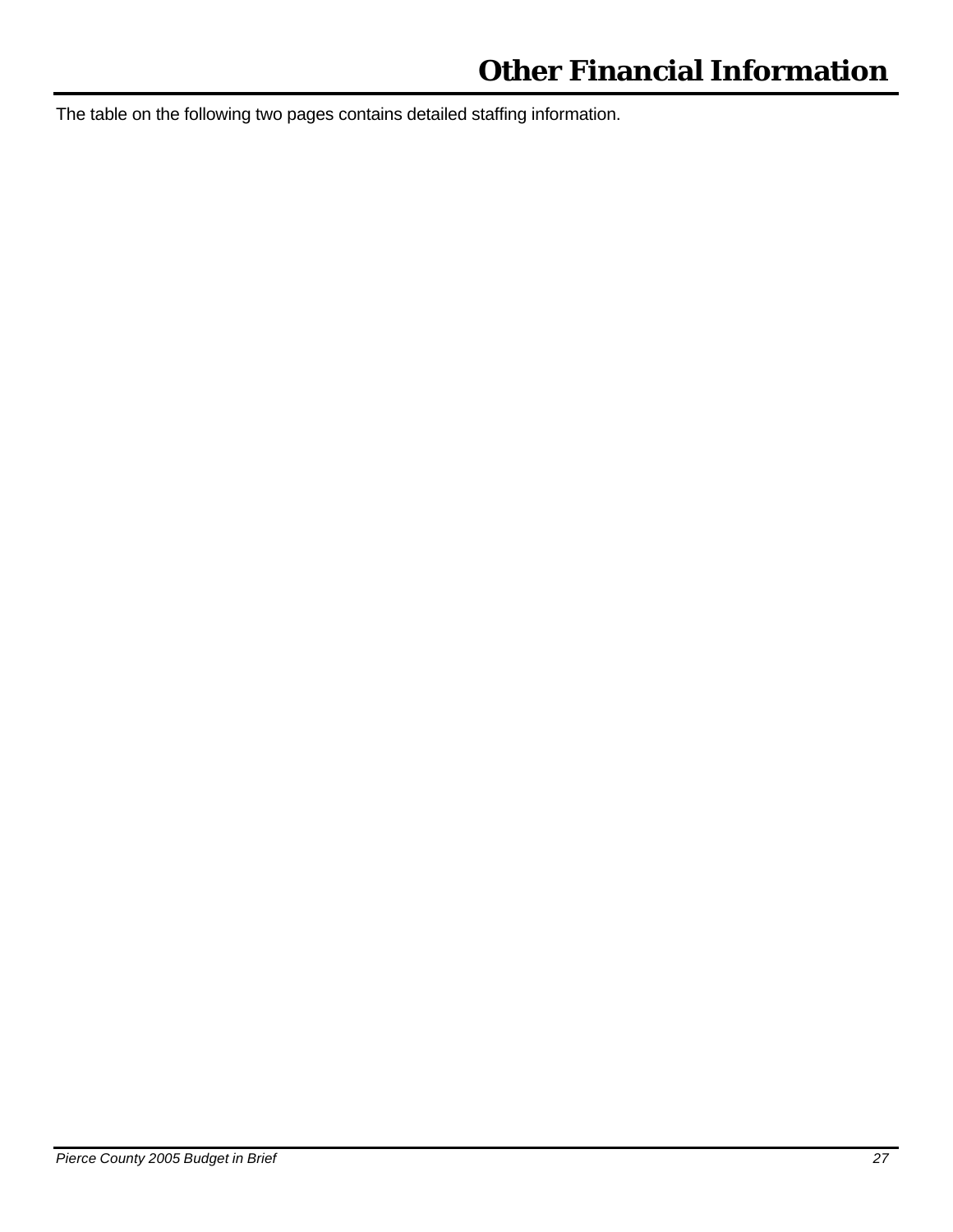# Other Financial Information

The table on the following two pages contains detailed staffing information.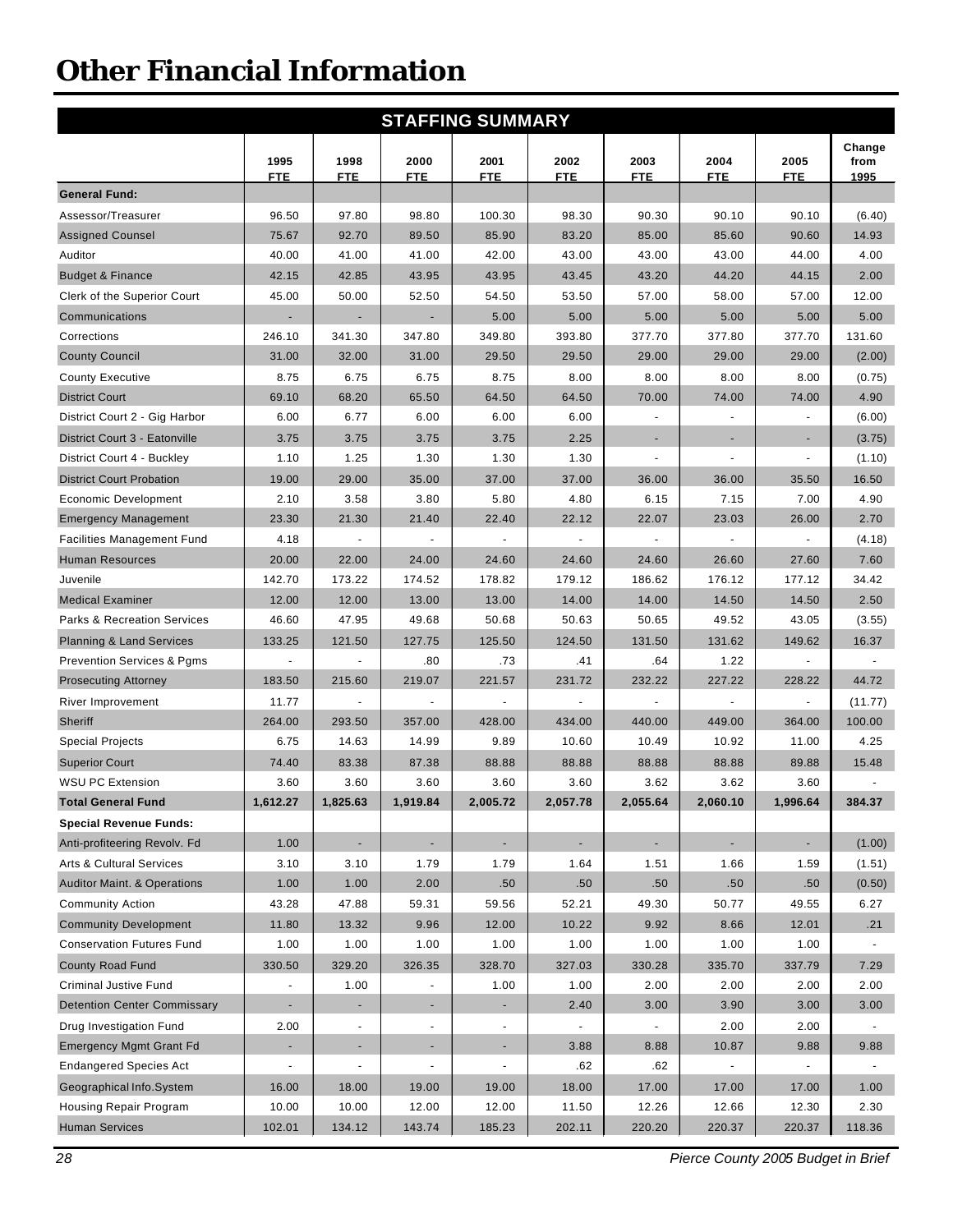# Other Financial Information

## STAFFING SUMMARY

| | 1995 FTE | 1998 FTE | 2000 FTE | 2001 FTE | 2002 FTE | 2003 FTE | 2004 FTE | 2005 FTE | Change from 1995 |
|---|---|---|---|---|---|---|---|---|---|
| **General Fund:** | | | | | | | | | |
| Assessor/Treasurer | 96.50 | 97.80 | 98.80 | 100.30 | 98.30 | 90.30 | 90.10 | 90.10 | (6.40) |
| Assigned Counsel | 75.67 | 92.70 | 89.50 | 85.90 | 83.20 | 85.00 | 85.60 | 90.60 | 14.93 |
| Auditor | 40.00 | 41.00 | 41.00 | 42.00 | 43.00 | 43.00 | 43.00 | 44.00 | 4.00 |
| Budget & Finance | 42.15 | 42.85 | 43.95 | 43.95 | 43.45 | 43.20 | 44.20 | 44.15 | 2.00 |
| Clerk of the Superior Court | 45.00 | 50.00 | 52.50 | 54.50 | 53.50 | 57.00 | 58.00 | 57.00 | 12.00 |
| Communications | - | - | - | 5.00 | 5.00 | 5.00 | 5.00 | 5.00 | 5.00 |
| Corrections | 246.10 | 341.30 | 347.80 | 349.80 | 393.80 | 377.70 | 377.80 | 377.70 | 131.60 |
| County Council | 31.00 | 32.00 | 31.00 | 29.50 | 29.50 | 29.00 | 29.00 | 29.00 | (2.00) |
| County Executive | 8.75 | 6.75 | 6.75 | 8.75 | 8.00 | 8.00 | 8.00 | 8.00 | (0.75) |
| District Court | 69.10 | 68.20 | 65.50 | 64.50 | 64.50 | 70.00 | 74.00 | 74.00 | 4.90 |
| District Court 2 - Gig Harbor | 6.00 | 6.77 | 6.00 | 6.00 | 6.00 | - | - | - | (6.00) |
| District Court 3 - Eatonville | 3.75 | 3.75 | 3.75 | 3.75 | 2.25 | - | - | - | (3.75) |
| District Court 4 - Buckley | 1.10 | 1.25 | 1.30 | 1.30 | 1.30 | - | - | - | (1.10) |
| District Court Probation | 19.00 | 29.00 | 35.00 | 37.00 | 37.00 | 36.00 | 36.00 | 35.50 | 16.50 |
| Economic Development | 2.10 | 3.58 | 3.80 | 5.80 | 4.80 | 6.15 | 7.15 | 7.00 | 4.90 |
| Emergency Management | 23.30 | 21.30 | 21.40 | 22.40 | 22.12 | 22.07 | 23.03 | 26.00 | 2.70 |
| Facilities Management Fund | 4.18 | - | - | - | - | - | - | - | (4.18) |
| Human Resources | 20.00 | 22.00 | 24.00 | 24.60 | 24.60 | 24.60 | 26.60 | 27.60 | 7.60 |
| Juvenile | 142.70 | 173.22 | 174.52 | 178.82 | 179.12 | 186.62 | 176.12 | 177.12 | 34.42 |
| Medical Examiner | 12.00 | 12.00 | 13.00 | 13.00 | 14.00 | 14.00 | 14.50 | 14.50 | 2.50 |
| Parks & Recreation Services | 46.60 | 47.95 | 49.68 | 50.68 | 50.63 | 50.65 | 49.52 | 43.05 | (3.55) |
| Planning & Land Services | 133.25 | 121.50 | 127.75 | 125.50 | 124.50 | 131.50 | 131.62 | 149.62 | 16.37 |
| Prevention Services & Pgms | - | - | .80 | .73 | .41 | .64 | 1.22 | - | - |
| Prosecuting Attorney | 183.50 | 215.60 | 219.07 | 221.57 | 231.72 | 232.22 | 227.22 | 228.22 | 44.72 |
| River Improvement | 11.77 | - | - | - | - | - | - | - | (11.77) |
| Sheriff | 264.00 | 293.50 | 357.00 | 428.00 | 434.00 | 440.00 | 449.00 | 364.00 | 100.00 |
| Special Projects | 6.75 | 14.63 | 14.99 | 9.89 | 10.60 | 10.49 | 10.92 | 11.00 | 4.25 |
| Superior Court | 74.40 | 83.38 | 87.38 | 88.88 | 88.88 | 88.88 | 88.88 | 89.88 | 15.48 |
| WSU PC Extension | 3.60 | 3.60 | 3.60 | 3.60 | 3.60 | 3.62 | 3.62 | 3.60 | - |
| **Total General Fund** | **1,612.27** | **1,825.63** | **1,919.84** | **2,005.72** | **2,057.78** | **2,055.64** | **2,060.10** | **1,996.64** | **384.37** |
| **Special Revenue Funds:** | | | | | | | | | |
| Anti-profiteering Revolv. Fd | 1.00 | - | - | - | - | - | - | - | (1.00) |
| Arts & Cultural Services | 3.10 | 3.10 | 1.79 | 1.79 | 1.64 | 1.51 | 1.66 | 1.59 | (1.51) |
| Auditor Maint. & Operations | 1.00 | 1.00 | 2.00 | .50 | .50 | .50 | .50 | .50 | (0.50) |
| Community Action | 43.28 | 47.88 | 59.31 | 59.56 | 52.21 | 49.30 | 50.77 | 49.55 | 6.27 |
| Community Development | 11.80 | 13.32 | 9.96 | 12.00 | 10.22 | 9.92 | 8.66 | 12.01 | .21 |
| Conservation Futures Fund | 1.00 | 1.00 | 1.00 | 1.00 | 1.00 | 1.00 | 1.00 | 1.00 | - |
| County Road Fund | 330.50 | 329.20 | 326.35 | 328.70 | 327.03 | 330.28 | 335.70 | 337.79 | 7.29 |
| Criminal Justive Fund | - | 1.00 | - | 1.00 | 1.00 | 2.00 | 2.00 | 2.00 | 2.00 |
| Detention Center Commissary | - | - | - | - | 2.40 | 3.00 | 3.90 | 3.00 | 3.00 |
| Drug Investigation Fund | 2.00 | - | - | - | - | - | 2.00 | 2.00 | - |
| Emergency Mgmt Grant Fd | - | - | - | - | 3.88 | 8.88 | 10.87 | 9.88 | 9.88 |
| Endangered Species Act | - | - | - | - | .62 | .62 | - | - | - |
| Geographical Info.System | 16.00 | 18.00 | 19.00 | 19.00 | 18.00 | 17.00 | 17.00 | 17.00 | 1.00 |
| Housing Repair Program | 10.00 | 10.00 | 12.00 | 12.00 | 11.50 | 12.26 | 12.66 | 12.30 | 2.30 |
| Human Services | 102.01 | 134.12 | 143.74 | 185.23 | 202.11 | 220.20 | 220.37 | 220.37 | 118.36 |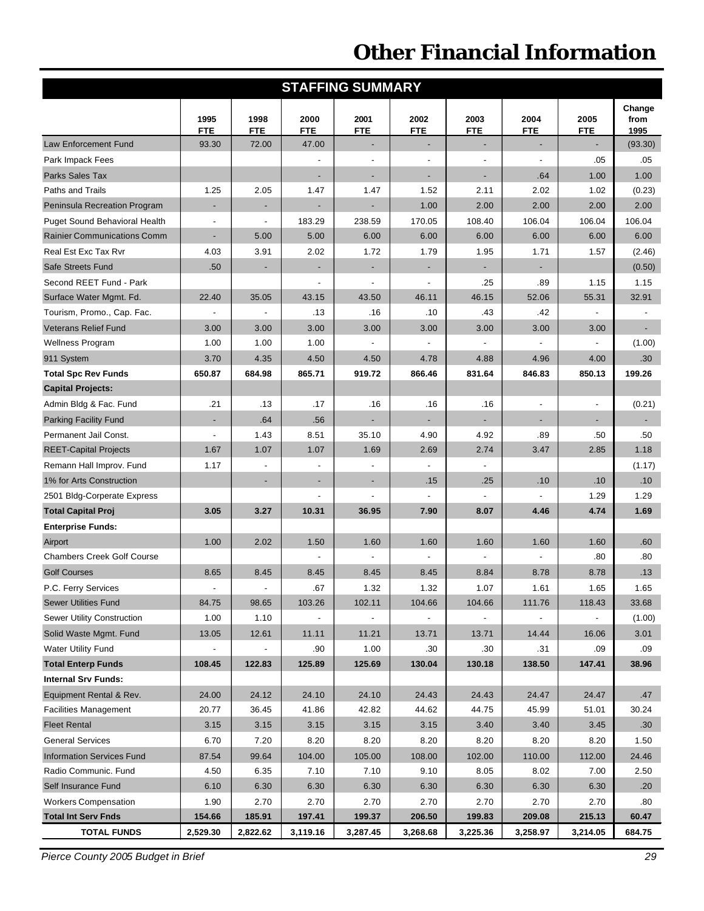# Other Financial Information

## STAFFING SUMMARY

| | 1995 FTE | 1998 FTE | 2000 FTE | 2001 FTE | 2002 FTE | 2003 FTE | 2004 FTE | 2005 FTE | Change from 1995 |
|---|---|---|---|---|---|---|---|---|---|
| Law Enforcement Fund | 93.30 | 72.00 | 47.00 | - | - | - | - | - | (93.30) |
| Park Impack Fees | | | - | - | - | - | - | .05 | .05 |
| Parks Sales Tax | | | - | - | - | - | .64 | 1.00 | 1.00 |
| Paths and Trails | 1.25 | 2.05 | 1.47 | 1.47 | 1.52 | 2.11 | 2.02 | 1.02 | (0.23) |
| Peninsula Recreation Program | - | - | - | - | 1.00 | 2.00 | 2.00 | 2.00 | 2.00 |
| Puget Sound Behavioral Health | - | - | 183.29 | 238.59 | 170.05 | 108.40 | 106.04 | 106.04 | 106.04 |
| Rainier Communications Comm | - | 5.00 | 5.00 | 6.00 | 6.00 | 6.00 | 6.00 | 6.00 | 6.00 |
| Real Est Exc Tax Rvr | 4.03 | 3.91 | 2.02 | 1.72 | 1.79 | 1.95 | 1.71 | 1.57 | (2.46) |
| Safe Streets Fund | .50 | - | - | - | - | - | - | | (0.50) |
| Second REET Fund - Park | | | - | - | - | .25 | .89 | 1.15 | 1.15 |
| Surface Water Mgmt. Fd. | 22.40 | 35.05 | 43.15 | 43.50 | 46.11 | 46.15 | 52.06 | 55.31 | 32.91 |
| Tourism, Promo., Cap. Fac. | - | - | .13 | .16 | .10 | .43 | .42 | - | - |
| Veterans Relief Fund | 3.00 | 3.00 | 3.00 | 3.00 | 3.00 | 3.00 | 3.00 | 3.00 | - |
| Wellness Program | 1.00 | 1.00 | 1.00 | - | - | - | - | - | (1.00) |
| 911 System | 3.70 | 4.35 | 4.50 | 4.50 | 4.78 | 4.88 | 4.96 | 4.00 | .30 |
| **Total Spc Rev Funds** | **650.87** | **684.98** | **865.71** | **919.72** | **866.46** | **831.64** | **846.83** | **850.13** | **199.26** |
| **Capital Projects:** | | | | | | | | | |
| Admin Bldg & Fac. Fund | .21 | .13 | .17 | .16 | .16 | .16 | - | - | (0.21) |
| Parking Facility Fund | - | .64 | .56 | - | - | - | - | - | - |
| Permanent Jail Const. | - | 1.43 | 8.51 | 35.10 | 4.90 | 4.92 | .89 | .50 | .50 |
| REET-Capital Projects | 1.67 | 1.07 | 1.07 | 1.69 | 2.69 | 2.74 | 3.47 | 2.85 | 1.18 |
| Remann Hall Improv. Fund | 1.17 | - | - | - | - | - | | | (1.17) |
| 1% for Arts Construction | | - | - | - | .15 | .25 | .10 | .10 | .10 |
| 2501 Bldg-Corperate Express | | | - | - | - | - | - | 1.29 | 1.29 |
| **Total Capital Proj** | **3.05** | **3.27** | **10.31** | **36.95** | **7.90** | **8.07** | **4.46** | **4.74** | **1.69** |
| **Enterprise Funds:** | | | | | | | | | |
| Airport | 1.00 | 2.02 | 1.50 | 1.60 | 1.60 | 1.60 | 1.60 | 1.60 | .60 |
| Chambers Creek Golf Course | | | - | - | - | - | - | .80 | .80 |
| Golf Courses | 8.65 | 8.45 | 8.45 | 8.45 | 8.45 | 8.84 | 8.78 | 8.78 | .13 |
| P.C. Ferry Services | - | - | .67 | 1.32 | 1.32 | 1.07 | 1.61 | 1.65 | 1.65 |
| Sewer Utilities Fund | 84.75 | 98.65 | 103.26 | 102.11 | 104.66 | 104.66 | 111.76 | 118.43 | 33.68 |
| Sewer Utility Construction | 1.00 | 1.10 | - | - | - | - | - | - | (1.00) |
| Solid Waste Mgmt. Fund | 13.05 | 12.61 | 11.11 | 11.21 | 13.71 | 13.71 | 14.44 | 16.06 | 3.01 |
| Water Utility Fund | - | - | .90 | 1.00 | .30 | .30 | .31 | .09 | .09 |
| **Total Enterp Funds** | **108.45** | **122.83** | **125.89** | **125.69** | **130.04** | **130.18** | **138.50** | **147.41** | **38.96** |
| **Internal Srv Funds:** | | | | | | | | | |
| Equipment Rental & Rev. | 24.00 | 24.12 | 24.10 | 24.10 | 24.43 | 24.43 | 24.47 | 24.47 | .47 |
| Facilities Management | 20.77 | 36.45 | 41.86 | 42.82 | 44.62 | 44.75 | 45.99 | 51.01 | 30.24 |
| Fleet Rental | 3.15 | 3.15 | 3.15 | 3.15 | 3.15 | 3.40 | 3.40 | 3.45 | .30 |
| General Services | 6.70 | 7.20 | 8.20 | 8.20 | 8.20 | 8.20 | 8.20 | 8.20 | 1.50 |
| Information Services Fund | 87.54 | 99.64 | 104.00 | 105.00 | 108.00 | 102.00 | 110.00 | 112.00 | 24.46 |
| Radio Communic. Fund | 4.50 | 6.35 | 7.10 | 7.10 | 9.10 | 8.05 | 8.02 | 7.00 | 2.50 |
| Self Insurance Fund | 6.10 | 6.30 | 6.30 | 6.30 | 6.30 | 6.30 | 6.30 | 6.30 | .20 |
| Workers Compensation | 1.90 | 2.70 | 2.70 | 2.70 | 2.70 | 2.70 | 2.70 | 2.70 | .80 |
| **Total Int Serv Fnds** | **154.66** | **185.91** | **197.41** | **199.37** | **206.50** | **199.83** | **209.08** | **215.13** | **60.47** |
| **TOTAL FUNDS** | **2,529.30** | **2,822.62** | **3,119.16** | **3,287.45** | **3,268.68** | **3,225.36** | **3,258.97** | **3,214.05** | **684.75** |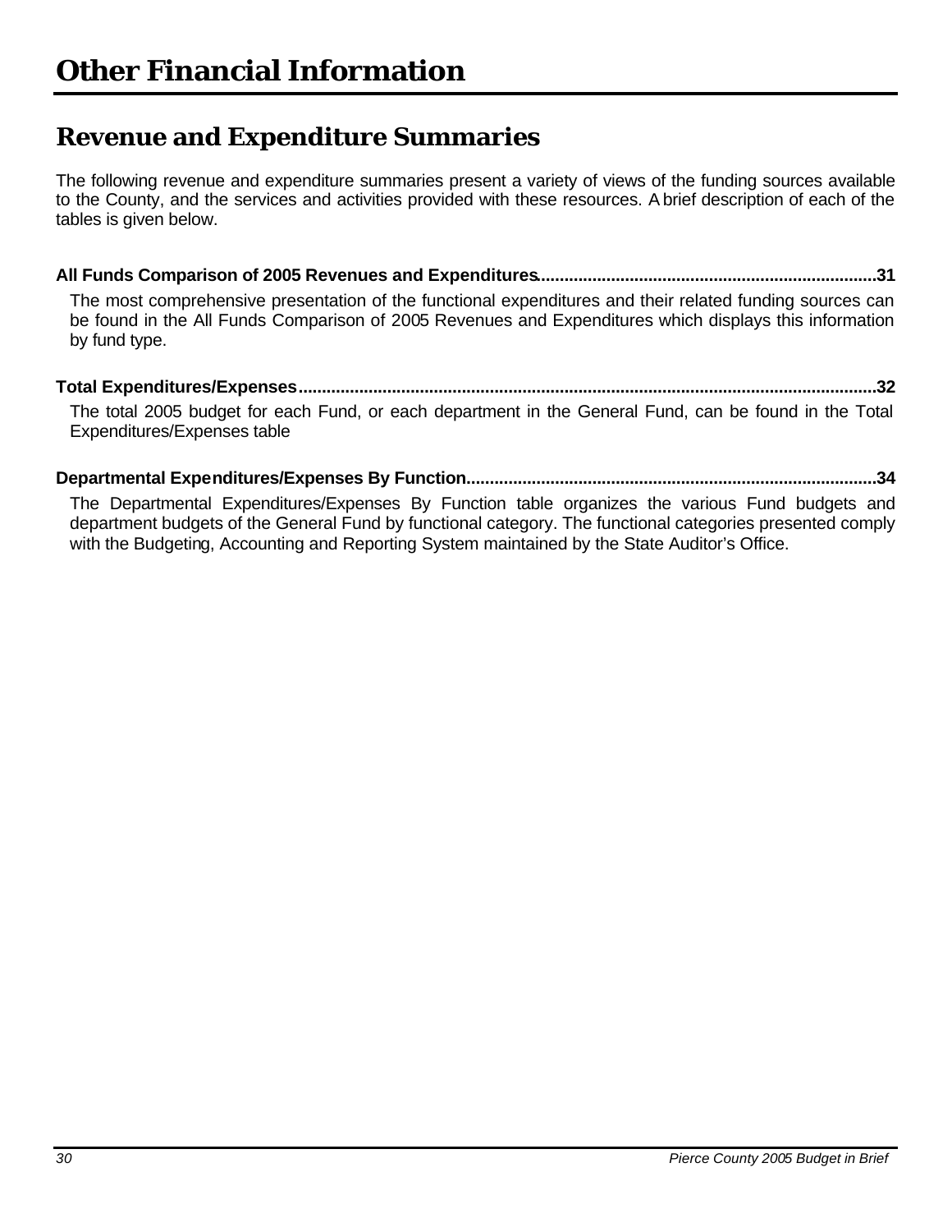# Other Financial Information

## Revenue and Expenditure Summaries

The following revenue and expenditure summaries present a variety of views of the funding sources available to the County, and the services and activities provided with these resources. A brief description of each of the tables is given below.

**All Funds Comparison of 2005 Revenues and Expenditures........................................................................31**

The most comprehensive presentation of the functional expenditures and their related funding sources can be found in the All Funds Comparison of 2005 Revenues and Expenditures which displays this information by fund type.

**Total Expenditures/Expenses...........................................................................................................................32**

The total 2005 budget for each Fund, or each department in the General Fund, can be found in the Total Expenditures/Expenses table

**Departmental Expenditures/Expenses By Function.......................................................................................34**

The Departmental Expenditures/Expenses By Function table organizes the various Fund budgets and department budgets of the General Fund by functional category. The functional categories presented comply with the Budgeting, Accounting and Reporting System maintained by the State Auditor's Office.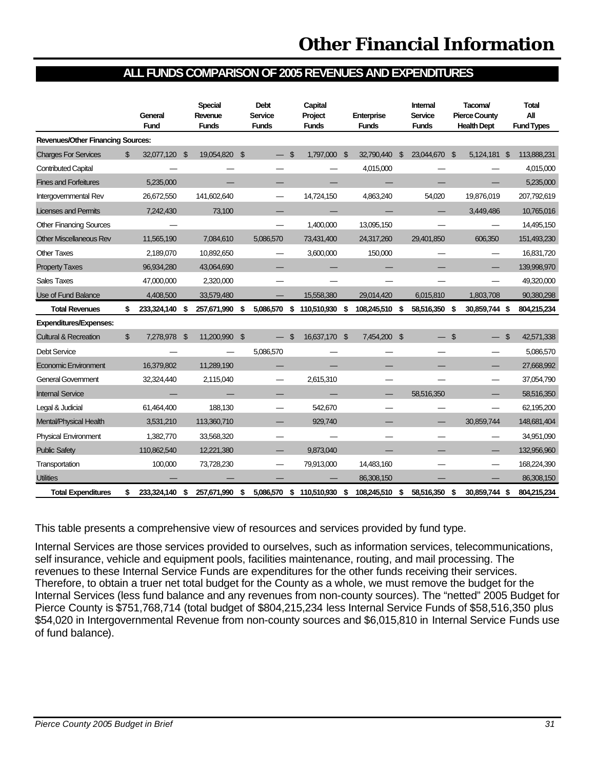# Other Financial Information

## ALL FUNDS COMPARISON OF 2005 REVENUES AND EXPENDITURES

| | General Fund | Special Revenue Funds | Debt Service Funds | Capital Project Funds | Enterprise Funds | Internal Service Funds | Tacoma/ Pierce County Health Dept | Total All Fund Types |
|---|---|---|---|---|---|---|---|---|
| **Revenues/Other Financing Sources:** | | | | | | | | |
| Charges For Services | $ 32,077,120 | $ 19,054,820 | $ — | $ 1,797,000 | $ 32,790,440 | $ 23,044,670 | $ 5,124,181 | $ 113,888,231 |
| Contributed Capital | — | — | — | — | 4,015,000 | — | — | 4,015,000 |
| Fines and Forfeitures | 5,235,000 | — | — | — | — | — | — | 5,235,000 |
| Intergovernmental Rev | 26,672,550 | 141,602,640 | — | 14,724,150 | 4,863,240 | 54,020 | 19,876,019 | 207,792,619 |
| Licenses and Permits | 7,242,430 | 73,100 | — | — | — | — | 3,449,486 | 10,765,016 |
| Other Financing Sources | — | | — | 1,400,000 | 13,095,150 | — | — | 14,495,150 |
| Other Miscellaneous Rev | 11,565,190 | 7,084,610 | 5,086,570 | 73,431,400 | 24,317,260 | 29,401,850 | 606,350 | 151,493,230 |
| Other Taxes | 2,189,070 | 10,892,650 | — | 3,600,000 | 150,000 | — | — | 16,831,720 |
| Property Taxes | 96,934,280 | 43,064,690 | — | — | — | — | — | 139,998,970 |
| Sales Taxes | 47,000,000 | 2,320,000 | — | — | — | — | — | 49,320,000 |
| Use of Fund Balance | 4,408,500 | 33,579,480 | — | 15,558,380 | 29,014,420 | 6,015,810 | 1,803,708 | 90,380,298 |
| **Total Revenues** | **$ 233,324,140** | **$ 257,671,990** | **$ 5,086,570** | **$ 110,510,930** | **$ 108,245,510** | **$ 58,516,350** | **$ 30,859,744** | **$ 804,215,234** |
| **Expenditures/Expenses:** | | | | | | | | |
| Cultural & Recreation | $ 7,278,978 | $ 11,200,990 | $ — | $ 16,637,170 | $ 7,454,200 | $ — | $ — | $ 42,571,338 |
| Debt Service | — | — | 5,086,570 | — | — | — | — | 5,086,570 |
| Economic Environment | 16,379,802 | 11,289,190 | — | — | — | — | — | 27,668,992 |
| General Government | 32,324,440 | 2,115,040 | — | 2,615,310 | — | — | — | 37,054,790 |
| Internal Service | — | — | — | — | — | 58,516,350 | — | 58,516,350 |
| Legal & Judicial | 61,464,400 | 188,130 | — | 542,670 | — | — | — | 62,195,200 |
| Mental/Physical Health | 3,531,210 | 113,360,710 | — | 929,740 | — | — | 30,859,744 | 148,681,404 |
| Physical Environment | 1,382,770 | 33,568,320 | — | — | — | — | — | 34,951,090 |
| Public Safety | 110,862,540 | 12,221,380 | — | 9,873,040 | — | — | — | 132,956,960 |
| Transportation | 100,000 | 73,728,230 | — | 79,913,000 | 14,483,160 | — | — | 168,224,390 |
| Utilities | — | — | — | — | 86,308,150 | — | — | 86,308,150 |
| **Total Expenditures** | **$ 233,324,140** | **$ 257,671,990** | **$ 5,086,570** | **$ 110,510,930** | **$ 108,245,510** | **$ 58,516,350** | **$ 30,859,744** | **$ 804,215,234** |

This table presents a comprehensive view of resources and services provided by fund type.

Internal Services are those services provided to ourselves, such as information services, telecommunications, self insurance, vehicle and equipment pools, facilities maintenance, routing, and mail processing. The revenues to these Internal Service Funds are expenditures for the other funds receiving their services. Therefore, to obtain a truer net total budget for the County as a whole, we must remove the budget for the Internal Services (less fund balance and any revenues from non-county sources). The "netted" 2005 Budget for Pierce County is $751,768,714 (total budget of $804,215,234 less Internal Service Funds of $58,516,350 plus $54,020 in Intergovernmental Revenue from non-county sources and $6,015,810 in Internal Service Funds use of fund balance).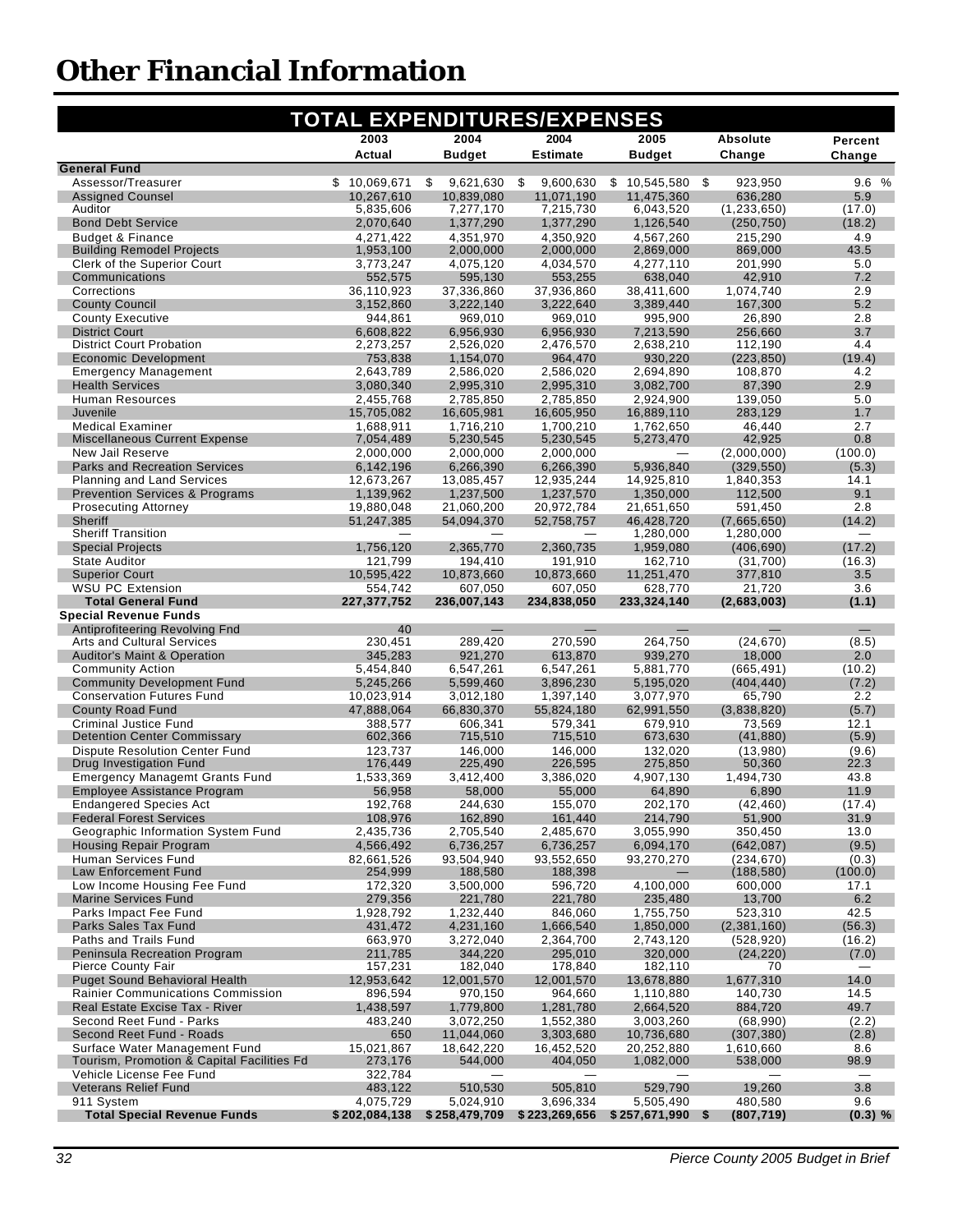# Other Financial Information

## TOTAL EXPENDITURES/EXPENSES

| | 2003 Actual | 2004 Budget | 2004 Estimate | 2005 Budget | Absolute Change | Percent Change |
|---|---|---|---|---|---|---|
| **General Fund** | | | | | | |
| Assessor/Treasurer | $ 10,069,671 | $ 9,621,630 | $ 9,600,630 | $ 10,545,580 | $ 923,950 | 9.6 % |
| Assigned Counsel | 10,267,610 | 10,839,080 | 11,071,190 | 11,475,360 | 636,280 | 5.9 |
| Auditor | 5,835,606 | 7,277,170 | 7,215,730 | 6,043,520 | (1,233,650) | (17.0) |
| Bond Debt Service | 2,070,640 | 1,377,290 | 1,377,290 | 1,126,540 | (250,750) | (18.2) |
| Budget & Finance | 4,271,422 | 4,351,970 | 4,350,920 | 4,567,260 | 215,290 | 4.9 |
| Building Remodel Projects | 1,953,100 | 2,000,000 | 2,000,000 | 2,869,000 | 869,000 | 43.5 |
| Clerk of the Superior Court | 3,773,247 | 4,075,120 | 4,034,570 | 4,277,110 | 201,990 | 5.0 |
| Communications | 552,575 | 595,130 | 553,255 | 638,040 | 42,910 | 7.2 |
| Corrections | 36,110,923 | 37,336,860 | 37,936,860 | 38,411,600 | 1,074,740 | 2.9 |
| County Council | 3,152,860 | 3,222,140 | 3,222,640 | 3,389,440 | 167,300 | 5.2 |
| County Executive | 944,861 | 969,010 | 969,010 | 995,900 | 26,890 | 2.8 |
| District Court | 6,608,822 | 6,956,930 | 6,956,930 | 7,213,590 | 256,660 | 3.7 |
| District Court Probation | 2,273,257 | 2,526,020 | 2,476,570 | 2,638,210 | 112,190 | 4.4 |
| Economic Development | 753,838 | 1,154,070 | 964,470 | 930,220 | (223,850) | (19.4) |
| Emergency Management | 2,643,789 | 2,586,020 | 2,586,020 | 2,694,890 | 108,870 | 4.2 |
| Health Services | 3,080,340 | 2,995,310 | 2,995,310 | 3,082,700 | 87,390 | 2.9 |
| Human Resources | 2,455,768 | 2,785,850 | 2,785,850 | 2,924,900 | 139,050 | 5.0 |
| Juvenile | 15,705,082 | 16,605,981 | 16,605,950 | 16,889,110 | 283,129 | 1.7 |
| Medical Examiner | 1,688,911 | 1,716,210 | 1,700,210 | 1,762,650 | 46,440 | 2.7 |
| Miscellaneous Current Expense | 7,054,489 | 5,230,545 | 5,230,545 | 5,273,470 | 42,925 | 0.8 |
| New Jail Reserve | 2,000,000 | 2,000,000 | 2,000,000 | — | (2,000,000) | (100.0) |
| Parks and Recreation Services | 6,142,196 | 6,266,390 | 6,266,390 | 5,936,840 | (329,550) | (5.3) |
| Planning and Land Services | 12,673,267 | 13,085,457 | 12,935,244 | 14,925,810 | 1,840,353 | 14.1 |
| Prevention Services & Programs | 1,139,962 | 1,237,500 | 1,237,570 | 1,350,000 | 112,500 | 9.1 |
| Prosecuting Attorney | 19,880,048 | 21,060,200 | 20,972,784 | 21,651,650 | 591,450 | 2.8 |
| Sheriff | 51,247,385 | 54,094,370 | 52,758,757 | 46,428,720 | (7,665,650) | (14.2) |
| Sheriff Transition | — | — | — | 1,280,000 | 1,280,000 | — |
| Special Projects | 1,756,120 | 2,365,770 | 2,360,735 | 1,959,080 | (406,690) | (17.2) |
| State Auditor | 121,799 | 194,410 | 191,910 | 162,710 | (31,700) | (16.3) |
| Superior Court | 10,595,422 | 10,873,660 | 10,873,660 | 11,251,470 | 377,810 | 3.5 |
| WSU PC Extension | 554,742 | 607,050 | 607,050 | 628,770 | 21,720 | 3.6 |
| **Total General Fund** | **227,377,752** | **236,007,143** | **234,838,050** | **233,324,140** | **(2,683,003)** | **(1.1)** |
| **Special Revenue Funds** | | | | | | |
| Antiprofiteering Revolving Fnd | 40 | — | — | — | — | — |
| Arts and Cultural Services | 230,451 | 289,420 | 270,590 | 264,750 | (24,670) | (8.5) |
| Auditor's Maint & Operation | 345,283 | 921,270 | 613,870 | 939,270 | 18,000 | 2.0 |
| Community Action | 5,454,840 | 6,547,261 | 6,547,261 | 5,881,770 | (665,491) | (10.2) |
| Community Development Fund | 5,245,266 | 5,599,460 | 3,896,230 | 5,195,020 | (404,440) | (7.2) |
| Conservation Futures Fund | 10,023,914 | 3,012,180 | 1,397,140 | 3,077,970 | 65,790 | 2.2 |
| County Road Fund | 47,888,064 | 66,830,370 | 55,824,180 | 62,991,550 | (3,838,820) | (5.7) |
| Criminal Justice Fund | 388,577 | 606,341 | 579,341 | 679,910 | 73,569 | 12.1 |
| Detention Center Commissary | 602,366 | 715,510 | 715,510 | 673,630 | (41,880) | (5.9) |
| Dispute Resolution Center Fund | 123,737 | 146,000 | 146,000 | 132,020 | (13,980) | (9.6) |
| Drug Investigation Fund | 176,449 | 225,490 | 226,595 | 275,850 | 50,360 | 22.3 |
| Emergency Managemt Grants Fund | 1,533,369 | 3,412,400 | 3,386,020 | 4,907,130 | 1,494,730 | 43.8 |
| Employee Assistance Program | 56,958 | 58,000 | 55,000 | 64,890 | 6,890 | 11.9 |
| Endangered Species Act | 192,768 | 244,630 | 155,070 | 202,170 | (42,460) | (17.4) |
| Federal Forest Services | 108,976 | 162,890 | 161,440 | 214,790 | 51,900 | 31.9 |
| Geographic Information System Fund | 2,435,736 | 2,705,540 | 2,485,670 | 3,055,990 | 350,450 | 13.0 |
| Housing Repair Program | 4,566,492 | 6,736,257 | 6,736,257 | 6,094,170 | (642,087) | (9.5) |
| Human Services Fund | 82,661,526 | 93,504,940 | 93,552,650 | 93,270,270 | (234,670) | (0.3) |
| Law Enforcement Fund | 254,999 | 188,580 | 188,398 | — | (188,580) | (100.0) |
| Low Income Housing Fee Fund | 172,320 | 3,500,000 | 596,720 | 4,100,000 | 600,000 | 17.1 |
| Marine Services Fund | 279,356 | 221,780 | 221,780 | 235,480 | 13,700 | 6.2 |
| Parks Impact Fee Fund | 1,928,792 | 1,232,440 | 846,060 | 1,755,750 | 523,310 | 42.5 |
| Parks Sales Tax Fund | 431,472 | 4,231,160 | 1,666,540 | 1,850,000 | (2,381,160) | (56.3) |
| Paths and Trails Fund | 663,970 | 3,272,040 | 2,364,700 | 2,743,120 | (528,920) | (16.2) |
| Peninsula Recreation Program | 211,785 | 344,220 | 295,010 | 320,000 | (24,220) | (7.0) |
| Pierce County Fair | 157,231 | 182,040 | 178,840 | 182,110 | 70 | — |
| Puget Sound Behavioral Health | 12,953,642 | 12,001,570 | 12,001,570 | 13,678,880 | 1,677,310 | 14.0 |
| Rainier Communications Commission | 896,594 | 970,150 | 964,660 | 1,110,880 | 140,730 | 14.5 |
| Real Estate Excise Tax - River | 1,438,597 | 1,779,800 | 1,281,780 | 2,664,520 | 884,720 | 49.7 |
| Second Reet Fund - Parks | 483,240 | 3,072,250 | 1,552,380 | 3,003,260 | (68,990) | (2.2) |
| Second Reet Fund - Roads | 650 | 11,044,060 | 3,303,680 | 10,736,680 | (307,380) | (2.8) |
| Surface Water Management Fund | 15,021,867 | 18,642,220 | 16,452,520 | 20,252,880 | 1,610,660 | 8.6 |
| Tourism, Promotion & Capital Facilities Fd | 273,176 | 544,000 | 404,050 | 1,082,000 | 538,000 | 98.9 |
| Vehicle License Fee Fund | 322,784 | — | — | — | — | — |
| Veterans Relief Fund | 483,122 | 510,530 | 505,810 | 529,790 | 19,260 | 3.8 |
| 911 System | 4,075,729 | 5,024,910 | 3,696,334 | 5,505,490 | 480,580 | 9.6 |
| **Total Special Revenue Funds** | **$ 202,084,138** | **$ 258,479,709** | **$ 223,269,656** | **$ 257,671,990** | **$ (807,719)** | **(0.3) %** |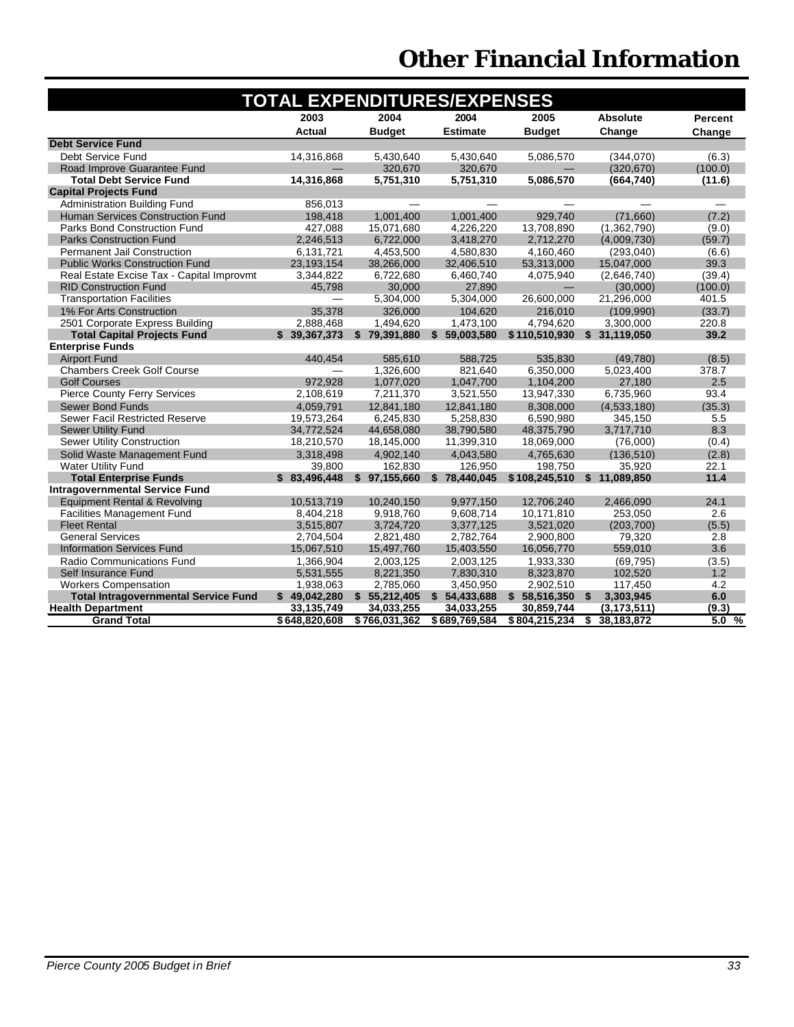# Other Financial Information

## TOTAL EXPENDITURES/EXPENSES

| | 2003 Actual | 2004 Budget | 2004 Estimate | 2005 Budget | Absolute Change | Percent Change |
|---|---|---|---|---|---|---|
| **Debt Service Fund** | | | | | | |
| Debt Service Fund | 14,316,868 | 5,430,640 | 5,430,640 | 5,086,570 | (344,070) | (6.3) |
| Road Improve Guarantee Fund | — | 320,670 | 320,670 | — | (320,670) | (100.0) |
| **Total Debt Service Fund** | **14,316,868** | **5,751,310** | **5,751,310** | **5,086,570** | **(664,740)** | **(11.6)** |
| **Capital Projects Fund** | | | | | | |
| Administration Building Fund | 856,013 | — | — | — | — | — |
| Human Services Construction Fund | 198,418 | 1,001,400 | 1,001,400 | 929,740 | (71,660) | (7.2) |
| Parks Bond Construction Fund | 427,088 | 15,071,680 | 4,226,220 | 13,708,890 | (1,362,790) | (9.0) |
| Parks Construction Fund | 2,246,513 | 6,722,000 | 3,418,270 | 2,712,270 | (4,009,730) | (59.7) |
| Permanent Jail Construction | 6,131,721 | 4,453,500 | 4,580,830 | 4,160,460 | (293,040) | (6.6) |
| Public Works Construction Fund | 23,193,154 | 38,266,000 | 32,406,510 | 53,313,000 | 15,047,000 | 39.3 |
| Real Estate Excise Tax - Capital Improvmt | 3,344,822 | 6,722,680 | 6,460,740 | 4,075,940 | (2,646,740) | (39.4) |
| RID Construction Fund | 45,798 | 30,000 | 27,890 | — | (30,000) | (100.0) |
| Transportation Facilities | — | 5,304,000 | 5,304,000 | 26,600,000 | 21,296,000 | 401.5 |
| 1% For Arts Construction | 35,378 | 326,000 | 104,620 | 216,010 | (109,990) | (33.7) |
| 2501 Corporate Express Building | 2,888,468 | 1,494,620 | 1,473,100 | 4,794,620 | 3,300,000 | 220.8 |
| **Total Capital Projects Fund** | **$ 39,367,373** | **$ 79,391,880** | **$ 59,003,580** | **$ 110,510,930** | **$ 31,119,050** | **39.2** |
| **Enterprise Funds** | | | | | | |
| Airport Fund | 440,454 | 585,610 | 588,725 | 535,830 | (49,780) | (8.5) |
| Chambers Creek Golf Course | — | 1,326,600 | 821,640 | 6,350,000 | 5,023,400 | 378.7 |
| Golf Courses | 972,928 | 1,077,020 | 1,047,700 | 1,104,200 | 27,180 | 2.5 |
| Pierce County Ferry Services | 2,108,619 | 7,211,370 | 3,521,550 | 13,947,330 | 6,735,960 | 93.4 |
| Sewer Bond Funds | 4,059,791 | 12,841,180 | 12,841,180 | 8,308,000 | (4,533,180) | (35.3) |
| Sewer Facil Restricted Reserve | 19,573,264 | 6,245,830 | 5,258,830 | 6,590,980 | 345,150 | 5.5 |
| Sewer Utility Fund | 34,772,524 | 44,658,080 | 38,790,580 | 48,375,790 | 3,717,710 | 8.3 |
| Sewer Utility Construction | 18,210,570 | 18,145,000 | 11,399,310 | 18,069,000 | (76,000) | (0.4) |
| Solid Waste Management Fund | 3,318,498 | 4,902,140 | 4,043,580 | 4,765,630 | (136,510) | (2.8) |
| Water Utility Fund | 39,800 | 162,830 | 126,950 | 198,750 | 35,920 | 22.1 |
| **Total Enterprise Funds** | **$ 83,496,448** | **$ 97,155,660** | **$ 78,440,045** | **$ 108,245,510** | **$ 11,089,850** | **11.4** |
| **Intragovernmental Service Fund** | | | | | | |
| Equipment Rental & Revolving | 10,513,719 | 10,240,150 | 9,977,150 | 12,706,240 | 2,466,090 | 24.1 |
| Facilities Management Fund | 8,404,218 | 9,918,760 | 9,608,714 | 10,171,810 | 253,050 | 2.6 |
| Fleet Rental | 3,515,807 | 3,724,720 | 3,377,125 | 3,521,020 | (203,700) | (5.5) |
| General Services | 2,704,504 | 2,821,480 | 2,782,764 | 2,900,800 | 79,320 | 2.8 |
| Information Services Fund | 15,067,510 | 15,497,760 | 15,403,550 | 16,056,770 | 559,010 | 3.6 |
| Radio Communications Fund | 1,366,904 | 2,003,125 | 2,003,125 | 1,933,330 | (69,795) | (3.5) |
| Self Insurance Fund | 5,531,555 | 8,221,350 | 7,830,310 | 8,323,870 | 102,520 | 1.2 |
| Workers Compensation | 1,938,063 | 2,785,060 | 3,450,950 | 2,902,510 | 117,450 | 4.2 |
| **Total Intragovernmental Service Fund** | **$ 49,042,280** | **$ 55,212,405** | **$ 54,433,688** | **$ 58,516,350** | **$ 3,303,945** | **6.0** |
| **Health Department** | **33,135,749** | **34,033,255** | **34,033,255** | **30,859,744** | **(3,173,511)** | **(9.3)** |
| **Grand Total** | **$ 648,820,608** | **$ 766,031,362** | **$ 689,769,584** | **$ 804,215,234** | **$ 38,183,872** | **5.0 %** |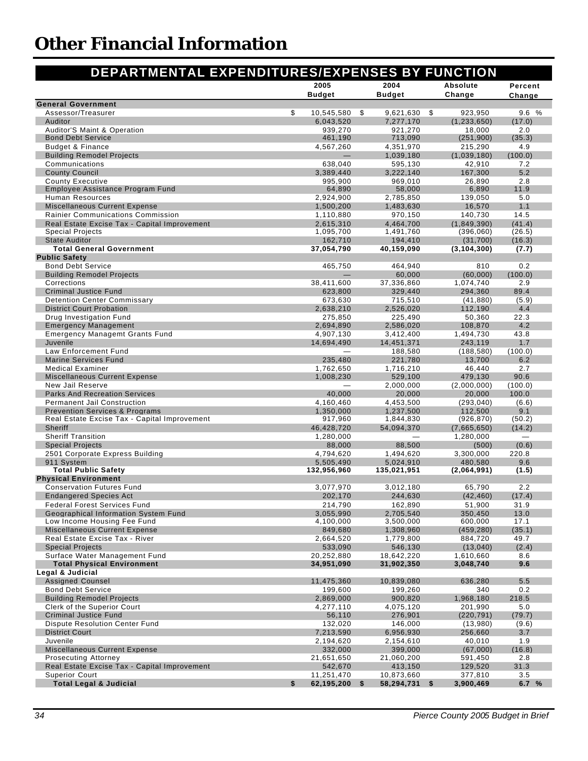# Other Financial Information

## DEPARTMENTAL EXPENDITURES/EXPENSES BY FUNCTION

| | 2005 Budget | 2004 Budget | Absolute Change | Percent Change |
|---|---|---|---|---|
| **General Government** | | | | |
| Assessor/Treasurer | $ 10,545,580 | $ 9,621,630 | $ 923,950 | 9.6 % |
| Auditor | 6,043,520 | 7,277,170 | (1,233,650) | (17.0) |
| Auditor'S Maint & Operation | 939,270 | 921,270 | 18,000 | 2.0 |
| Bond Debt Service | 461,190 | 713,090 | (251,900) | (35.3) |
| Budget & Finance | 4,567,260 | 4,351,970 | 215,290 | 4.9 |
| Building Remodel Projects | — | 1,039,180 | (1,039,180) | (100.0) |
| Communications | 638,040 | 595,130 | 42,910 | 7.2 |
| County Council | 3,389,440 | 3,222,140 | 167,300 | 5.2 |
| County Executive | 995,900 | 969,010 | 26,890 | 2.8 |
| Employee Assistance Program Fund | 64,890 | 58,000 | 6,890 | 11.9 |
| Human Resources | 2,924,900 | 2,785,850 | 139,050 | 5.0 |
| Miscellaneous Current Expense | 1,500,200 | 1,483,630 | 16,570 | 1.1 |
| Rainier Communications Commission | 1,110,880 | 970,150 | 140,730 | 14.5 |
| Real Estate Excise Tax - Capital Improvement | 2,615,310 | 4,464,700 | (1,849,390) | (41.4) |
| Special Projects | 1,095,700 | 1,491,760 | (396,060) | (26.5) |
| State Auditor | 162,710 | 194,410 | (31,700) | (16.3) |
| **Total General Government** | **37,054,790** | **40,159,090** | **(3,104,300)** | **(7.7)** |
| **Public Safety** | | | | |
| Bond Debt Service | 465,750 | 464,940 | 810 | 0.2 |
| Building Remodel Projects | — | 60,000 | (60,000) | (100.0) |
| Corrections | 38,411,600 | 37,336,860 | 1,074,740 | 2.9 |
| Criminal Justice Fund | 623,800 | 329,440 | 294,360 | 89.4 |
| Detention Center Commissary | 673,630 | 715,510 | (41,880) | (5.9) |
| District Court Probation | 2,638,210 | 2,526,020 | 112,190 | 4.4 |
| Drug Investigation Fund | 275,850 | 225,490 | 50,360 | 22.3 |
| Emergency Management | 2,694,890 | 2,586,020 | 108,870 | 4.2 |
| Emergency Managemt Grants Fund | 4,907,130 | 3,412,400 | 1,494,730 | 43.8 |
| Juvenile | 14,694,490 | 14,451,371 | 243,119 | 1.7 |
| Law Enforcement Fund | — | 188,580 | (188,580) | (100.0) |
| Marine Services Fund | 235,480 | 221,780 | 13,700 | 6.2 |
| Medical Examiner | 1,762,650 | 1,716,210 | 46,440 | 2.7 |
| Miscellaneous Current Expense | 1,008,230 | 529,100 | 479,130 | 90.6 |
| New Jail Reserve | — | 2,000,000 | (2,000,000) | (100.0) |
| Parks And Recreation Services | 40,000 | 20,000 | 20,000 | 100.0 |
| Permanent Jail Construction | 4,160,460 | 4,453,500 | (293,040) | (6.6) |
| Prevention Services & Programs | 1,350,000 | 1,237,500 | 112,500 | 9.1 |
| Real Estate Excise Tax - Capital Improvement | 917,960 | 1,844,830 | (926,870) | (50.2) |
| Sheriff | 46,428,720 | 54,094,370 | (7,665,650) | (14.2) |
| Sheriff Transition | 1,280,000 | — | 1,280,000 | — |
| Special Projects | 88,000 | 88,500 | (500) | (0.6) |
| 2501 Corporate Express Building | 4,794,620 | 1,494,620 | 3,300,000 | 220.8 |
| 911 System | 5,505,490 | 5,024,910 | 480,580 | 9.6 |
| **Total Public Safety** | **132,956,960** | **135,021,951** | **(2,064,991)** | **(1.5)** |
| **Physical Environment** | | | | |
| Conservation Futures Fund | 3,077,970 | 3,012,180 | 65,790 | 2.2 |
| Endangered Species Act | 202,170 | 244,630 | (42,460) | (17.4) |
| Federal Forest Services Fund | 214,790 | 162,890 | 51,900 | 31.9 |
| Geographical Information System Fund | 3,055,990 | 2,705,540 | 350,450 | 13.0 |
| Low Income Housing Fee Fund | 4,100,000 | 3,500,000 | 600,000 | 17.1 |
| Miscellaneous Current Expense | 849,680 | 1,308,960 | (459,280) | (35.1) |
| Real Estate Excise Tax - River | 2,664,520 | 1,779,800 | 884,720 | 49.7 |
| Special Projects | 533,090 | 546,130 | (13,040) | (2.4) |
| Surface Water Management Fund | 20,252,880 | 18,642,220 | 1,610,660 | 8.6 |
| **Total Physical Environment** | **34,951,090** | **31,902,350** | **3,048,740** | **9.6** |
| **Legal & Judicial** | | | | |
| Assigned Counsel | 11,475,360 | 10,839,080 | 636,280 | 5.5 |
| Bond Debt Service | 199,600 | 199,260 | 340 | 0.2 |
| Building Remodel Projects | 2,869,000 | 900,820 | 1,968,180 | 218.5 |
| Clerk of the Superior Court | 4,277,110 | 4,075,120 | 201,990 | 5.0 |
| Criminal Justice Fund | 56,110 | 276,901 | (220,791) | (79.7) |
| Dispute Resolution Center Fund | 132,020 | 146,000 | (13,980) | (9.6) |
| District Court | 7,213,590 | 6,956,930 | 256,660 | 3.7 |
| Juvenile | 2,194,620 | 2,154,610 | 40,010 | 1.9 |
| Miscellaneous Current Expense | 332,000 | 399,000 | (67,000) | (16.8) |
| Prosecuting Attorney | 21,651,650 | 21,060,200 | 591,450 | 2.8 |
| Real Estate Excise Tax - Capital Improvement | 542,670 | 413,150 | 129,520 | 31.3 |
| Superior Court | 11,251,470 | 10,873,660 | 377,810 | 3.5 |
| **Total Legal & Judicial** | **$ 62,195,200** | **$ 58,294,731** | **$ 3,900,469** | **6.7 %** |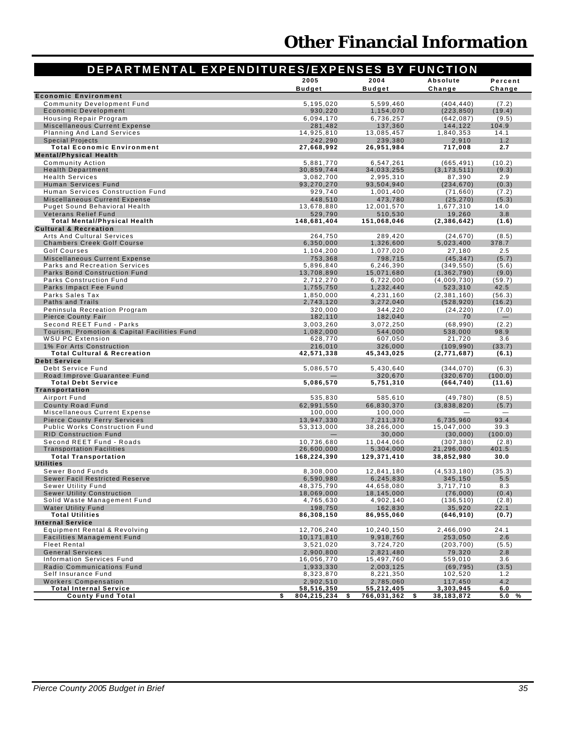# Other Financial Information

## DEPARTMENTAL EXPENDITURES/EXPENSES BY FUNCTION

| | 2005 Budget | 2004 Budget | Absolute Change | Percent Change |
|---|---|---|---|---|
| **Economic Environment** | | | | |
| Community Development Fund | 5,195,020 | 5,599,460 | (404,440) | (7.2) |
| Economic Development | 930,220 | 1,154,070 | (223,850) | (19.4) |
| Housing Repair Program | 6,094,170 | 6,736,257 | (642,087) | (9.5) |
| Miscellaneous Current Expense | 281,482 | 137,360 | 144,122 | 104.9 |
| Planning And Land Services | 14,925,810 | 13,085,457 | 1,840,353 | 14.1 |
| Special Projects | 242,290 | 239,380 | 2,910 | 1.2 |
| **Total Economic Environment** | **27,668,992** | **26,951,984** | **717,008** | **2.7** |
| **Mental/Physical Health** | | | | |
| Community Action | 5,881,770 | 6,547,261 | (665,491) | (10.2) |
| Health Department | 30,859,744 | 34,033,255 | (3,173,511) | (9.3) |
| Health Services | 3,082,700 | 2,995,310 | 87,390 | 2.9 |
| Human Services Fund | 93,270,270 | 93,504,940 | (234,670) | (0.3) |
| Human Services Construction Fund | 929,740 | 1,001,400 | (71,660) | (7.2) |
| Miscellaneous Current Expense | 448,510 | 473,780 | (25,270) | (5.3) |
| Puget Sound Behavioral Health | 13,678,880 | 12,001,570 | 1,677,310 | 14.0 |
| Veterans Relief Fund | 529,790 | 510,530 | 19,260 | 3.8 |
| **Total Mental/Physical Health** | **148,681,404** | **151,068,046** | **(2,386,642)** | **(1.6)** |
| **Cultural & Recreation** | | | | |
| Arts And Cultural Services | 264,750 | 289,420 | (24,670) | (8.5) |
| Chambers Creek Golf Course | 6,350,000 | 1,326,600 | 5,023,400 | 378.7 |
| Golf Courses | 1,104,200 | 1,077,020 | 27,180 | 2.5 |
| Miscellaneous Current Expense | 753,368 | 798,715 | (45,347) | (5.7) |
| Parks and Recreation Services | 5,896,840 | 6,246,390 | (349,550) | (5.6) |
| Parks Bond Construction Fund | 13,708,890 | 15,071,680 | (1,362,790) | (9.0) |
| Parks Construction Fund | 2,712,270 | 6,722,000 | (4,009,730) | (59.7) |
| Parks Impact Fee Fund | 1,755,750 | 1,232,440 | 523,310 | 42.5 |
| Parks Sales Tax | 1,850,000 | 4,231,160 | (2,381,160) | (56.3) |
| Paths and Trails | 2,743,120 | 3,272,040 | (528,920) | (16.2) |
| Peninsula Recreation Program | 320,000 | 344,220 | (24,220) | (7.0) |
| Pierce County Fair | 182,110 | 182,040 | 70 | — |
| Second REET Fund - Parks | 3,003,260 | 3,072,250 | (68,990) | (2.2) |
| Tourism, Promotion & Capital Facilities Fund | 1,082,000 | 544,000 | 538,000 | 98.9 |
| WSU PC Extension | 628,770 | 607,050 | 21,720 | 3.6 |
| 1% For Arts Construction | 216,010 | 326,000 | (109,990) | (33.7) |
| **Total Cultural & Recreation** | **42,571,338** | **45,343,025** | **(2,771,687)** | **(6.1)** |
| **Debt Service** | | | | |
| Debt Service Fund | 5,086,570 | 5,430,640 | (344,070) | (6.3) |
| Road Improve Guarantee Fund | — | 320,670 | (320,670) | (100.0) |
| **Total Debt Service** | **5,086,570** | **5,751,310** | **(664,740)** | **(11.6)** |
| **Transportation** | | | | |
| Airport Fund | 535,830 | 585,610 | (49,780) | (8.5) |
| County Road Fund | 62,991,550 | 66,830,370 | (3,838,820) | (5.7) |
| Miscellaneous Current Expense | 100,000 | 100,000 | — | — |
| Pierce County Ferry Services | 13,947,330 | 7,211,370 | 6,735,960 | 93.4 |
| Public Works Construction Fund | 53,313,000 | 38,266,000 | 15,047,000 | 39.3 |
| RID Construction Fund | — | 30,000 | (30,000) | (100.0) |
| Second REET Fund - Roads | 10,736,680 | 11,044,060 | (307,380) | (2.8) |
| Transportation Facilities | 26,600,000 | 5,304,000 | 21,296,000 | 401.5 |
| **Total Transportation** | **168,224,390** | **129,371,410** | **38,852,980** | **30.0** |
| **Utilities** | | | | |
| Sewer Bond Funds | 8,308,000 | 12,841,180 | (4,533,180) | (35.3) |
| Sewer Facil Restricted Reserve | 6,590,980 | 6,245,830 | 345,150 | 5.5 |
| Sewer Utility Fund | 48,375,790 | 44,658,080 | 3,717,710 | 8.3 |
| Sewer Utility Construction | 18,069,000 | 18,145,000 | (76,000) | (0.4) |
| Solid Waste Management Fund | 4,765,630 | 4,902,140 | (136,510) | (2.8) |
| Water Utility Fund | 198,750 | 162,830 | 35,920 | 22.1 |
| **Total Utilities** | **86,308,150** | **86,955,060** | **(646,910)** | **(0.7)** |
| **Internal Service** | | | | |
| Equipment Rental & Revolving | 12,706,240 | 10,240,150 | 2,466,090 | 24.1 |
| Facilities Management Fund | 10,171,810 | 9,918,760 | 253,050 | 2.6 |
| Fleet Rental | 3,521,020 | 3,724,720 | (203,700) | (5.5) |
| General Services | 2,900,800 | 2,821,480 | 79,320 | 2.8 |
| Information Services Fund | 16,056,770 | 15,497,760 | 559,010 | 3.6 |
| Radio Communications Fund | 1,933,330 | 2,003,125 | (69,795) | (3.5) |
| Self Insurance Fund | 8,323,870 | 8,221,350 | 102,520 | 1.2 |
| Workers Compensation | 2,902,510 | 2,785,060 | 117,450 | 4.2 |
| **Total Internal Service** | **58,516,350** | **55,212,405** | **3,303,945** | **6.0** |
| **County Fund Total** | **$ 804,215,234** | **$ 766,031,362** | **$ 38,183,872** | **5.0 %** |